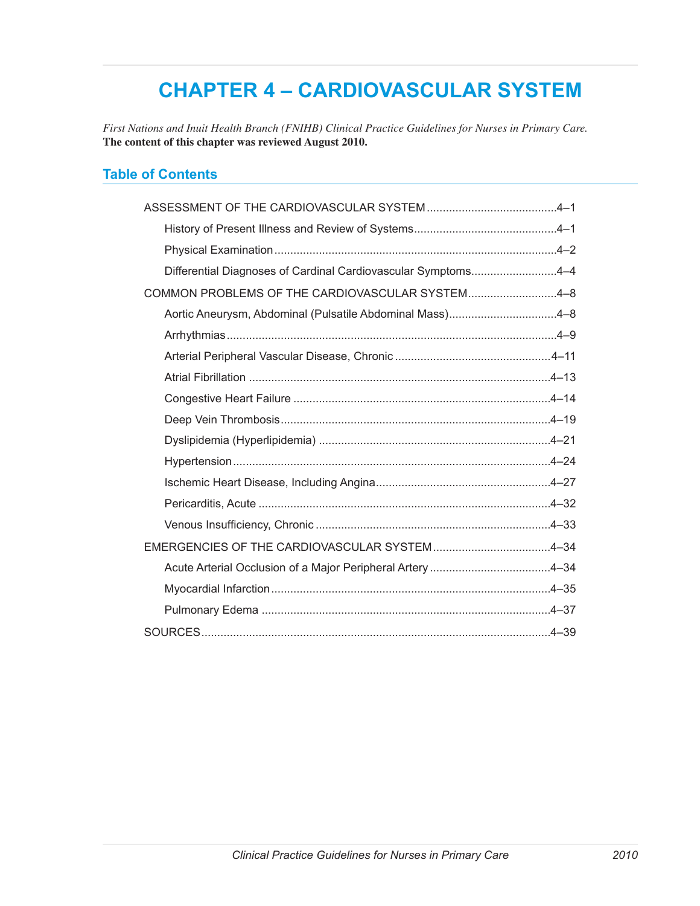# CHAPTER 4 – CARDIOVASCULAR SYSTEM

*First Nations and Inuit Health Branch (FNIHB) Clinical Practice Guidelines for Nurses in Primary Care.*
**The content of this chapter was reviewed August 2010.**

## Table of Contents

- ASSESSMENT OF THE CARDIOVASCULAR SYSTEM ........................................ 4–1
  - History of Present Illness and Review of Systems ........................................ 4–1
  - Physical Examination ........................................ 4–2
  - Differential Diagnoses of Cardinal Cardiovascular Symptoms ........................................ 4–4
- COMMON PROBLEMS OF THE CARDIOVASCULAR SYSTEM ........................................ 4–8
  - Aortic Aneurysm, Abdominal (Pulsatile Abdominal Mass) ........................................ 4–8
  - Arrhythmias ........................................ 4–9
  - Arterial Peripheral Vascular Disease, Chronic ........................................ 4–11
  - Atrial Fibrillation ........................................ 4–13
  - Congestive Heart Failure ........................................ 4–14
  - Deep Vein Thrombosis ........................................ 4–19
  - Dyslipidemia (Hyperlipidemia) ........................................ 4–21
  - Hypertension ........................................ 4–24
  - Ischemic Heart Disease, Including Angina ........................................ 4–27
  - Pericarditis, Acute ........................................ 4–32
  - Venous Insufficiency, Chronic ........................................ 4–33
- EMERGENCIES OF THE CARDIOVASCULAR SYSTEM ........................................ 4–34
  - Acute Arterial Occlusion of a Major Peripheral Artery ........................................ 4–34
  - Myocardial Infarction ........................................ 4–35
  - Pulmonary Edema ........................................ 4–37
- SOURCES ........................................ 4–39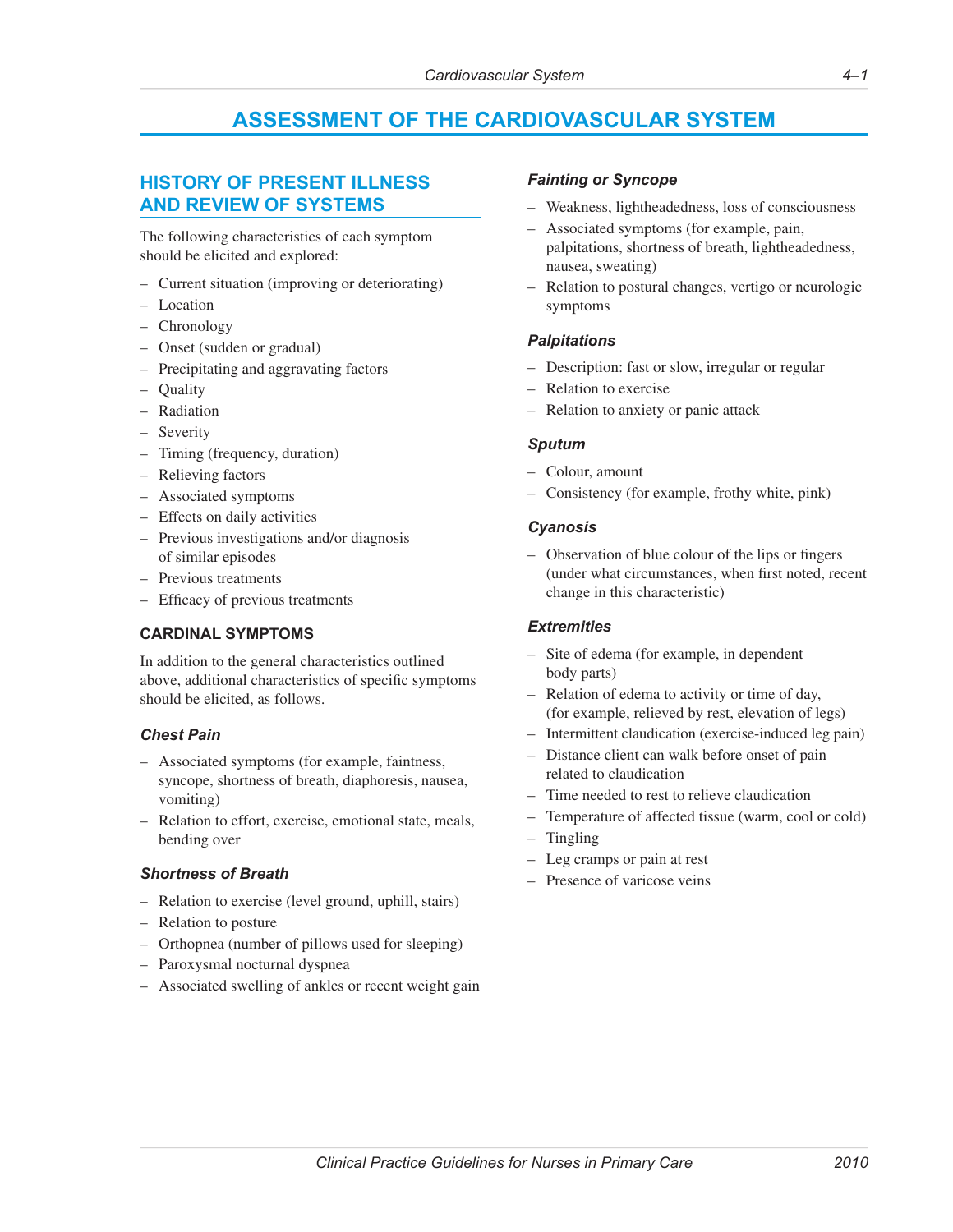# ASSESSMENT OF THE CARDIOVASCULAR SYSTEM

## HISTORY OF PRESENT ILLNESS AND REVIEW OF SYSTEMS

The following characteristics of each symptom should be elicited and explored:

- Current situation (improving or deteriorating)
- Location
- Chronology
- Onset (sudden or gradual)
- Precipitating and aggravating factors
- Quality
- Radiation
- Severity
- Timing (frequency, duration)
- Relieving factors
- Associated symptoms
- Effects on daily activities
- Previous investigations and/or diagnosis of similar episodes
- Previous treatments
- Efficacy of previous treatments

### CARDINAL SYMPTOMS

In addition to the general characteristics outlined above, additional characteristics of specific symptoms should be elicited, as follows.

#### *Chest Pain*

- Associated symptoms (for example, faintness, syncope, shortness of breath, diaphoresis, nausea, vomiting)
- Relation to effort, exercise, emotional state, meals, bending over

#### *Shortness of Breath*

- Relation to exercise (level ground, uphill, stairs)
- Relation to posture
- Orthopnea (number of pillows used for sleeping)
- Paroxysmal nocturnal dyspnea
- Associated swelling of ankles or recent weight gain

#### *Fainting or Syncope*

- Weakness, lightheadedness, loss of consciousness
- Associated symptoms (for example, pain, palpitations, shortness of breath, lightheadedness, nausea, sweating)
- Relation to postural changes, vertigo or neurologic symptoms

#### *Palpitations*

- Description: fast or slow, irregular or regular
- Relation to exercise
- Relation to anxiety or panic attack

#### *Sputum*

- Colour, amount
- Consistency (for example, frothy white, pink)

#### *Cyanosis*

- Observation of blue colour of the lips or fingers (under what circumstances, when first noted, recent change in this characteristic)

#### *Extremities*

- Site of edema (for example, in dependent body parts)
- Relation of edema to activity or time of day, (for example, relieved by rest, elevation of legs)
- Intermittent claudication (exercise-induced leg pain)
- Distance client can walk before onset of pain related to claudication
- Time needed to rest to relieve claudication
- Temperature of affected tissue (warm, cool or cold)
- Tingling
- Leg cramps or pain at rest
- Presence of varicose veins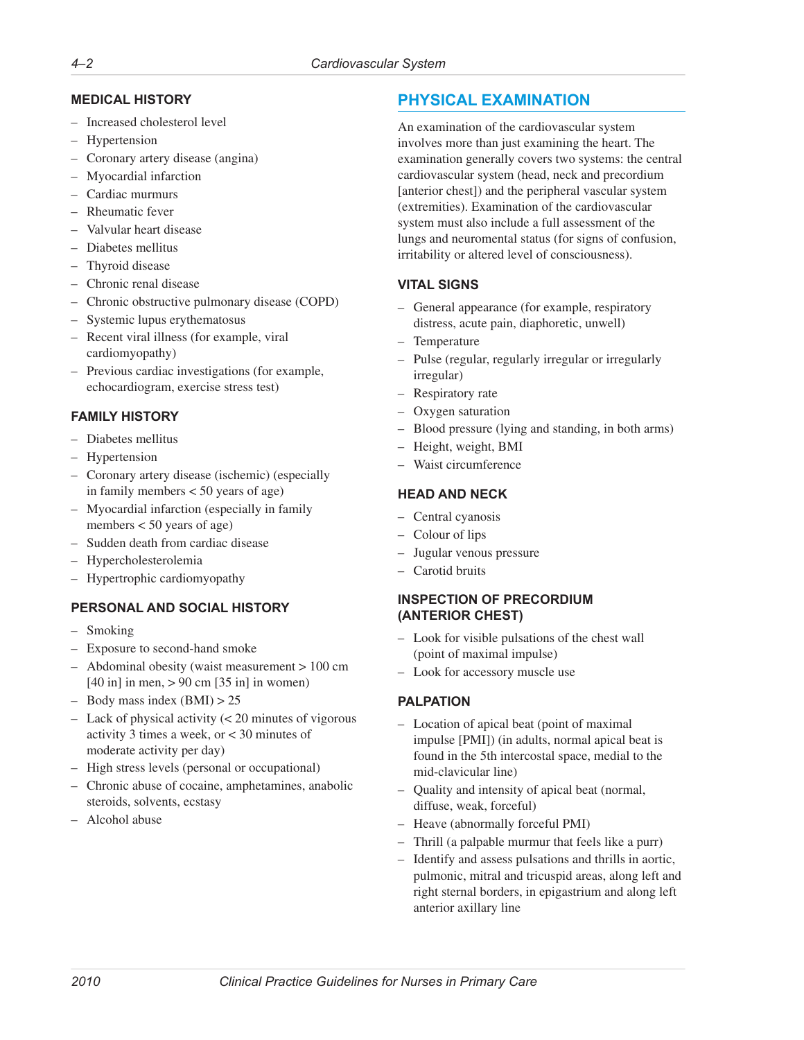### MEDICAL HISTORY

- Increased cholesterol level
- Hypertension
- Coronary artery disease (angina)
- Myocardial infarction
- Cardiac murmurs
- Rheumatic fever
- Valvular heart disease
- Diabetes mellitus
- Thyroid disease
- Chronic renal disease
- Chronic obstructive pulmonary disease (COPD)
- Systemic lupus erythematosus
- Recent viral illness (for example, viral cardiomyopathy)
- Previous cardiac investigations (for example, echocardiogram, exercise stress test)

### FAMILY HISTORY

- Diabetes mellitus
- Hypertension
- Coronary artery disease (ischemic) (especially in family members < 50 years of age)
- Myocardial infarction (especially in family members < 50 years of age)
- Sudden death from cardiac disease
- Hypercholesterolemia
- Hypertrophic cardiomyopathy

### PERSONAL AND SOCIAL HISTORY

- Smoking
- Exposure to second-hand smoke
- Abdominal obesity (waist measurement > 100 cm [40 in] in men, > 90 cm [35 in] in women)
- Body mass index (BMI) > 25
- Lack of physical activity (< 20 minutes of vigorous activity 3 times a week, or < 30 minutes of moderate activity per day)
- High stress levels (personal or occupational)
- Chronic abuse of cocaine, amphetamines, anabolic steroids, solvents, ecstasy
- Alcohol abuse

## PHYSICAL EXAMINATION

An examination of the cardiovascular system involves more than just examining the heart. The examination generally covers two systems: the central cardiovascular system (head, neck and precordium [anterior chest]) and the peripheral vascular system (extremities). Examination of the cardiovascular system must also include a full assessment of the lungs and neuromental status (for signs of confusion, irritability or altered level of consciousness).

### VITAL SIGNS

- General appearance (for example, respiratory distress, acute pain, diaphoretic, unwell)
- Temperature
- Pulse (regular, regularly irregular or irregularly irregular)
- Respiratory rate
- Oxygen saturation
- Blood pressure (lying and standing, in both arms)
- Height, weight, BMI
- Waist circumference

### HEAD AND NECK

- Central cyanosis
- Colour of lips
- Jugular venous pressure
- Carotid bruits

### INSPECTION OF PRECORDIUM (ANTERIOR CHEST)

- Look for visible pulsations of the chest wall (point of maximal impulse)
- Look for accessory muscle use

### PALPATION

- Location of apical beat (point of maximal impulse [PMI]) (in adults, normal apical beat is found in the 5th intercostal space, medial to the mid-clavicular line)
- Quality and intensity of apical beat (normal, diffuse, weak, forceful)
- Heave (abnormally forceful PMI)
- Thrill (a palpable murmur that feels like a purr)
- Identify and assess pulsations and thrills in aortic, pulmonic, mitral and tricuspid areas, along left and right sternal borders, in epigastrium and along left anterior axillary line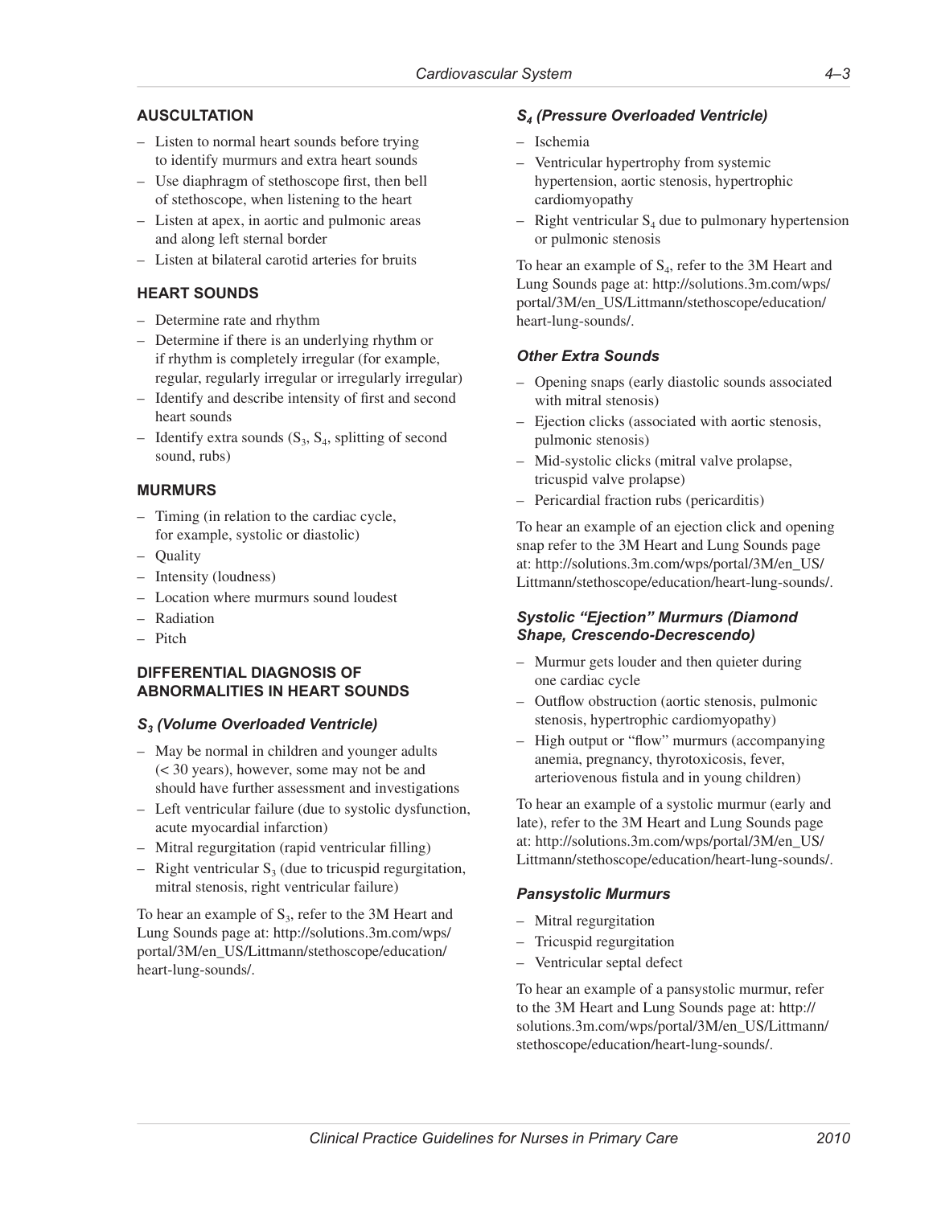## AUSCULTATION

- Listen to normal heart sounds before trying to identify murmurs and extra heart sounds
- Use diaphragm of stethoscope first, then bell of stethoscope, when listening to the heart
- Listen at apex, in aortic and pulmonic areas and along left sternal border
- Listen at bilateral carotid arteries for bruits

## HEART SOUNDS

- Determine rate and rhythm
- Determine if there is an underlying rhythm or if rhythm is completely irregular (for example, regular, regularly irregular or irregularly irregular)
- Identify and describe intensity of first and second heart sounds
- Identify extra sounds ($S_3$, $S_4$, splitting of second sound, rubs)

## MURMURS

- Timing (in relation to the cardiac cycle, for example, systolic or diastolic)
- Quality
- Intensity (loudness)
- Location where murmurs sound loudest
- Radiation
- Pitch

## DIFFERENTIAL DIAGNOSIS OF ABNORMALITIES IN HEART SOUNDS

### *$S_3$ (Volume Overloaded Ventricle)*

- May be normal in children and younger adults (< 30 years), however, some may not be and should have further assessment and investigations
- Left ventricular failure (due to systolic dysfunction, acute myocardial infarction)
- Mitral regurgitation (rapid ventricular filling)
- Right ventricular $S_3$ (due to tricuspid regurgitation, mitral stenosis, right ventricular failure)

To hear an example of $S_3$, refer to the 3M Heart and Lung Sounds page at: http://solutions.3m.com/wps/portal/3M/en_US/Littmann/stethoscope/education/heart-lung-sounds/.

### *$S_4$ (Pressure Overloaded Ventricle)*

- Ischemia
- Ventricular hypertrophy from systemic hypertension, aortic stenosis, hypertrophic cardiomyopathy
- Right ventricular $S_4$ due to pulmonary hypertension or pulmonic stenosis

To hear an example of $S_4$, refer to the 3M Heart and Lung Sounds page at: http://solutions.3m.com/wps/portal/3M/en_US/Littmann/stethoscope/education/heart-lung-sounds/.

### *Other Extra Sounds*

- Opening snaps (early diastolic sounds associated with mitral stenosis)
- Ejection clicks (associated with aortic stenosis, pulmonic stenosis)
- Mid-systolic clicks (mitral valve prolapse, tricuspid valve prolapse)
- Pericardial fraction rubs (pericarditis)

To hear an example of an ejection click and opening snap refer to the 3M Heart and Lung Sounds page at: http://solutions.3m.com/wps/portal/3M/en_US/Littmann/stethoscope/education/heart-lung-sounds/.

### *Systolic "Ejection" Murmurs (Diamond Shape, Crescendo-Decrescendo)*

- Murmur gets louder and then quieter during one cardiac cycle
- Outflow obstruction (aortic stenosis, pulmonic stenosis, hypertrophic cardiomyopathy)
- High output or "flow" murmurs (accompanying anemia, pregnancy, thyrotoxicosis, fever, arteriovenous fistula and in young children)

To hear an example of a systolic murmur (early and late), refer to the 3M Heart and Lung Sounds page at: http://solutions.3m.com/wps/portal/3M/en_US/Littmann/stethoscope/education/heart-lung-sounds/.

### *Pansystolic Murmurs*

- Mitral regurgitation
- Tricuspid regurgitation
- Ventricular septal defect

To hear an example of a pansystolic murmur, refer to the 3M Heart and Lung Sounds page at: http://solutions.3m.com/wps/portal/3M/en_US/Littmann/stethoscope/education/heart-lung-sounds/.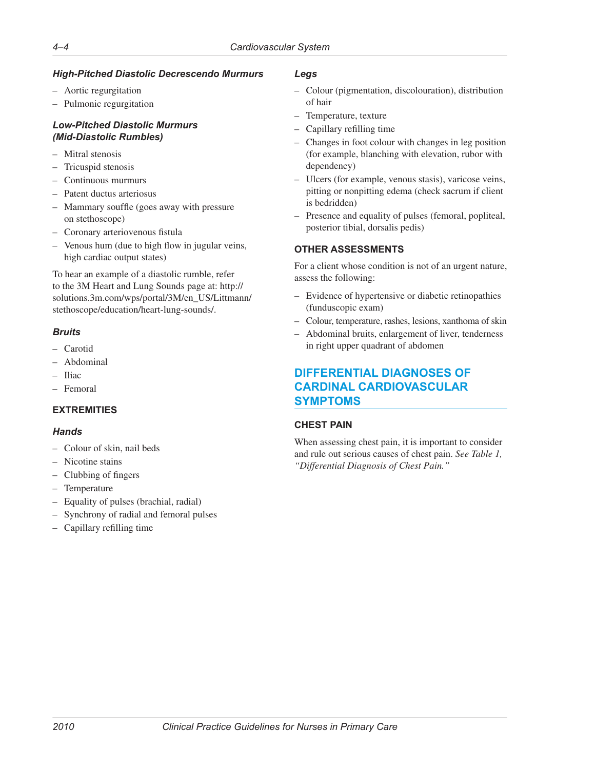#### *High-Pitched Diastolic Decrescendo Murmurs*

- Aortic regurgitation
- Pulmonic regurgitation

#### *Low-Pitched Diastolic Murmurs (Mid-Diastolic Rumbles)*

- Mitral stenosis
- Tricuspid stenosis
- Continuous murmurs
- Patent ductus arteriosus
- Mammary souffle (goes away with pressure on stethoscope)
- Coronary arteriovenous fistula
- Venous hum (due to high flow in jugular veins, high cardiac output states)

To hear an example of a diastolic rumble, refer to the 3M Heart and Lung Sounds page at: http://solutions.3m.com/wps/portal/3M/en_US/Littmann/stethoscope/education/heart-lung-sounds/.

#### *Bruits*

- Carotid
- Abdominal
- Iliac
- Femoral

### EXTREMITIES

#### *Hands*

- Colour of skin, nail beds
- Nicotine stains
- Clubbing of fingers
- Temperature
- Equality of pulses (brachial, radial)
- Synchrony of radial and femoral pulses
- Capillary refilling time

#### *Legs*

- Colour (pigmentation, discolouration), distribution of hair
- Temperature, texture
- Capillary refilling time
- Changes in foot colour with changes in leg position (for example, blanching with elevation, rubor with dependency)
- Ulcers (for example, venous stasis), varicose veins, pitting or nonpitting edema (check sacrum if client is bedridden)
- Presence and equality of pulses (femoral, popliteal, posterior tibial, dorsalis pedis)

### OTHER ASSESSMENTS

For a client whose condition is not of an urgent nature, assess the following:

- Evidence of hypertensive or diabetic retinopathies (funduscopic exam)
- Colour, temperature, rashes, lesions, xanthoma of skin
- Abdominal bruits, enlargement of liver, tenderness in right upper quadrant of abdomen

## DIFFERENTIAL DIAGNOSES OF CARDINAL CARDIOVASCULAR SYMPTOMS

### CHEST PAIN

When assessing chest pain, it is important to consider and rule out serious causes of chest pain. *See Table 1, "Differential Diagnosis of Chest Pain."*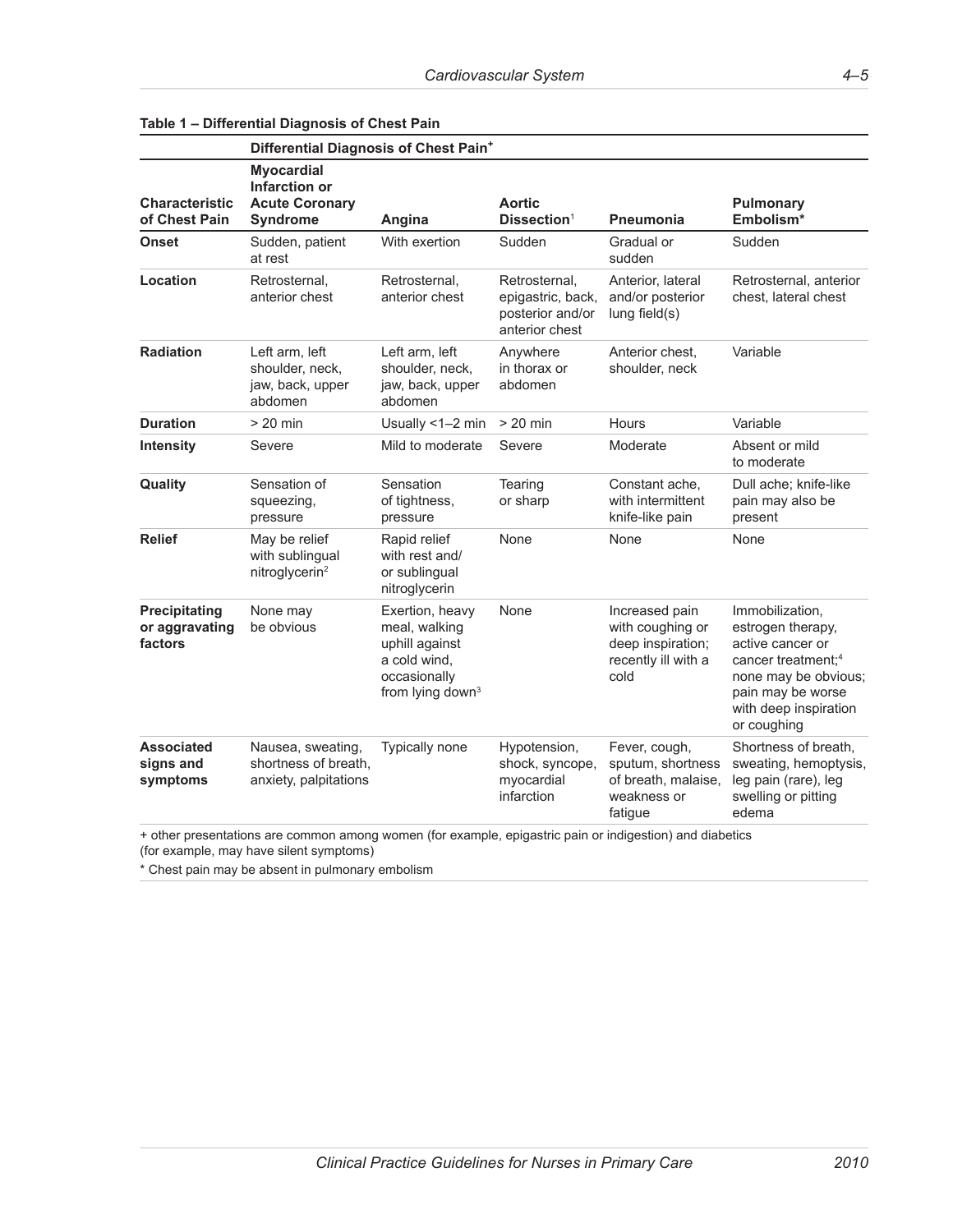**Table 1 – Differential Diagnosis of Chest Pain**

| | Differential Diagnosis of Chest Pain+ | | | | |
|---|---|---|---|---|---|
| **Characteristic of Chest Pain** | **Myocardial Infarction or Acute Coronary Syndrome** | **Angina** | **Aortic Dissection**[1] | **Pneumonia** | **Pulmonary Embolism***|
| **Onset** | Sudden, patient at rest | With exertion | Sudden | Gradual or sudden | Sudden |
| **Location** | Retrosternal, anterior chest | Retrosternal, anterior chest | Retrosternal, epigastric, back, posterior and/or anterior chest | Anterior, lateral and/or posterior lung field(s) | Retrosternal, anterior chest, lateral chest |
| **Radiation** | Left arm, left shoulder, neck, jaw, back, upper abdomen | Left arm, left shoulder, neck, jaw, back, upper abdomen | Anywhere in thorax or abdomen | Anterior chest, shoulder, neck | Variable |
| **Duration** | > 20 min | Usually <1–2 min | > 20 min | Hours | Variable |
| **Intensity** | Severe | Mild to moderate | Severe | Moderate | Absent or mild to moderate |
| **Quality** | Sensation of squeezing, pressure | Sensation of tightness, pressure | Tearing or sharp | Constant ache, with intermittent knife-like pain | Dull ache; knife-like pain may also be present |
| **Relief** | May be relief with sublingual nitroglycerin[2] | Rapid relief with rest and/or sublingual nitroglycerin | None | None | None |
| **Precipitating or aggravating factors** | None may be obvious | Exertion, heavy meal, walking uphill against a cold wind, occasionally from lying down[3] | None | Increased pain with coughing or deep inspiration; recently ill with a cold | Immobilization, estrogen therapy, active cancer or cancer treatment;[4] none may be obvious; pain may be worse with deep inspiration or coughing |
| **Associated signs and symptoms** | Nausea, sweating, shortness of breath, anxiety, palpitations | Typically none | Hypotension, shock, syncope, myocardial infarction | Fever, cough, sputum, shortness of breath, malaise, weakness or fatigue | Shortness of breath, sweating, hemoptysis, leg pain (rare), leg swelling or pitting edema |

+ other presentations are common among women (for example, epigastric pain or indigestion) and diabetics (for example, may have silent symptoms)

* Chest pain may be absent in pulmonary embolism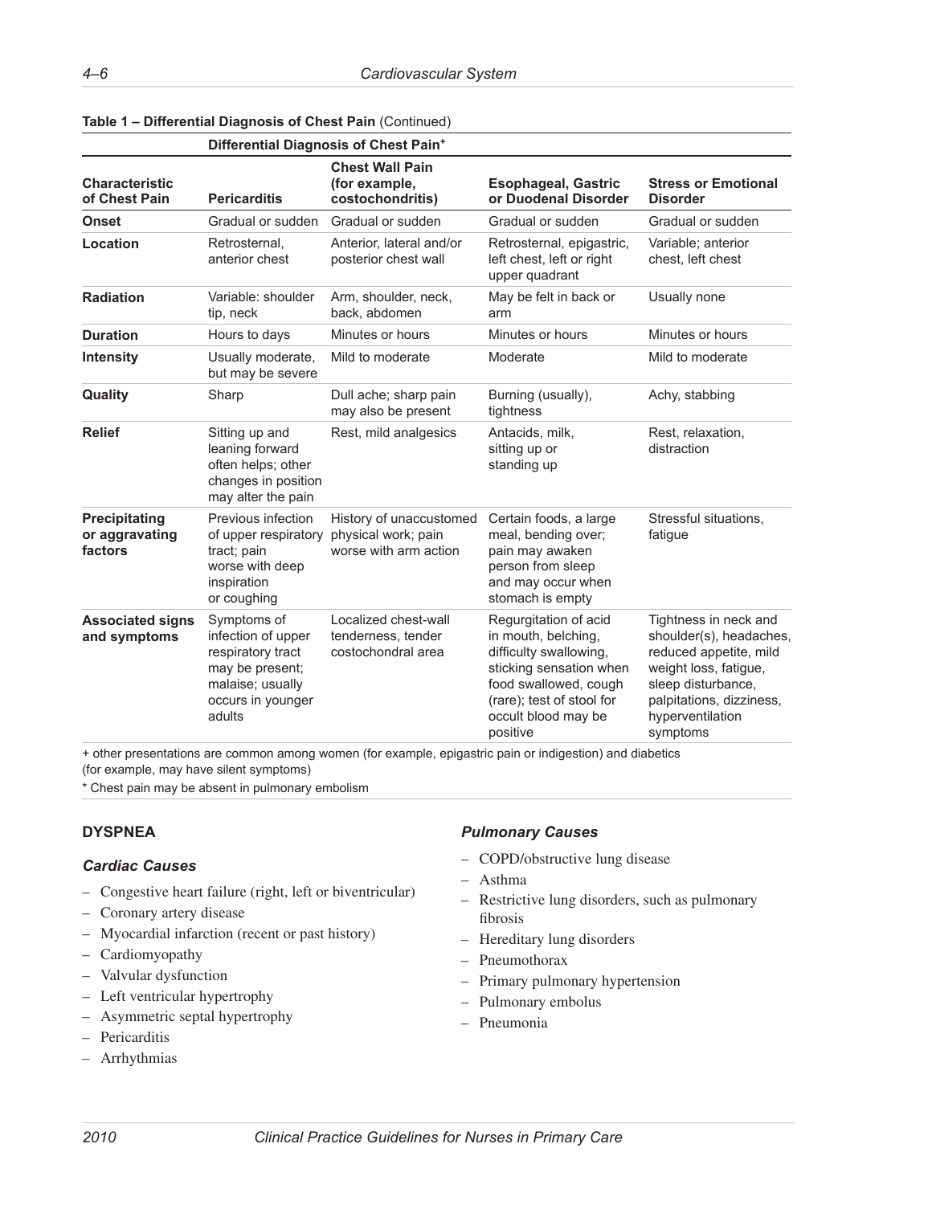**Table 1 – Differential Diagnosis of Chest Pain** (Continued)

| | Differential Diagnosis of Chest Pain+ | | | |
|---|---|---|---|---|
| **Characteristic of Chest Pain** | **Pericarditis** | **Chest Wall Pain (for example, costochondritis)** | **Esophageal, Gastric or Duodenal Disorder** | **Stress or Emotional Disorder** |
| **Onset** | Gradual or sudden | Gradual or sudden | Gradual or sudden | Gradual or sudden |
| **Location** | Retrosternal, anterior chest | Anterior, lateral and/or posterior chest wall | Retrosternal, epigastric, left chest, left or right upper quadrant | Variable; anterior chest, left chest |
| **Radiation** | Variable: shoulder tip, neck | Arm, shoulder, neck, back, abdomen | May be felt in back or arm | Usually none |
| **Duration** | Hours to days | Minutes or hours | Minutes or hours | Minutes or hours |
| **Intensity** | Usually moderate, but may be severe | Mild to moderate | Moderate | Mild to moderate |
| **Quality** | Sharp | Dull ache; sharp pain may also be present | Burning (usually), tightness | Achy, stabbing |
| **Relief** | Sitting up and leaning forward often helps; other changes in position may alter the pain | Rest, mild analgesics | Antacids, milk, sitting up or standing up | Rest, relaxation, distraction |
| **Precipitating or aggravating factors** | Previous infection of upper respiratory tract; pain worse with deep inspiration or coughing | History of unaccustomed physical work; pain worse with arm action | Certain foods, a large meal, bending over; pain may awaken person from sleep and may occur when stomach is empty | Stressful situations, fatigue |
| **Associated signs and symptoms** | Symptoms of infection of upper respiratory tract may be present; malaise; usually occurs in younger adults | Localized chest-wall tenderness, tender costochondral area | Regurgitation of acid in mouth, belching, difficulty swallowing, sticking sensation when food swallowed, cough (rare); test of stool for occult blood may be positive | Tightness in neck and shoulder(s), headaches, reduced appetite, mild weight loss, fatigue, sleep disturbance, palpitations, dizziness, hyperventilation symptoms |

+ other presentations are common among women (for example, epigastric pain or indigestion) and diabetics (for example, may have silent symptoms)

* Chest pain may be absent in pulmonary embolism

## DYSPNEA

### *Cardiac Causes*

- Congestive heart failure (right, left or biventricular)
- Coronary artery disease
- Myocardial infarction (recent or past history)
- Cardiomyopathy
- Valvular dysfunction
- Left ventricular hypertrophy
- Asymmetric septal hypertrophy
- Pericarditis
- Arrhythmias

### *Pulmonary Causes*

- COPD/obstructive lung disease
- Asthma
- Restrictive lung disorders, such as pulmonary fibrosis
- Hereditary lung disorders
- Pneumothorax
- Primary pulmonary hypertension
- Pulmonary embolus
- Pneumonia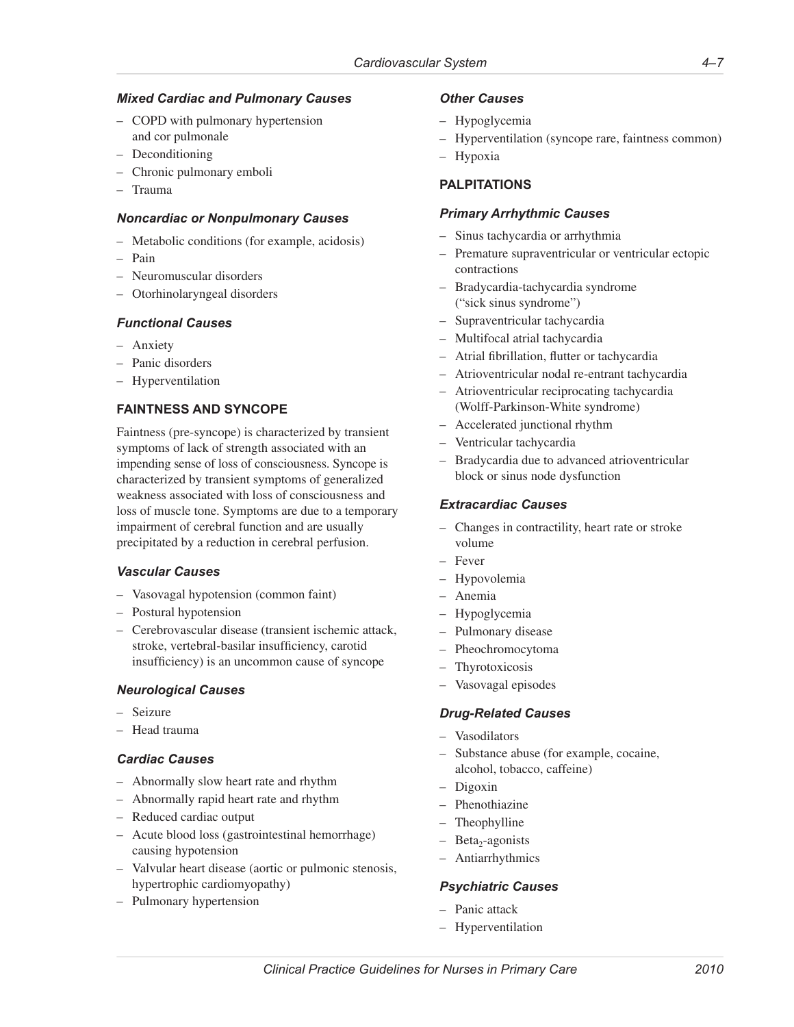#### *Mixed Cardiac and Pulmonary Causes*

- COPD with pulmonary hypertension and cor pulmonale
- Deconditioning
- Chronic pulmonary emboli
- Trauma

#### *Noncardiac or Nonpulmonary Causes*

- Metabolic conditions (for example, acidosis)
- Pain
- Neuromuscular disorders
- Otorhinolaryngeal disorders

#### *Functional Causes*

- Anxiety
- Panic disorders
- Hyperventilation

### FAINTNESS AND SYNCOPE

Faintness (pre-syncope) is characterized by transient symptoms of lack of strength associated with an impending sense of loss of consciousness. Syncope is characterized by transient symptoms of generalized weakness associated with loss of consciousness and loss of muscle tone. Symptoms are due to a temporary impairment of cerebral function and are usually precipitated by a reduction in cerebral perfusion.

#### *Vascular Causes*

- Vasovagal hypotension (common faint)
- Postural hypotension
- Cerebrovascular disease (transient ischemic attack, stroke, vertebral-basilar insufficiency, carotid insufficiency) is an uncommon cause of syncope

#### *Neurological Causes*

- Seizure
- Head trauma

#### *Cardiac Causes*

- Abnormally slow heart rate and rhythm
- Abnormally rapid heart rate and rhythm
- Reduced cardiac output
- Acute blood loss (gastrointestinal hemorrhage) causing hypotension
- Valvular heart disease (aortic or pulmonic stenosis, hypertrophic cardiomyopathy)
- Pulmonary hypertension

#### *Other Causes*

- Hypoglycemia
- Hyperventilation (syncope rare, faintness common)
- Hypoxia

### PALPITATIONS

#### *Primary Arrhythmic Causes*

- Sinus tachycardia or arrhythmia
- Premature supraventricular or ventricular ectopic contractions
- Bradycardia-tachycardia syndrome ("sick sinus syndrome")
- Supraventricular tachycardia
- Multifocal atrial tachycardia
- Atrial fibrillation, flutter or tachycardia
- Atrioventricular nodal re-entrant tachycardia
- Atrioventricular reciprocating tachycardia (Wolff-Parkinson-White syndrome)
- Accelerated junctional rhythm
- Ventricular tachycardia
- Bradycardia due to advanced atrioventricular block or sinus node dysfunction

#### *Extracardiac Causes*

- Changes in contractility, heart rate or stroke volume
- Fever
- Hypovolemia
- Anemia
- Hypoglycemia
- Pulmonary disease
- Pheochromocytoma
- Thyrotoxicosis
- Vasovagal episodes

#### *Drug-Related Causes*

- Vasodilators
- Substance abuse (for example, cocaine, alcohol, tobacco, caffeine)
- Digoxin
- Phenothiazine
- Theophylline
- $Beta_2$-agonists
- Antiarrhythmics

#### *Psychiatric Causes*

- Panic attack
- Hyperventilation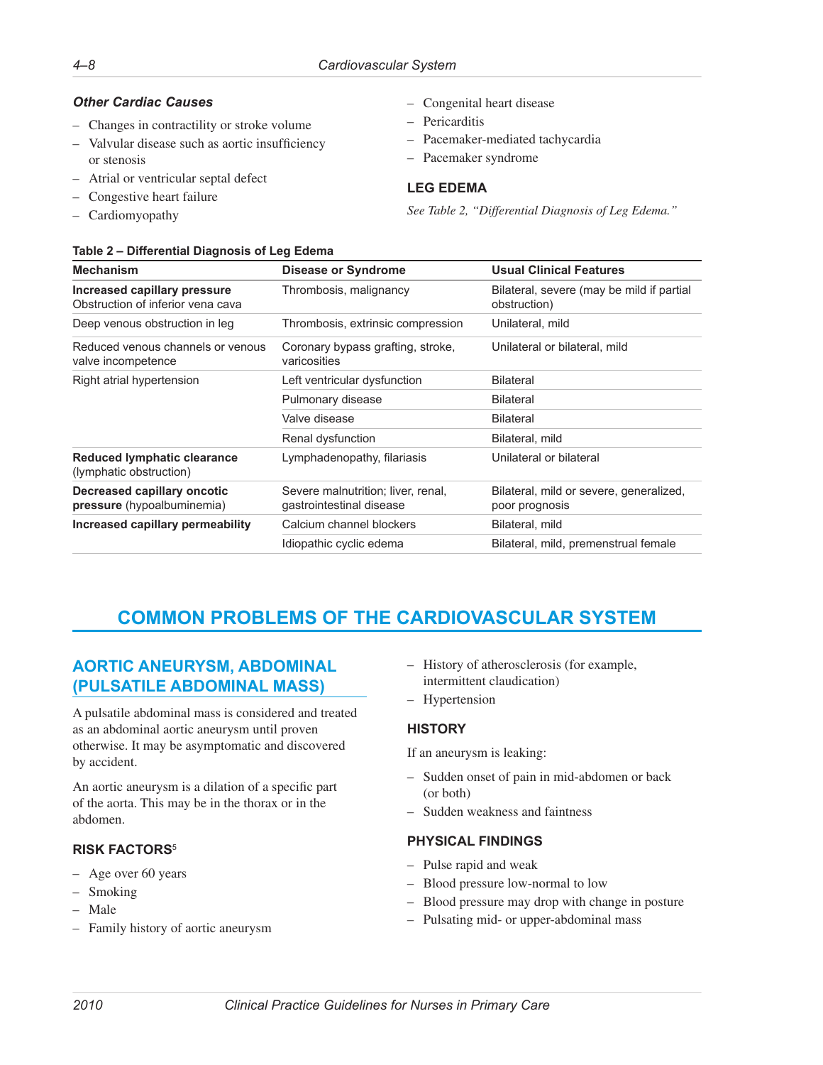### Other Cardiac Causes

- Changes in contractility or stroke volume
- Valvular disease such as aortic insufficiency or stenosis
- Atrial or ventricular septal defect
- Congestive heart failure
- Cardiomyopathy
- Congenital heart disease
- Pericarditis
- Pacemaker-mediated tachycardia
- Pacemaker syndrome

## LEG EDEMA

*See Table 2, "Differential Diagnosis of Leg Edema."*

**Table 2 – Differential Diagnosis of Leg Edema**

| Mechanism | Disease or Syndrome | Usual Clinical Features |
|---|---|---|
| **Increased capillary pressure** Obstruction of inferior vena cava | Thrombosis, malignancy | Bilateral, severe (may be mild if partial obstruction) |
| Deep venous obstruction in leg | Thrombosis, extrinsic compression | Unilateral, mild |
| Reduced venous channels or venous valve incompetence | Coronary bypass grafting, stroke, varicosities | Unilateral or bilateral, mild |
| Right atrial hypertension | Left ventricular dysfunction | Bilateral |
| | Pulmonary disease | Bilateral |
| | Valve disease | Bilateral |
| | Renal dysfunction | Bilateral, mild |
| **Reduced lymphatic clearance** (lymphatic obstruction) | Lymphadenopathy, filariasis | Unilateral or bilateral |
| **Decreased capillary oncotic pressure** (hypoalbuminemia) | Severe malnutrition; liver, renal, gastrointestinal disease | Bilateral, mild or severe, generalized, poor prognosis |
| **Increased capillary permeability** | Calcium channel blockers | Bilateral, mild |
| | Idiopathic cyclic edema | Bilateral, mild, premenstrual female |

# COMMON PROBLEMS OF THE CARDIOVASCULAR SYSTEM

## AORTIC ANEURYSM, ABDOMINAL (PULSATILE ABDOMINAL MASS)

A pulsatile abdominal mass is considered and treated as an abdominal aortic aneurysm until proven otherwise. It may be asymptomatic and discovered by accident.

An aortic aneurysm is a dilation of a specific part of the aorta. This may be in the thorax or in the abdomen.

### RISK FACTORS[5]

- Age over 60 years
- Smoking
- Male
- Family history of aortic aneurysm
- History of atherosclerosis (for example, intermittent claudication)
- Hypertension

### HISTORY

If an aneurysm is leaking:

- Sudden onset of pain in mid-abdomen or back (or both)
- Sudden weakness and faintness

### PHYSICAL FINDINGS

- Pulse rapid and weak
- Blood pressure low-normal to low
- Blood pressure may drop with change in posture
- Pulsating mid- or upper-abdominal mass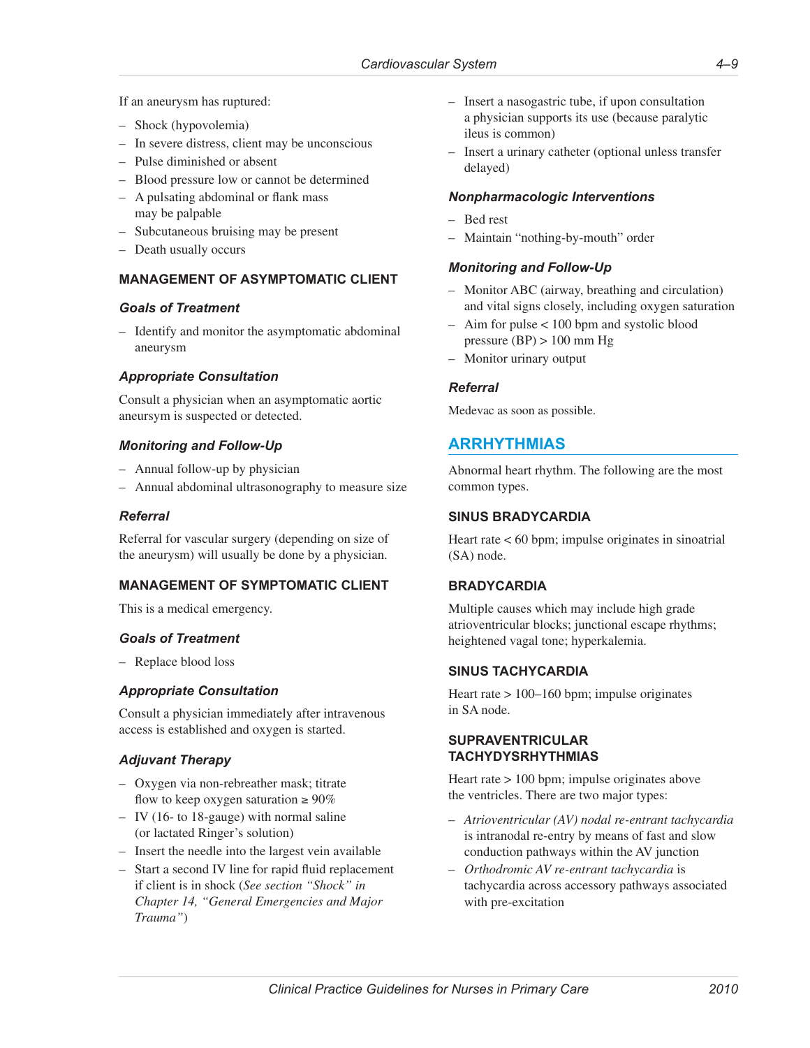If an aneurysm has ruptured:

- Shock (hypovolemia)
- In severe distress, client may be unconscious
- Pulse diminished or absent
- Blood pressure low or cannot be determined
- A pulsating abdominal or flank mass may be palpable
- Subcutaneous bruising may be present
- Death usually occurs

### MANAGEMENT OF ASYMPTOMATIC CLIENT

#### *Goals of Treatment*

- Identify and monitor the asymptomatic abdominal aneurysm

#### *Appropriate Consultation*

Consult a physician when an asymptomatic aortic aneursym is suspected or detected.

#### *Monitoring and Follow-Up*

- Annual follow-up by physician
- Annual abdominal ultrasonography to measure size

#### *Referral*

Referral for vascular surgery (depending on size of the aneurysm) will usually be done by a physician.

### MANAGEMENT OF SYMPTOMATIC CLIENT

This is a medical emergency.

#### *Goals of Treatment*

- Replace blood loss

#### *Appropriate Consultation*

Consult a physician immediately after intravenous access is established and oxygen is started.

#### *Adjuvant Therapy*

- Oxygen via non-rebreather mask; titrate flow to keep oxygen saturation ≥ 90%
- IV (16- to 18-gauge) with normal saline (or lactated Ringer's solution)
- Insert the needle into the largest vein available
- Start a second IV line for rapid fluid replacement if client is in shock (*See section "Shock" in Chapter 14, "General Emergencies and Major Trauma"*)
- Insert a nasogastric tube, if upon consultation a physician supports its use (because paralytic ileus is common)
- Insert a urinary catheter (optional unless transfer delayed)

#### *Nonpharmacologic Interventions*

- Bed rest
- Maintain "nothing-by-mouth" order

#### *Monitoring and Follow-Up*

- Monitor ABC (airway, breathing and circulation) and vital signs closely, including oxygen saturation
- Aim for pulse < 100 bpm and systolic blood pressure (BP) > 100 mm Hg
- Monitor urinary output

#### *Referral*

Medevac as soon as possible.

## ARRHYTHMIAS

Abnormal heart rhythm. The following are the most common types.

### SINUS BRADYCARDIA

Heart rate < 60 bpm; impulse originates in sinoatrial (SA) node.

### BRADYCARDIA

Multiple causes which may include high grade atrioventricular blocks; junctional escape rhythms; heightened vagal tone; hyperkalemia.

### SINUS TACHYCARDIA

Heart rate > 100–160 bpm; impulse originates in SA node.

### SUPRAVENTRICULAR TACHYDYSRHYTHMIAS

Heart rate > 100 bpm; impulse originates above the ventricles. There are two major types:

- *Atrioventricular (AV) nodal re-entrant tachycardia* is intranodal re-entry by means of fast and slow conduction pathways within the AV junction
- *Orthodromic AV re-entrant tachycardia* is tachycardia across accessory pathways associated with pre-excitation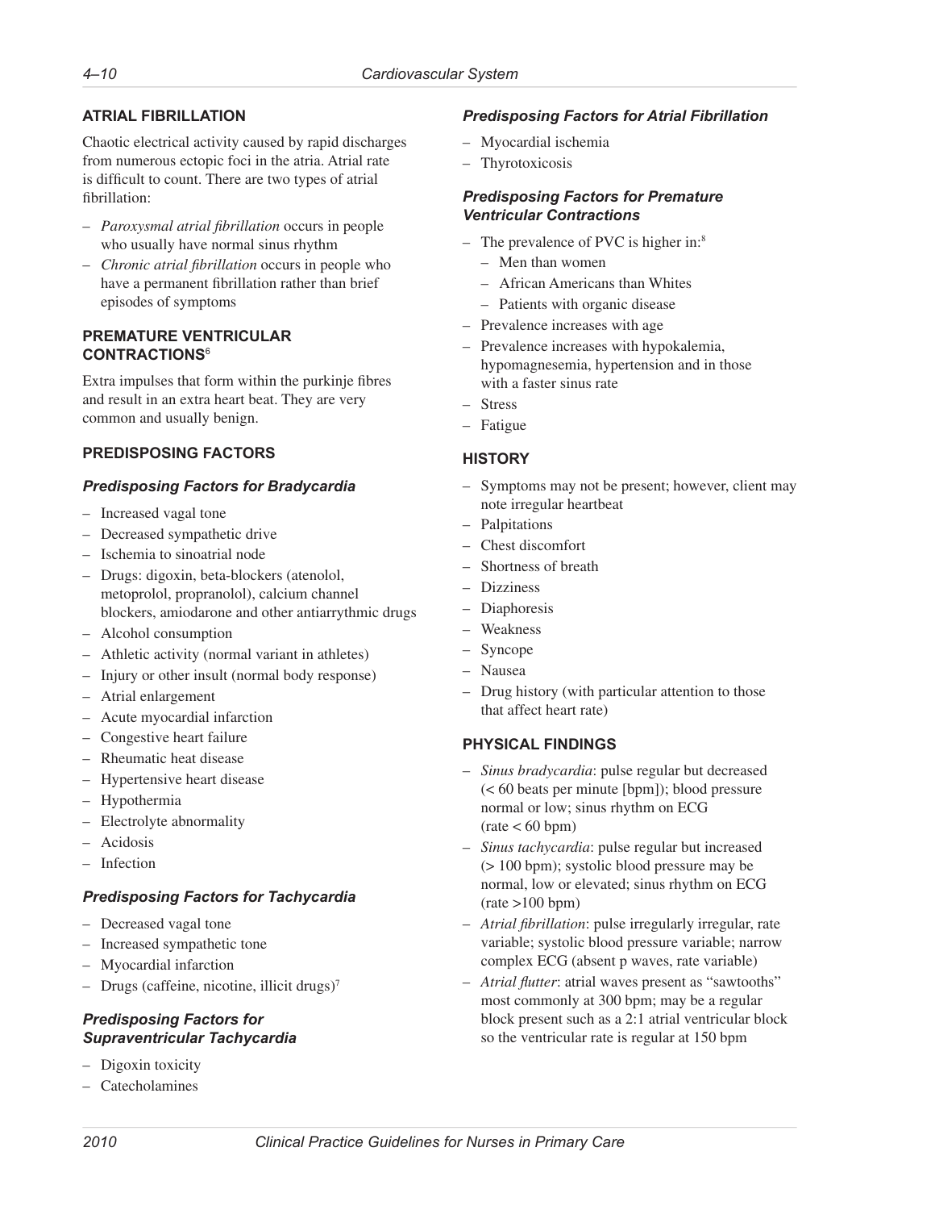## ATRIAL FIBRILLATION

Chaotic electrical activity caused by rapid discharges from numerous ectopic foci in the atria. Atrial rate is difficult to count. There are two types of atrial fibrillation:

- *Paroxysmal atrial fibrillation* occurs in people who usually have normal sinus rhythm
- *Chronic atrial fibrillation* occurs in people who have a permanent fibrillation rather than brief episodes of symptoms

## PREMATURE VENTRICULAR CONTRACTIONS[6]

Extra impulses that form within the purkinje fibres and result in an extra heart beat. They are very common and usually benign.

## PREDISPOSING FACTORS

### *Predisposing Factors for Bradycardia*

- Increased vagal tone
- Decreased sympathetic drive
- Ischemia to sinoatrial node
- Drugs: digoxin, beta-blockers (atenolol, metoprolol, propranolol), calcium channel blockers, amiodarone and other antiarrythmic drugs
- Alcohol consumption
- Athletic activity (normal variant in athletes)
- Injury or other insult (normal body response)
- Atrial enlargement
- Acute myocardial infarction
- Congestive heart failure
- Rheumatic heat disease
- Hypertensive heart disease
- Hypothermia
- Electrolyte abnormality
- Acidosis
- Infection

### *Predisposing Factors for Tachycardia*

- Decreased vagal tone
- Increased sympathetic tone
- Myocardial infarction
- Drugs (caffeine, nicotine, illicit drugs)[7]

### *Predisposing Factors for Supraventricular Tachycardia*

- Digoxin toxicity
- Catecholamines

### *Predisposing Factors for Atrial Fibrillation*

- Myocardial ischemia
- Thyrotoxicosis

### *Predisposing Factors for Premature Ventricular Contractions*

- The prevalence of PVC is higher in:[8]
  - Men than women
  - African Americans than Whites
  - Patients with organic disease
- Prevalence increases with age
- Prevalence increases with hypokalemia, hypomagnesemia, hypertension and in those with a faster sinus rate
- Stress
- Fatigue

## HISTORY

- Symptoms may not be present; however, client may note irregular heartbeat
- Palpitations
- Chest discomfort
- Shortness of breath
- Dizziness
- Diaphoresis
- Weakness
- Syncope
- Nausea
- Drug history (with particular attention to those that affect heart rate)

## PHYSICAL FINDINGS

- *Sinus bradycardia*: pulse regular but decreased (< 60 beats per minute [bpm]); blood pressure normal or low; sinus rhythm on ECG (rate < 60 bpm)
- *Sinus tachycardia*: pulse regular but increased (> 100 bpm); systolic blood pressure may be normal, low or elevated; sinus rhythm on ECG (rate >100 bpm)
- *Atrial fibrillation*: pulse irregularly irregular, rate variable; systolic blood pressure variable; narrow complex ECG (absent p waves, rate variable)
- *Atrial flutter*: atrial waves present as "sawtooths" most commonly at 300 bpm; may be a regular block present such as a 2:1 atrial ventricular block so the ventricular rate is regular at 150 bpm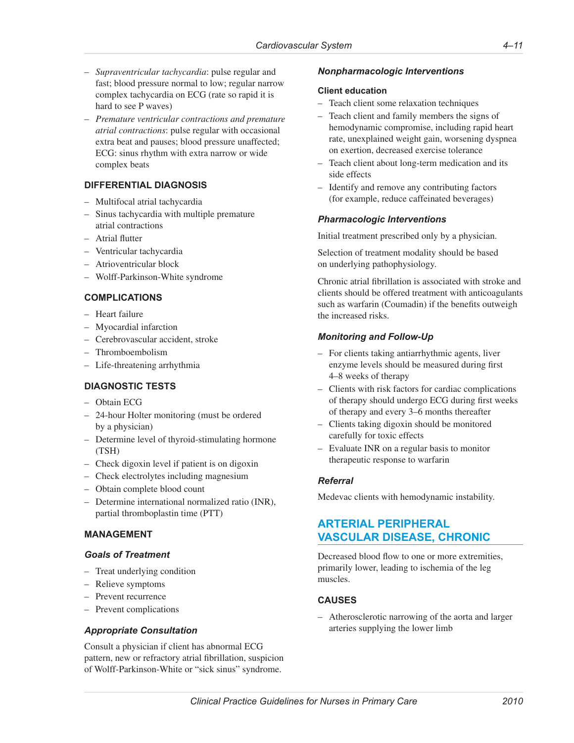- *Supraventricular tachycardia*: pulse regular and fast; blood pressure normal to low; regular narrow complex tachycardia on ECG (rate so rapid it is hard to see P waves)
- *Premature ventricular contractions and premature atrial contractions*: pulse regular with occasional extra beat and pauses; blood pressure unaffected; ECG: sinus rhythm with extra narrow or wide complex beats

### DIFFERENTIAL DIAGNOSIS

- Multifocal atrial tachycardia
- Sinus tachycardia with multiple premature atrial contractions
- Atrial flutter
- Ventricular tachycardia
- Atrioventricular block
- Wolff-Parkinson-White syndrome

### COMPLICATIONS

- Heart failure
- Myocardial infarction
- Cerebrovascular accident, stroke
- Thromboembolism
- Life-threatening arrhythmia

### DIAGNOSTIC TESTS

- Obtain ECG
- 24-hour Holter monitoring (must be ordered by a physician)
- Determine level of thyroid-stimulating hormone (TSH)
- Check digoxin level if patient is on digoxin
- Check electrolytes including magnesium
- Obtain complete blood count
- Determine international normalized ratio (INR), partial thromboplastin time (PTT)

### MANAGEMENT

#### *Goals of Treatment*

- Treat underlying condition
- Relieve symptoms
- Prevent recurrence
- Prevent complications

#### *Appropriate Consultation*

Consult a physician if client has abnormal ECG pattern, new or refractory atrial fibrillation, suspicion of Wolff-Parkinson-White or "sick sinus" syndrome.

#### *Nonpharmacologic Interventions*

**Client education**

- Teach client some relaxation techniques
- Teach client and family members the signs of hemodynamic compromise, including rapid heart rate, unexplained weight gain, worsening dyspnea on exertion, decreased exercise tolerance
- Teach client about long-term medication and its side effects
- Identify and remove any contributing factors (for example, reduce caffeinated beverages)

#### *Pharmacologic Interventions*

Initial treatment prescribed only by a physician.

Selection of treatment modality should be based on underlying pathophysiology.

Chronic atrial fibrillation is associated with stroke and clients should be offered treatment with anticoagulants such as warfarin (Coumadin) if the benefits outweigh the increased risks.

#### *Monitoring and Follow-Up*

- For clients taking antiarrhythmic agents, liver enzyme levels should be measured during first 4–8 weeks of therapy
- Clients with risk factors for cardiac complications of therapy should undergo ECG during first weeks of therapy and every 3–6 months thereafter
- Clients taking digoxin should be monitored carefully for toxic effects
- Evaluate INR on a regular basis to monitor therapeutic response to warfarin

#### *Referral*

Medevac clients with hemodynamic instability.

## ARTERIAL PERIPHERAL VASCULAR DISEASE, CHRONIC

Decreased blood flow to one or more extremities, primarily lower, leading to ischemia of the leg muscles.

### CAUSES

- Atherosclerotic narrowing of the aorta and larger arteries supplying the lower limb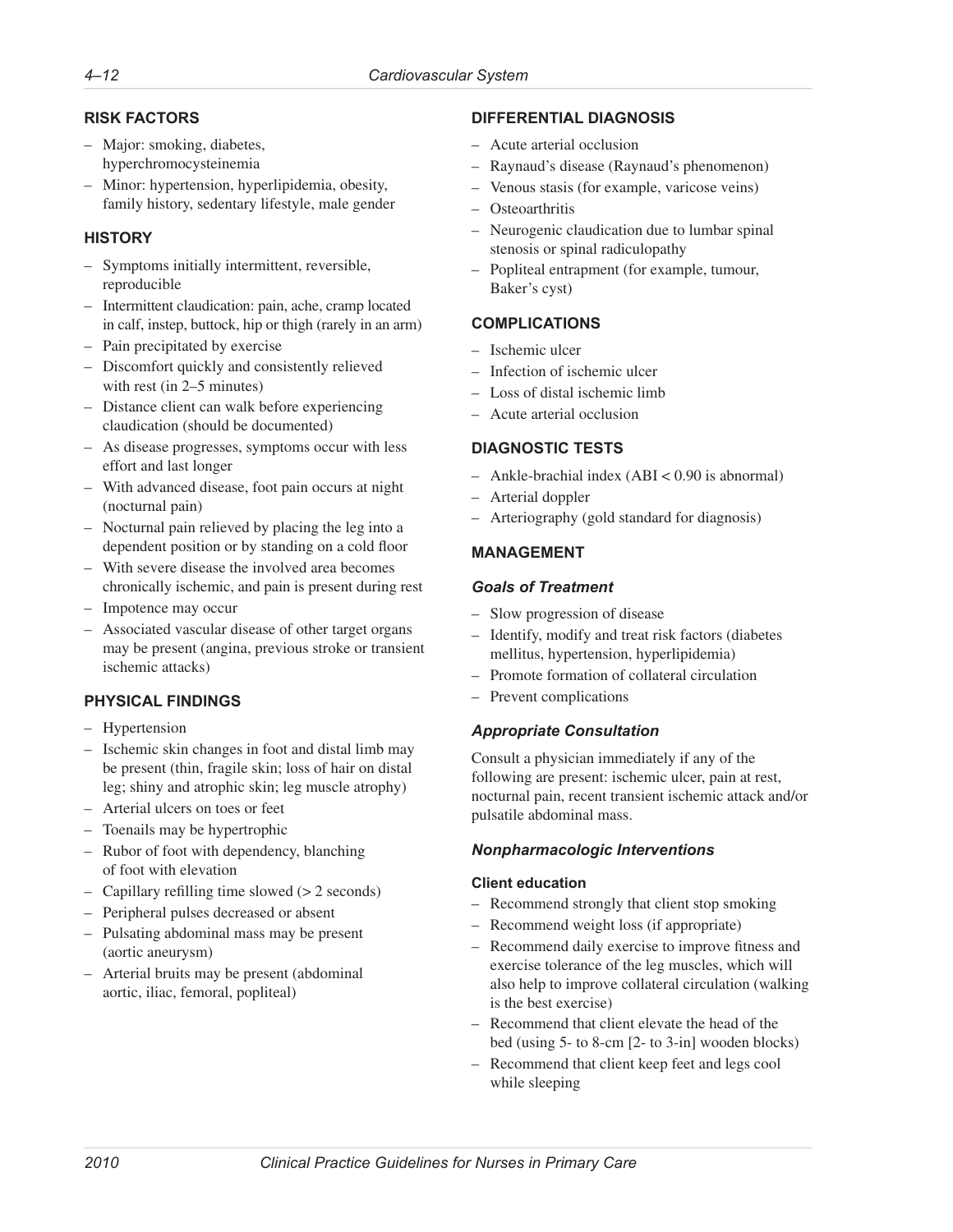## RISK FACTORS

- Major: smoking, diabetes, hyperchromocysteinemia
- Minor: hypertension, hyperlipidemia, obesity, family history, sedentary lifestyle, male gender

## HISTORY

- Symptoms initially intermittent, reversible, reproducible
- Intermittent claudication: pain, ache, cramp located in calf, instep, buttock, hip or thigh (rarely in an arm)
- Pain precipitated by exercise
- Discomfort quickly and consistently relieved with rest (in 2–5 minutes)
- Distance client can walk before experiencing claudication (should be documented)
- As disease progresses, symptoms occur with less effort and last longer
- With advanced disease, foot pain occurs at night (nocturnal pain)
- Nocturnal pain relieved by placing the leg into a dependent position or by standing on a cold floor
- With severe disease the involved area becomes chronically ischemic, and pain is present during rest
- Impotence may occur
- Associated vascular disease of other target organs may be present (angina, previous stroke or transient ischemic attacks)

## PHYSICAL FINDINGS

- Hypertension
- Ischemic skin changes in foot and distal limb may be present (thin, fragile skin; loss of hair on distal leg; shiny and atrophic skin; leg muscle atrophy)
- Arterial ulcers on toes or feet
- Toenails may be hypertrophic
- Rubor of foot with dependency, blanching of foot with elevation
- Capillary refilling time slowed (> 2 seconds)
- Peripheral pulses decreased or absent
- Pulsating abdominal mass may be present (aortic aneurysm)
- Arterial bruits may be present (abdominal aortic, iliac, femoral, popliteal)

## DIFFERENTIAL DIAGNOSIS

- Acute arterial occlusion
- Raynaud's disease (Raynaud's phenomenon)
- Venous stasis (for example, varicose veins)
- Osteoarthritis
- Neurogenic claudication due to lumbar spinal stenosis or spinal radiculopathy
- Popliteal entrapment (for example, tumour, Baker's cyst)

## COMPLICATIONS

- Ischemic ulcer
- Infection of ischemic ulcer
- Loss of distal ischemic limb
- Acute arterial occlusion

## DIAGNOSTIC TESTS

- Ankle-brachial index (ABI < 0.90 is abnormal)
- Arterial doppler
- Arteriography (gold standard for diagnosis)

## MANAGEMENT

### *Goals of Treatment*

- Slow progression of disease
- Identify, modify and treat risk factors (diabetes mellitus, hypertension, hyperlipidemia)
- Promote formation of collateral circulation
- Prevent complications

### *Appropriate Consultation*

Consult a physician immediately if any of the following are present: ischemic ulcer, pain at rest, nocturnal pain, recent transient ischemic attack and/or pulsatile abdominal mass.

### *Nonpharmacologic Interventions*

#### Client education

- Recommend strongly that client stop smoking
- Recommend weight loss (if appropriate)
- Recommend daily exercise to improve fitness and exercise tolerance of the leg muscles, which will also help to improve collateral circulation (walking is the best exercise)
- Recommend that client elevate the head of the bed (using 5- to 8-cm [2- to 3-in] wooden blocks)
- Recommend that client keep feet and legs cool while sleeping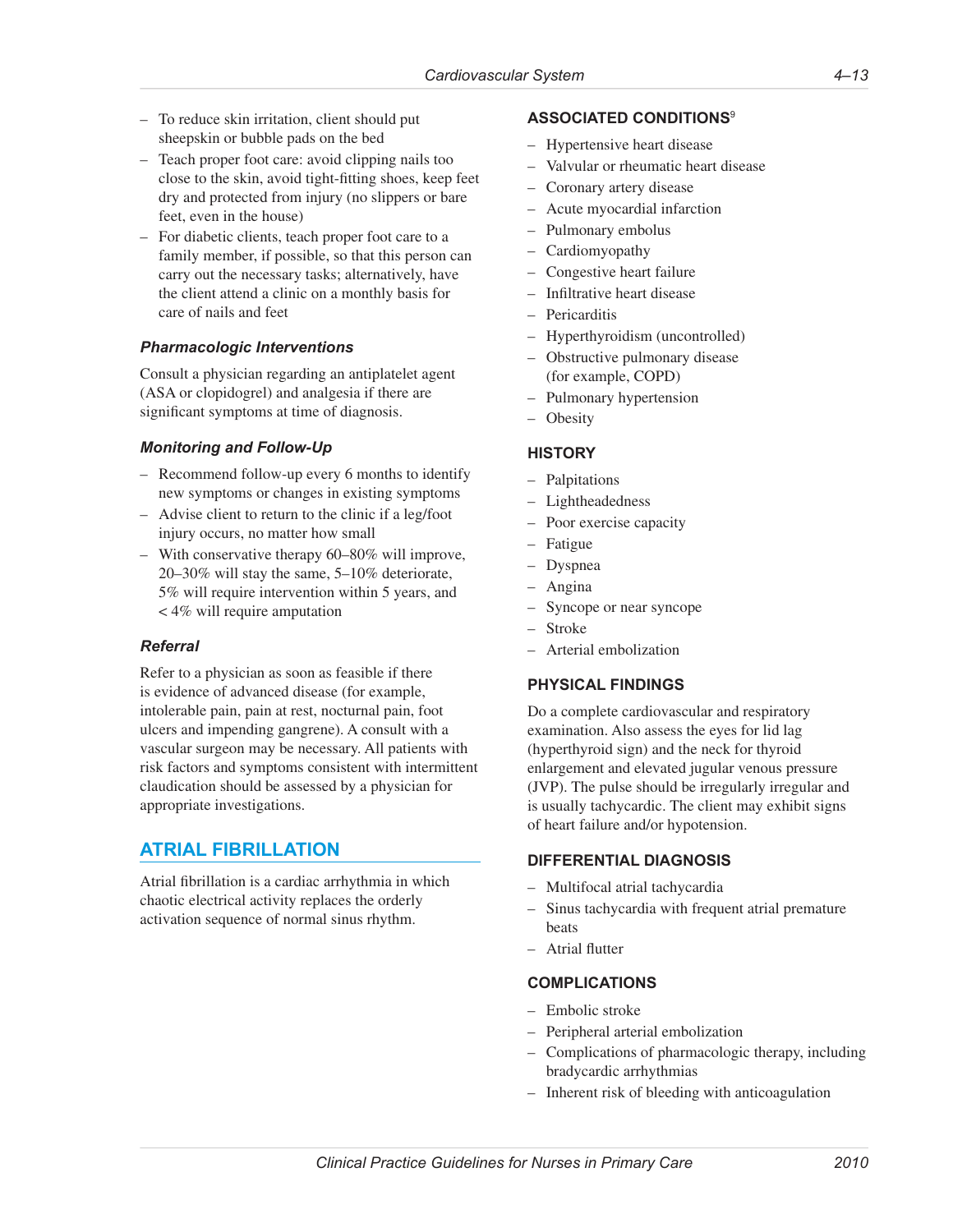- To reduce skin irritation, client should put sheepskin or bubble pads on the bed
- Teach proper foot care: avoid clipping nails too close to the skin, avoid tight-fitting shoes, keep feet dry and protected from injury (no slippers or bare feet, even in the house)
- For diabetic clients, teach proper foot care to a family member, if possible, so that this person can carry out the necessary tasks; alternatively, have the client attend a clinic on a monthly basis for care of nails and feet

#### *Pharmacologic Interventions*

Consult a physician regarding an antiplatelet agent (ASA or clopidogrel) and analgesia if there are significant symptoms at time of diagnosis.

#### *Monitoring and Follow-Up*

- Recommend follow-up every 6 months to identify new symptoms or changes in existing symptoms
- Advise client to return to the clinic if a leg/foot injury occurs, no matter how small
- With conservative therapy 60–80% will improve, 20–30% will stay the same, 5–10% deteriorate, 5% will require intervention within 5 years, and < 4% will require amputation

#### *Referral*

Refer to a physician as soon as feasible if there is evidence of advanced disease (for example, intolerable pain, pain at rest, nocturnal pain, foot ulcers and impending gangrene). A consult with a vascular surgeon may be necessary. All patients with risk factors and symptoms consistent with intermittent claudication should be assessed by a physician for appropriate investigations.

## ATRIAL FIBRILLATION

Atrial fibrillation is a cardiac arrhythmia in which chaotic electrical activity replaces the orderly activation sequence of normal sinus rhythm.

### ASSOCIATED CONDITIONS[9]

- Hypertensive heart disease
- Valvular or rheumatic heart disease
- Coronary artery disease
- Acute myocardial infarction
- Pulmonary embolus
- Cardiomyopathy
- Congestive heart failure
- Infiltrative heart disease
- Pericarditis
- Hyperthyroidism (uncontrolled)
- Obstructive pulmonary disease (for example, COPD)
- Pulmonary hypertension
- Obesity

### HISTORY

- Palpitations
- Lightheadedness
- Poor exercise capacity
- Fatigue
- Dyspnea
- Angina
- Syncope or near syncope
- Stroke
- Arterial embolization

### PHYSICAL FINDINGS

Do a complete cardiovascular and respiratory examination. Also assess the eyes for lid lag (hyperthyroid sign) and the neck for thyroid enlargement and elevated jugular venous pressure (JVP). The pulse should be irregularly irregular and is usually tachycardic. The client may exhibit signs of heart failure and/or hypotension.

### DIFFERENTIAL DIAGNOSIS

- Multifocal atrial tachycardia
- Sinus tachycardia with frequent atrial premature beats
- Atrial flutter

### COMPLICATIONS

- Embolic stroke
- Peripheral arterial embolization
- Complications of pharmacologic therapy, including bradycardic arrhythmias
- Inherent risk of bleeding with anticoagulation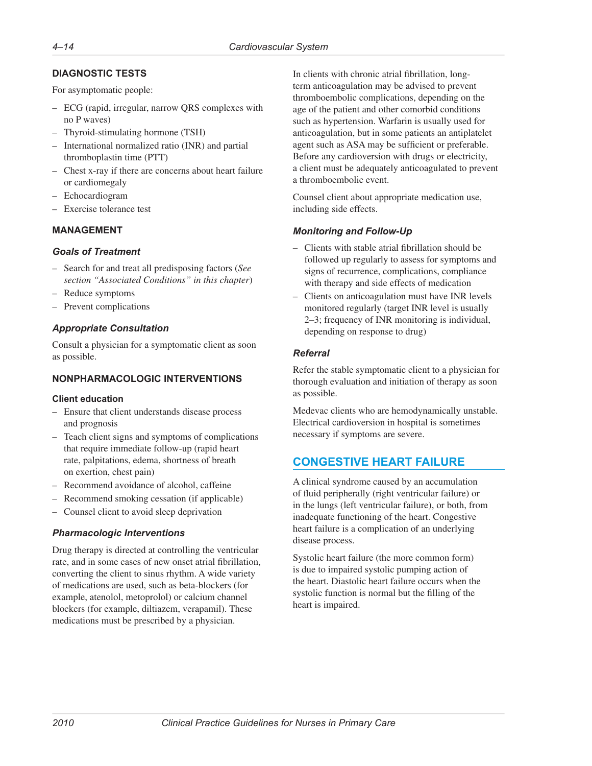## DIAGNOSTIC TESTS

For asymptomatic people:

- ECG (rapid, irregular, narrow QRS complexes with no P waves)
- Thyroid-stimulating hormone (TSH)
- International normalized ratio (INR) and partial thromboplastin time (PTT)
- Chest x-ray if there are concerns about heart failure or cardiomegaly
- Echocardiogram
- Exercise tolerance test

## MANAGEMENT

### Goals of Treatment

- Search for and treat all predisposing factors (*See section "Associated Conditions" in this chapter*)
- Reduce symptoms
- Prevent complications

### Appropriate Consultation

Consult a physician for a symptomatic client as soon as possible.

## NONPHARMACOLOGIC INTERVENTIONS

**Client education**

- Ensure that client understands disease process and prognosis
- Teach client signs and symptoms of complications that require immediate follow-up (rapid heart rate, palpitations, edema, shortness of breath on exertion, chest pain)
- Recommend avoidance of alcohol, caffeine
- Recommend smoking cessation (if applicable)
- Counsel client to avoid sleep deprivation

### Pharmacologic Interventions

Drug therapy is directed at controlling the ventricular rate, and in some cases of new onset atrial fibrillation, converting the client to sinus rhythm. A wide variety of medications are used, such as beta-blockers (for example, atenolol, metoprolol) or calcium channel blockers (for example, diltiazem, verapamil). These medications must be prescribed by a physician.

In clients with chronic atrial fibrillation, long-term anticoagulation may be advised to prevent thromboembolic complications, depending on the age of the patient and other comorbid conditions such as hypertension. Warfarin is usually used for anticoagulation, but in some patients an antiplatelet agent such as ASA may be sufficient or preferable. Before any cardioversion with drugs or electricity, a client must be adequately anticoagulated to prevent a thromboembolic event.

Counsel client about appropriate medication use, including side effects.

### Monitoring and Follow-Up

- Clients with stable atrial fibrillation should be followed up regularly to assess for symptoms and signs of recurrence, complications, compliance with therapy and side effects of medication
- Clients on anticoagulation must have INR levels monitored regularly (target INR level is usually 2–3; frequency of INR monitoring is individual, depending on response to drug)

### Referral

Refer the stable symptomatic client to a physician for thorough evaluation and initiation of therapy as soon as possible.

Medevac clients who are hemodynamically unstable. Electrical cardioversion in hospital is sometimes necessary if symptoms are severe.

# CONGESTIVE HEART FAILURE

A clinical syndrome caused by an accumulation of fluid peripherally (right ventricular failure) or in the lungs (left ventricular failure), or both, from inadequate functioning of the heart. Congestive heart failure is a complication of an underlying disease process.

Systolic heart failure (the more common form) is due to impaired systolic pumping action of the heart. Diastolic heart failure occurs when the systolic function is normal but the filling of the heart is impaired.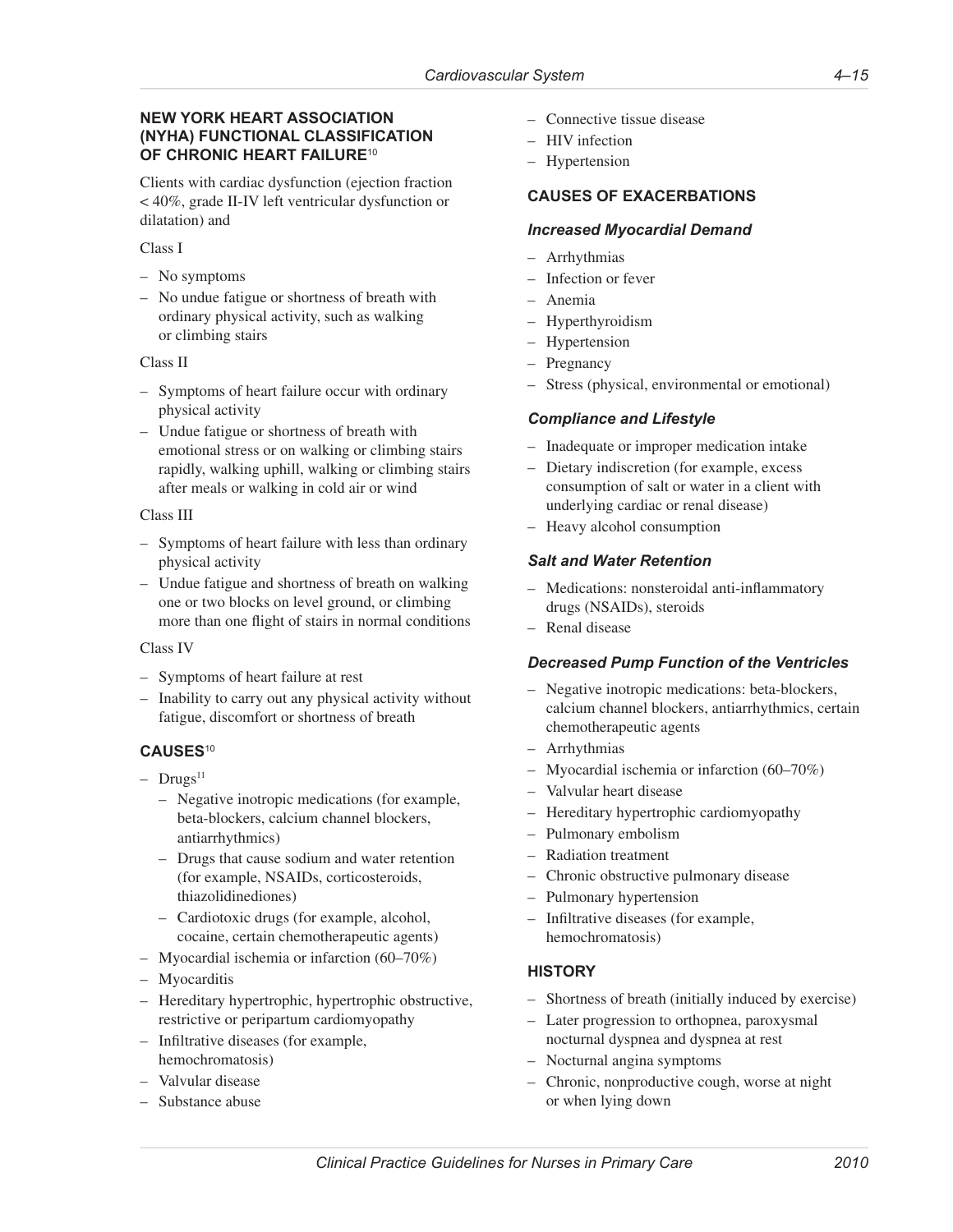## NEW YORK HEART ASSOCIATION (NYHA) FUNCTIONAL CLASSIFICATION OF CHRONIC HEART FAILURE[10]

Clients with cardiac dysfunction (ejection fraction < 40%, grade II-IV left ventricular dysfunction or dilatation) and

Class I

- No symptoms
- No undue fatigue or shortness of breath with ordinary physical activity, such as walking or climbing stairs

Class II

- Symptoms of heart failure occur with ordinary physical activity
- Undue fatigue or shortness of breath with emotional stress or on walking or climbing stairs rapidly, walking uphill, walking or climbing stairs after meals or walking in cold air or wind

Class III

- Symptoms of heart failure with less than ordinary physical activity
- Undue fatigue and shortness of breath on walking one or two blocks on level ground, or climbing more than one flight of stairs in normal conditions

Class IV

- Symptoms of heart failure at rest
- Inability to carry out any physical activity without fatigue, discomfort or shortness of breath

## CAUSES[10]

- Drugs[11]
  - Negative inotropic medications (for example, beta-blockers, calcium channel blockers, antiarrhythmics)
  - Drugs that cause sodium and water retention (for example, NSAIDs, corticosteroids, thiazolidinediones)
  - Cardiotoxic drugs (for example, alcohol, cocaine, certain chemotherapeutic agents)
- Myocardial ischemia or infarction (60–70%)
- Myocarditis
- Hereditary hypertrophic, hypertrophic obstructive, restrictive or peripartum cardiomyopathy
- Infiltrative diseases (for example, hemochromatosis)
- Valvular disease
- Substance abuse
- Connective tissue disease
- HIV infection
- Hypertension

## CAUSES OF EXACERBATIONS

### *Increased Myocardial Demand*

- Arrhythmias
- Infection or fever
- Anemia
- Hyperthyroidism
- Hypertension
- Pregnancy
- Stress (physical, environmental or emotional)

### *Compliance and Lifestyle*

- Inadequate or improper medication intake
- Dietary indiscretion (for example, excess consumption of salt or water in a client with underlying cardiac or renal disease)
- Heavy alcohol consumption

### *Salt and Water Retention*

- Medications: nonsteroidal anti-inflammatory drugs (NSAIDs), steroids
- Renal disease

### *Decreased Pump Function of the Ventricles*

- Negative inotropic medications: beta-blockers, calcium channel blockers, antiarrhythmics, certain chemotherapeutic agents
- Arrhythmias
- Myocardial ischemia or infarction (60–70%)
- Valvular heart disease
- Hereditary hypertrophic cardiomyopathy
- Pulmonary embolism
- Radiation treatment
- Chronic obstructive pulmonary disease
- Pulmonary hypertension
- Infiltrative diseases (for example, hemochromatosis)

## HISTORY

- Shortness of breath (initially induced by exercise)
- Later progression to orthopnea, paroxysmal nocturnal dyspnea and dyspnea at rest
- Nocturnal angina symptoms
- Chronic, nonproductive cough, worse at night or when lying down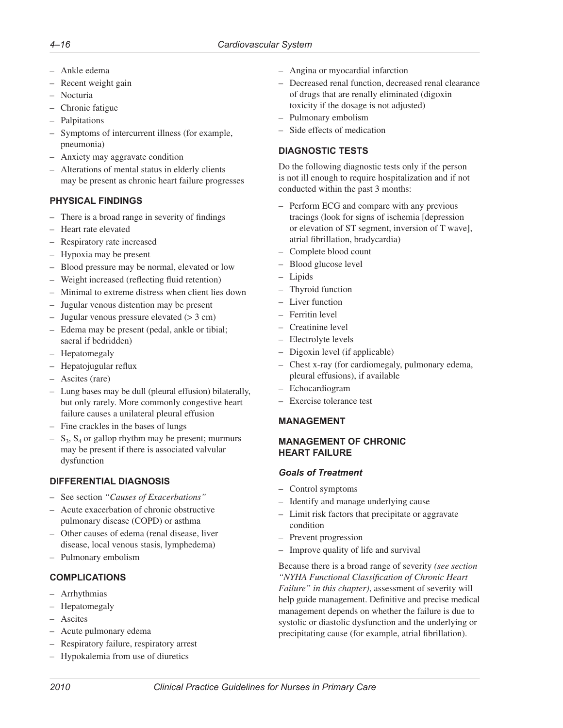- Ankle edema
- Recent weight gain
- Nocturia
- Chronic fatigue
- Palpitations
- Symptoms of intercurrent illness (for example, pneumonia)
- Anxiety may aggravate condition
- Alterations of mental status in elderly clients may be present as chronic heart failure progresses

## PHYSICAL FINDINGS

- There is a broad range in severity of findings
- Heart rate elevated
- Respiratory rate increased
- Hypoxia may be present
- Blood pressure may be normal, elevated or low
- Weight increased (reflecting fluid retention)
- Minimal to extreme distress when client lies down
- Jugular venous distention may be present
- Jugular venous pressure elevated (> 3 cm)
- Edema may be present (pedal, ankle or tibial; sacral if bedridden)
- Hepatomegaly
- Hepatojugular reflux
- Ascites (rare)
- Lung bases may be dull (pleural effusion) bilaterally, but only rarely. More commonly congestive heart failure causes a unilateral pleural effusion
- Fine crackles in the bases of lungs
- $S_3$, $S_4$ or gallop rhythm may be present; murmurs may be present if there is associated valvular dysfunction

## DIFFERENTIAL DIAGNOSIS

- See section *"Causes of Exacerbations"*
- Acute exacerbation of chronic obstructive pulmonary disease (COPD) or asthma
- Other causes of edema (renal disease, liver disease, local venous stasis, lymphedema)
- Pulmonary embolism

## COMPLICATIONS

- Arrhythmias
- Hepatomegaly
- Ascites
- Acute pulmonary edema
- Respiratory failure, respiratory arrest
- Hypokalemia from use of diuretics
- Angina or myocardial infarction
- Decreased renal function, decreased renal clearance of drugs that are renally eliminated (digoxin toxicity if the dosage is not adjusted)
- Pulmonary embolism
- Side effects of medication

## DIAGNOSTIC TESTS

Do the following diagnostic tests only if the person is not ill enough to require hospitalization and if not conducted within the past 3 months:

- Perform ECG and compare with any previous tracings (look for signs of ischemia [depression or elevation of ST segment, inversion of T wave], atrial fibrillation, bradycardia)
- Complete blood count
- Blood glucose level
- Lipids
- Thyroid function
- Liver function
- Ferritin level
- Creatinine level
- Electrolyte levels
- Digoxin level (if applicable)
- Chest x-ray (for cardiomegaly, pulmonary edema, pleural effusions), if available
- Echocardiogram
- Exercise tolerance test

## MANAGEMENT

## MANAGEMENT OF CHRONIC HEART FAILURE

### *Goals of Treatment*

- Control symptoms
- Identify and manage underlying cause
- Limit risk factors that precipitate or aggravate condition
- Prevent progression
- Improve quality of life and survival

Because there is a broad range of severity *(see section "NYHA Functional Classification of Chronic Heart Failure" in this chapter)*, assessment of severity will help guide management. Definitive and precise medical management depends on whether the failure is due to systolic or diastolic dysfunction and the underlying or precipitating cause (for example, atrial fibrillation).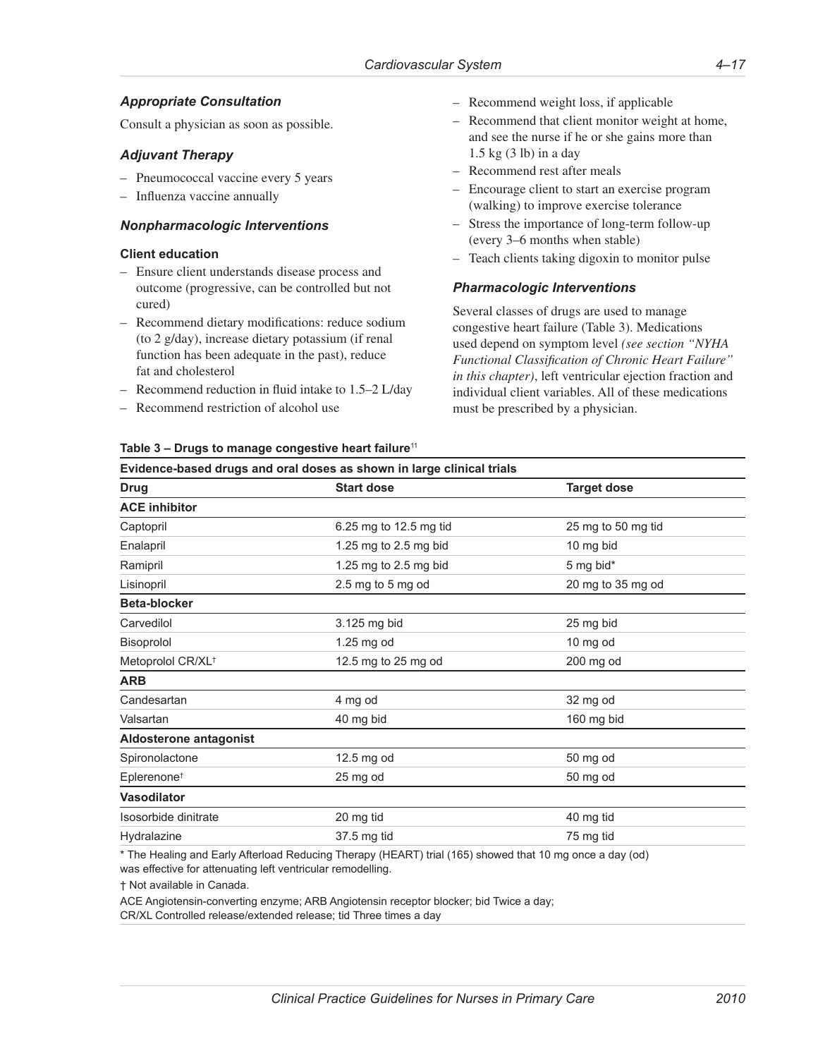### Appropriate Consultation

Consult a physician as soon as possible.

### Adjuvant Therapy

- Pneumococcal vaccine every 5 years
- Influenza vaccine annually

### Nonpharmacologic Interventions

#### Client education

- Ensure client understands disease process and outcome (progressive, can be controlled but not cured)
- Recommend dietary modifications: reduce sodium (to 2 g/day), increase dietary potassium (if renal function has been adequate in the past), reduce fat and cholesterol
- Recommend reduction in fluid intake to 1.5–2 L/day
- Recommend restriction of alcohol use
- Recommend weight loss, if applicable
- Recommend that client monitor weight at home, and see the nurse if he or she gains more than 1.5 kg (3 lb) in a day
- Recommend rest after meals
- Encourage client to start an exercise program (walking) to improve exercise tolerance
- Stress the importance of long-term follow-up (every 3–6 months when stable)
- Teach clients taking digoxin to monitor pulse

### Pharmacologic Interventions

Several classes of drugs are used to manage congestive heart failure (Table 3). Medications used depend on symptom level *(see section "NYHA Functional Classification of Chronic Heart Failure" in this chapter)*, left ventricular ejection fraction and individual client variables. All of these medications must be prescribed by a physician.

**Table 3 – Drugs to manage congestive heart failure**[11]

| Evidence-based drugs and oral doses as shown in large clinical trials | | |
|---|---|---|
| **Drug** | **Start dose** | **Target dose** |
| **ACE inhibitor** | | |
| Captopril | 6.25 mg to 12.5 mg tid | 25 mg to 50 mg tid |
| Enalapril | 1.25 mg to 2.5 mg bid | 10 mg bid |
| Ramipril | 1.25 mg to 2.5 mg bid | 5 mg bid* |
| Lisinopril | 2.5 mg to 5 mg od | 20 mg to 35 mg od |
| **Beta-blocker** | | |
| Carvedilol | 3.125 mg bid | 25 mg bid |
| Bisoprolol | 1.25 mg od | 10 mg od |
| Metoprolol CR/XL† | 12.5 mg to 25 mg od | 200 mg od |
| **ARB** | | |
| Candesartan | 4 mg od | 32 mg od |
| Valsartan | 40 mg bid | 160 mg bid |
| **Aldosterone antagonist** | | |
| Spironolactone | 12.5 mg od | 50 mg od |
| Eplerenone† | 25 mg od | 50 mg od |
| **Vasodilator** | | |
| Isosorbide dinitrate | 20 mg tid | 40 mg tid |
| Hydralazine | 37.5 mg tid | 75 mg tid |

\* The Healing and Early Afterload Reducing Therapy (HEART) trial (165) showed that 10 mg once a day (od) was effective for attenuating left ventricular remodelling.

† Not available in Canada.

ACE Angiotensin-converting enzyme; ARB Angiotensin receptor blocker; bid Twice a day; CR/XL Controlled release/extended release; tid Three times a day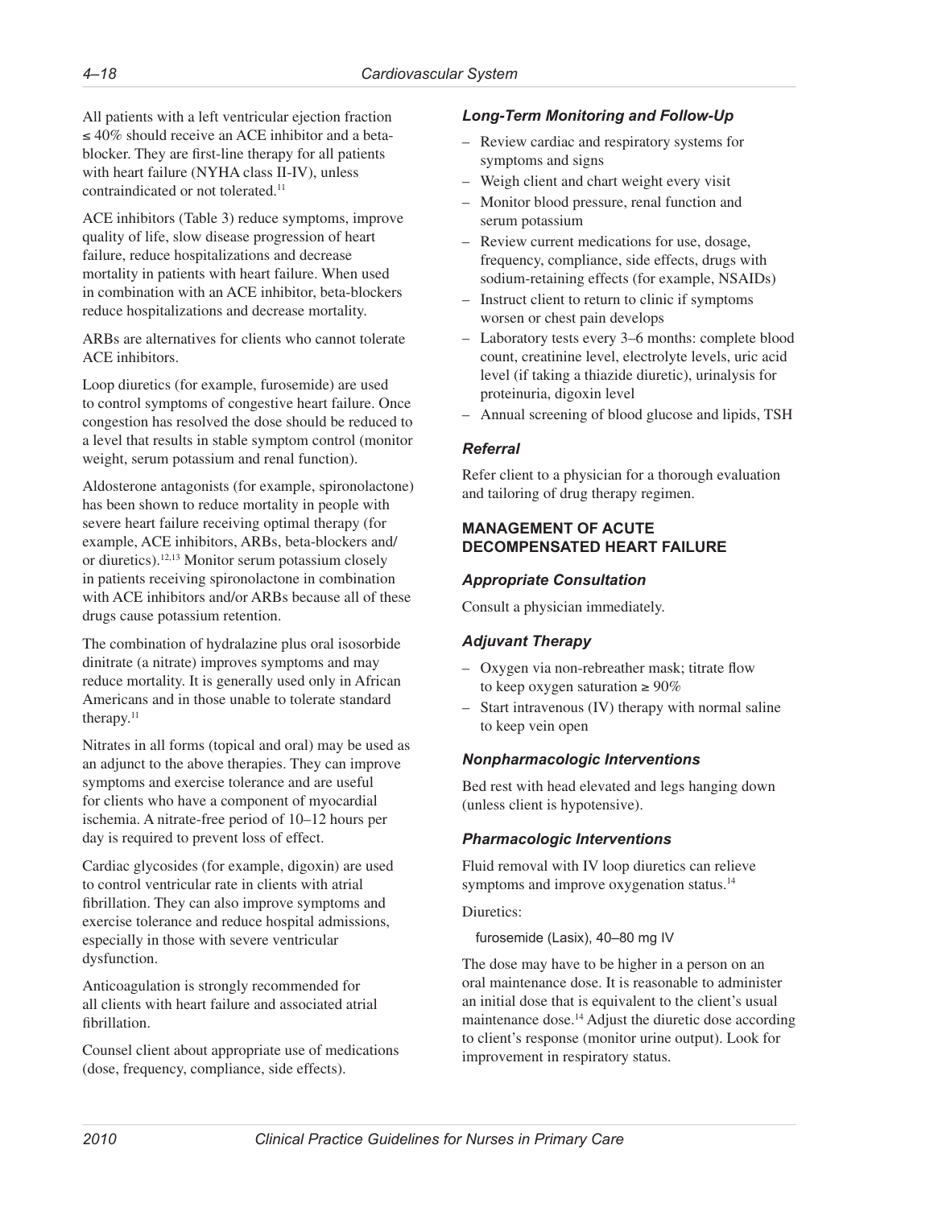All patients with a left ventricular ejection fraction ≤ 40% should receive an ACE inhibitor and a beta-blocker. They are first-line therapy for all patients with heart failure (NYHA class II-IV), unless contraindicated or not tolerated.[11]

ACE inhibitors (Table 3) reduce symptoms, improve quality of life, slow disease progression of heart failure, reduce hospitalizations and decrease mortality in patients with heart failure. When used in combination with an ACE inhibitor, beta-blockers reduce hospitalizations and decrease mortality.

ARBs are alternatives for clients who cannot tolerate ACE inhibitors.

Loop diuretics (for example, furosemide) are used to control symptoms of congestive heart failure. Once congestion has resolved the dose should be reduced to a level that results in stable symptom control (monitor weight, serum potassium and renal function).

Aldosterone antagonists (for example, spironolactone) has been shown to reduce mortality in people with severe heart failure receiving optimal therapy (for example, ACE inhibitors, ARBs, beta-blockers and/or diuretics).[12,13] Monitor serum potassium closely in patients receiving spironolactone in combination with ACE inhibitors and/or ARBs because all of these drugs cause potassium retention.

The combination of hydralazine plus oral isosorbide dinitrate (a nitrate) improves symptoms and may reduce mortality. It is generally used only in African Americans and in those unable to tolerate standard therapy.[11]

Nitrates in all forms (topical and oral) may be used as an adjunct to the above therapies. They can improve symptoms and exercise tolerance and are useful for clients who have a component of myocardial ischemia. A nitrate-free period of 10–12 hours per day is required to prevent loss of effect.

Cardiac glycosides (for example, digoxin) are used to control ventricular rate in clients with atrial fibrillation. They can also improve symptoms and exercise tolerance and reduce hospital admissions, especially in those with severe ventricular dysfunction.

Anticoagulation is strongly recommended for all clients with heart failure and associated atrial fibrillation.

Counsel client about appropriate use of medications (dose, frequency, compliance, side effects).

### *Long-Term Monitoring and Follow-Up*

- Review cardiac and respiratory systems for symptoms and signs
- Weigh client and chart weight every visit
- Monitor blood pressure, renal function and serum potassium
- Review current medications for use, dosage, frequency, compliance, side effects, drugs with sodium-retaining effects (for example, NSAIDs)
- Instruct client to return to clinic if symptoms worsen or chest pain develops
- Laboratory tests every 3–6 months: complete blood count, creatinine level, electrolyte levels, uric acid level (if taking a thiazide diuretic), urinalysis for proteinuria, digoxin level
- Annual screening of blood glucose and lipids, TSH

### *Referral*

Refer client to a physician for a thorough evaluation and tailoring of drug therapy regimen.

## MANAGEMENT OF ACUTE DECOMPENSATED HEART FAILURE

### *Appropriate Consultation*

Consult a physician immediately.

### *Adjuvant Therapy*

- Oxygen via non-rebreather mask; titrate flow to keep oxygen saturation ≥ 90%
- Start intravenous (IV) therapy with normal saline to keep vein open

### *Nonpharmacologic Interventions*

Bed rest with head elevated and legs hanging down (unless client is hypotensive).

### *Pharmacologic Interventions*

Fluid removal with IV loop diuretics can relieve symptoms and improve oxygenation status.[14]

Diuretics:

furosemide (Lasix), 40–80 mg IV

The dose may have to be higher in a person on an oral maintenance dose. It is reasonable to administer an initial dose that is equivalent to the client's usual maintenance dose.[14] Adjust the diuretic dose according to client's response (monitor urine output). Look for improvement in respiratory status.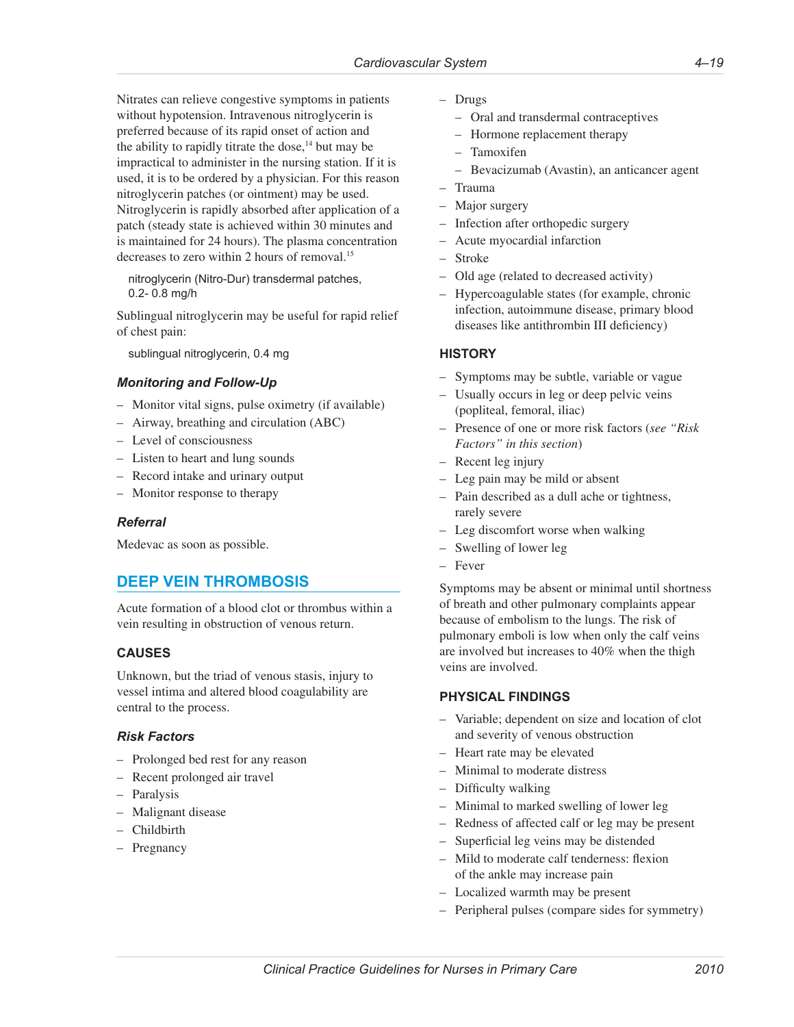Nitrates can relieve congestive symptoms in patients without hypotension. Intravenous nitroglycerin is preferred because of its rapid onset of action and the ability to rapidly titrate the dose,[14] but may be impractical to administer in the nursing station. If it is used, it is to be ordered by a physician. For this reason nitroglycerin patches (or ointment) may be used. Nitroglycerin is rapidly absorbed after application of a patch (steady state is achieved within 30 minutes and is maintained for 24 hours). The plasma concentration decreases to zero within 2 hours of removal.[15]

nitroglycerin (Nitro-Dur) transdermal patches, 0.2- 0.8 mg/h

Sublingual nitroglycerin may be useful for rapid relief of chest pain:

sublingual nitroglycerin, 0.4 mg

#### *Monitoring and Follow-Up*

- Monitor vital signs, pulse oximetry (if available)
- Airway, breathing and circulation (ABC)
- Level of consciousness
- Listen to heart and lung sounds
- Record intake and urinary output
- Monitor response to therapy

#### *Referral*

Medevac as soon as possible.

## DEEP VEIN THROMBOSIS

Acute formation of a blood clot or thrombus within a vein resulting in obstruction of venous return.

### CAUSES

Unknown, but the triad of venous stasis, injury to vessel intima and altered blood coagulability are central to the process.

#### *Risk Factors*

- Prolonged bed rest for any reason
- Recent prolonged air travel
- Paralysis
- Malignant disease
- Childbirth
- Pregnancy
- Drugs
  - Oral and transdermal contraceptives
  - Hormone replacement therapy
  - Tamoxifen
  - Bevacizumab (Avastin), an anticancer agent
- Trauma
- Major surgery
- Infection after orthopedic surgery
- Acute myocardial infarction
- Stroke
- Old age (related to decreased activity)
- Hypercoagulable states (for example, chronic infection, autoimmune disease, primary blood diseases like antithrombin III deficiency)

### HISTORY

- Symptoms may be subtle, variable or vague
- Usually occurs in leg or deep pelvic veins (popliteal, femoral, iliac)
- Presence of one or more risk factors (*see "Risk Factors" in this section*)
- Recent leg injury
- Leg pain may be mild or absent
- Pain described as a dull ache or tightness, rarely severe
- Leg discomfort worse when walking
- Swelling of lower leg
- Fever

Symptoms may be absent or minimal until shortness of breath and other pulmonary complaints appear because of embolism to the lungs. The risk of pulmonary emboli is low when only the calf veins are involved but increases to 40% when the thigh veins are involved.

### PHYSICAL FINDINGS

- Variable; dependent on size and location of clot and severity of venous obstruction
- Heart rate may be elevated
- Minimal to moderate distress
- Difficulty walking
- Minimal to marked swelling of lower leg
- Redness of affected calf or leg may be present
- Superficial leg veins may be distended
- Mild to moderate calf tenderness: flexion of the ankle may increase pain
- Localized warmth may be present
- Peripheral pulses (compare sides for symmetry)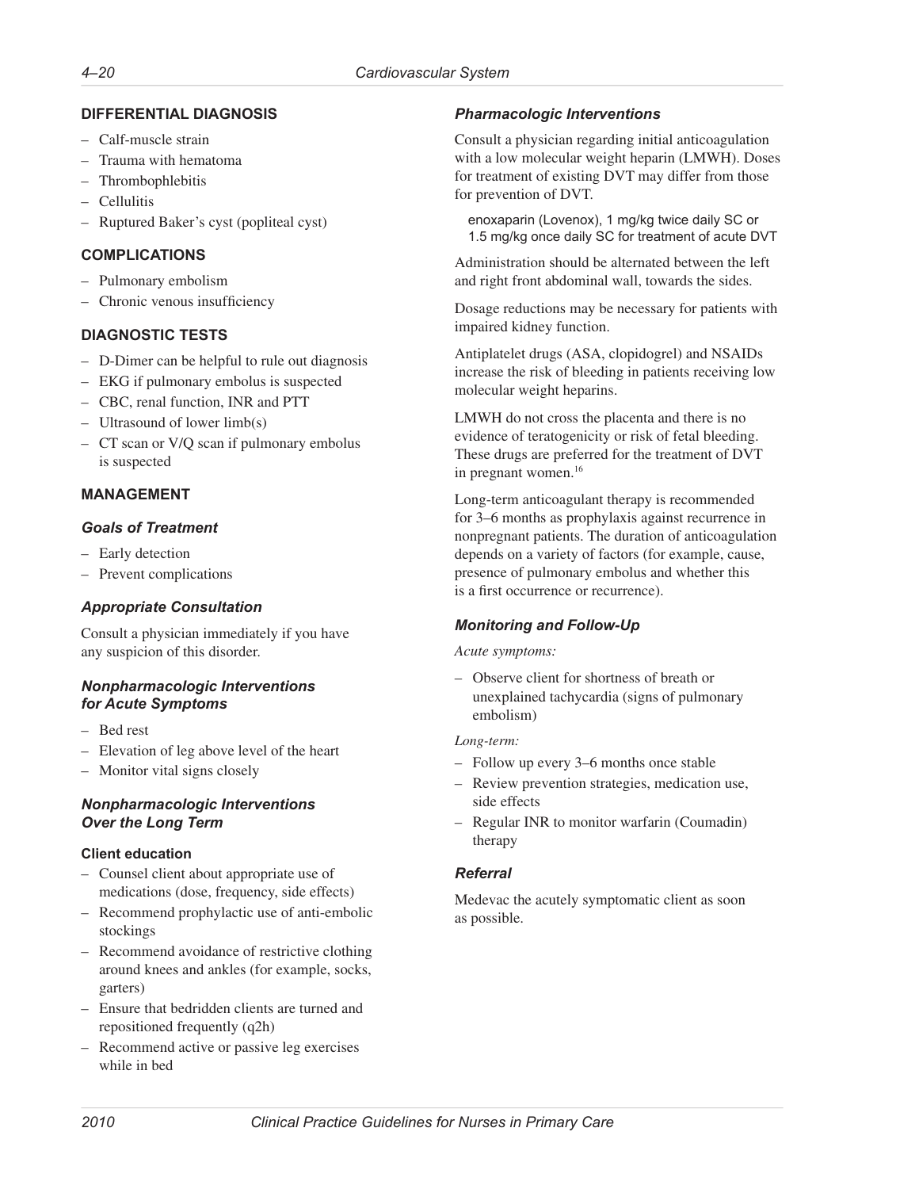## DIFFERENTIAL DIAGNOSIS

- Calf-muscle strain
- Trauma with hematoma
- Thrombophlebitis
- Cellulitis
- Ruptured Baker's cyst (popliteal cyst)

## COMPLICATIONS

- Pulmonary embolism
- Chronic venous insufficiency

## DIAGNOSTIC TESTS

- D-Dimer can be helpful to rule out diagnosis
- EKG if pulmonary embolus is suspected
- CBC, renal function, INR and PTT
- Ultrasound of lower limb(s)
- CT scan or V/Q scan if pulmonary embolus is suspected

## MANAGEMENT

### *Goals of Treatment*

- Early detection
- Prevent complications

### *Appropriate Consultation*

Consult a physician immediately if you have any suspicion of this disorder.

### *Nonpharmacologic Interventions for Acute Symptoms*

- Bed rest
- Elevation of leg above level of the heart
- Monitor vital signs closely

### *Nonpharmacologic Interventions Over the Long Term*

#### Client education

- Counsel client about appropriate use of medications (dose, frequency, side effects)
- Recommend prophylactic use of anti-embolic stockings
- Recommend avoidance of restrictive clothing around knees and ankles (for example, socks, garters)
- Ensure that bedridden clients are turned and repositioned frequently (q2h)
- Recommend active or passive leg exercises while in bed

### *Pharmacologic Interventions*

Consult a physician regarding initial anticoagulation with a low molecular weight heparin (LMWH). Doses for treatment of existing DVT may differ from those for prevention of DVT.

> enoxaparin (Lovenox), 1 mg/kg twice daily SC or 1.5 mg/kg once daily SC for treatment of acute DVT

Administration should be alternated between the left and right front abdominal wall, towards the sides.

Dosage reductions may be necessary for patients with impaired kidney function.

Antiplatelet drugs (ASA, clopidogrel) and NSAIDs increase the risk of bleeding in patients receiving low molecular weight heparins.

LMWH do not cross the placenta and there is no evidence of teratogenicity or risk of fetal bleeding. These drugs are preferred for the treatment of DVT in pregnant women.[16]

Long-term anticoagulant therapy is recommended for 3–6 months as prophylaxis against recurrence in nonpregnant patients. The duration of anticoagulation depends on a variety of factors (for example, cause, presence of pulmonary embolus and whether this is a first occurrence or recurrence).

### *Monitoring and Follow-Up*

*Acute symptoms:*

- Observe client for shortness of breath or unexplained tachycardia (signs of pulmonary embolism)

*Long-term:*

- Follow up every 3–6 months once stable
- Review prevention strategies, medication use, side effects
- Regular INR to monitor warfarin (Coumadin) therapy

### *Referral*

Medevac the acutely symptomatic client as soon as possible.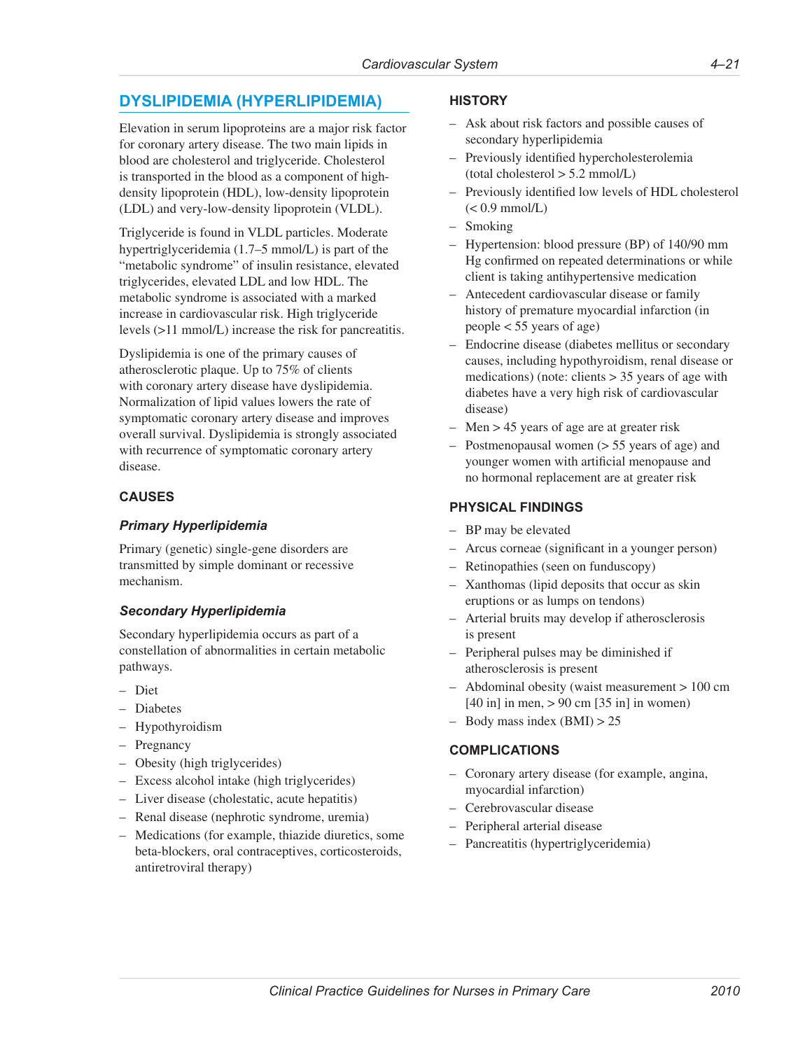## DYSLIPIDEMIA (HYPERLIPIDEMIA)

Elevation in serum lipoproteins are a major risk factor for coronary artery disease. The two main lipids in blood are cholesterol and triglyceride. Cholesterol is transported in the blood as a component of high-density lipoprotein (HDL), low-density lipoprotein (LDL) and very-low-density lipoprotein (VLDL).

Triglyceride is found in VLDL particles. Moderate hypertriglyceridemia (1.7–5 mmol/L) is part of the "metabolic syndrome" of insulin resistance, elevated triglycerides, elevated LDL and low HDL. The metabolic syndrome is associated with a marked increase in cardiovascular risk. High triglyceride levels (>11 mmol/L) increase the risk for pancreatitis.

Dyslipidemia is one of the primary causes of atherosclerotic plaque. Up to 75% of clients with coronary artery disease have dyslipidemia. Normalization of lipid values lowers the rate of symptomatic coronary artery disease and improves overall survival. Dyslipidemia is strongly associated with recurrence of symptomatic coronary artery disease.

### CAUSES

#### *Primary Hyperlipidemia*

Primary (genetic) single-gene disorders are transmitted by simple dominant or recessive mechanism.

#### *Secondary Hyperlipidemia*

Secondary hyperlipidemia occurs as part of a constellation of abnormalities in certain metabolic pathways.

- Diet
- Diabetes
- Hypothyroidism
- Pregnancy
- Obesity (high triglycerides)
- Excess alcohol intake (high triglycerides)
- Liver disease (cholestatic, acute hepatitis)
- Renal disease (nephrotic syndrome, uremia)
- Medications (for example, thiazide diuretics, some beta-blockers, oral contraceptives, corticosteroids, antiretroviral therapy)

### HISTORY

- Ask about risk factors and possible causes of secondary hyperlipidemia
- Previously identified hypercholesterolemia (total cholesterol > 5.2 mmol/L)
- Previously identified low levels of HDL cholesterol (< 0.9 mmol/L)
- Smoking
- Hypertension: blood pressure (BP) of 140/90 mm Hg confirmed on repeated determinations or while client is taking antihypertensive medication
- Antecedent cardiovascular disease or family history of premature myocardial infarction (in people < 55 years of age)
- Endocrine disease (diabetes mellitus or secondary causes, including hypothyroidism, renal disease or medications) (note: clients > 35 years of age with diabetes have a very high risk of cardiovascular disease)
- Men > 45 years of age are at greater risk
- Postmenopausal women (> 55 years of age) and younger women with artificial menopause and no hormonal replacement are at greater risk

### PHYSICAL FINDINGS

- BP may be elevated
- Arcus corneae (significant in a younger person)
- Retinopathies (seen on funduscopy)
- Xanthomas (lipid deposits that occur as skin eruptions or as lumps on tendons)
- Arterial bruits may develop if atherosclerosis is present
- Peripheral pulses may be diminished if atherosclerosis is present
- Abdominal obesity (waist measurement > 100 cm [40 in] in men, > 90 cm [35 in] in women)
- Body mass index (BMI) > 25

### COMPLICATIONS

- Coronary artery disease (for example, angina, myocardial infarction)
- Cerebrovascular disease
- Peripheral arterial disease
- Pancreatitis (hypertriglyceridemia)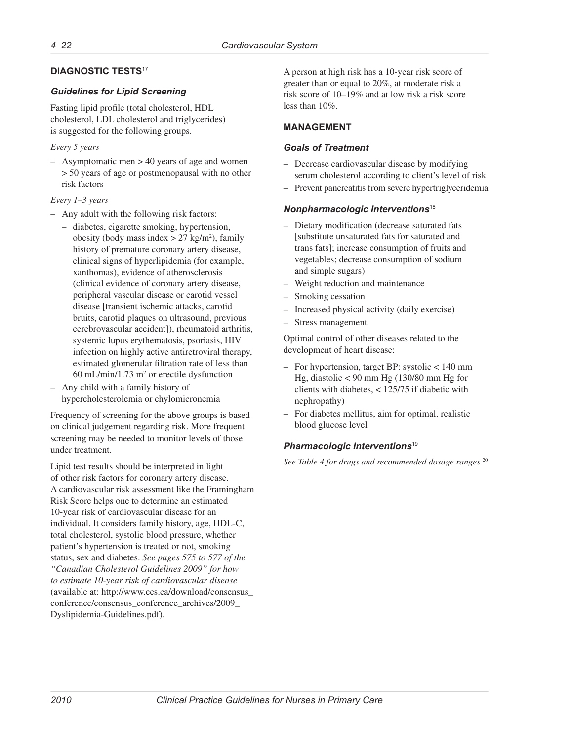## DIAGNOSTIC TESTS[17]

### Guidelines for Lipid Screening

Fasting lipid profile (total cholesterol, HDL cholesterol, LDL cholesterol and triglycerides) is suggested for the following groups.

*Every 5 years*

- Asymptomatic men > 40 years of age and women > 50 years of age or postmenopausal with no other risk factors

*Every 1–3 years*

- Any adult with the following risk factors:
  - diabetes, cigarette smoking, hypertension, obesity (body mass index > 27 kg/m$^2$), family history of premature coronary artery disease, clinical signs of hyperlipidemia (for example, xanthomas), evidence of atherosclerosis (clinical evidence of coronary artery disease, peripheral vascular disease or carotid vessel disease [transient ischemic attacks, carotid bruits, carotid plaques on ultrasound, previous cerebrovascular accident]), rheumatoid arthritis, systemic lupus erythematosis, psoriasis, HIV infection on highly active antiretroviral therapy, estimated glomerular filtration rate of less than 60 mL/min/1.73 m$^2$ or erectile dysfunction
- Any child with a family history of hypercholesterolemia or chylomicronemia

Frequency of screening for the above groups is based on clinical judgement regarding risk. More frequent screening may be needed to monitor levels of those under treatment.

Lipid test results should be interpreted in light of other risk factors for coronary artery disease. A cardiovascular risk assessment like the Framingham Risk Score helps one to determine an estimated 10-year risk of cardiovascular disease for an individual. It considers family history, age, HDL-C, total cholesterol, systolic blood pressure, whether patient's hypertension is treated or not, smoking status, sex and diabetes. *See pages 575 to 577 of the "Canadian Cholesterol Guidelines 2009" for how to estimate 10-year risk of cardiovascular disease* (available at: http://www.ccs.ca/download/consensus_conference/consensus_conference_archives/2009_Dyslipidemia-Guidelines.pdf).

A person at high risk has a 10-year risk score of greater than or equal to 20%, at moderate risk a risk score of 10–19% and at low risk a risk score less than 10%.

## MANAGEMENT

### Goals of Treatment

- Decrease cardiovascular disease by modifying serum cholesterol according to client's level of risk
- Prevent pancreatitis from severe hypertriglyceridemia

### Nonpharmacologic Interventions[18]

- Dietary modification (decrease saturated fats [substitute unsaturated fats for saturated and trans fats]; increase consumption of fruits and vegetables; decrease consumption of sodium and simple sugars)
- Weight reduction and maintenance
- Smoking cessation
- Increased physical activity (daily exercise)
- Stress management

Optimal control of other diseases related to the development of heart disease:

- For hypertension, target BP: systolic < 140 mm Hg, diastolic < 90 mm Hg (130/80 mm Hg for clients with diabetes, < 125/75 if diabetic with nephropathy)
- For diabetes mellitus, aim for optimal, realistic blood glucose level

### Pharmacologic Interventions[19]

*See Table 4 for drugs and recommended dosage ranges.*[20]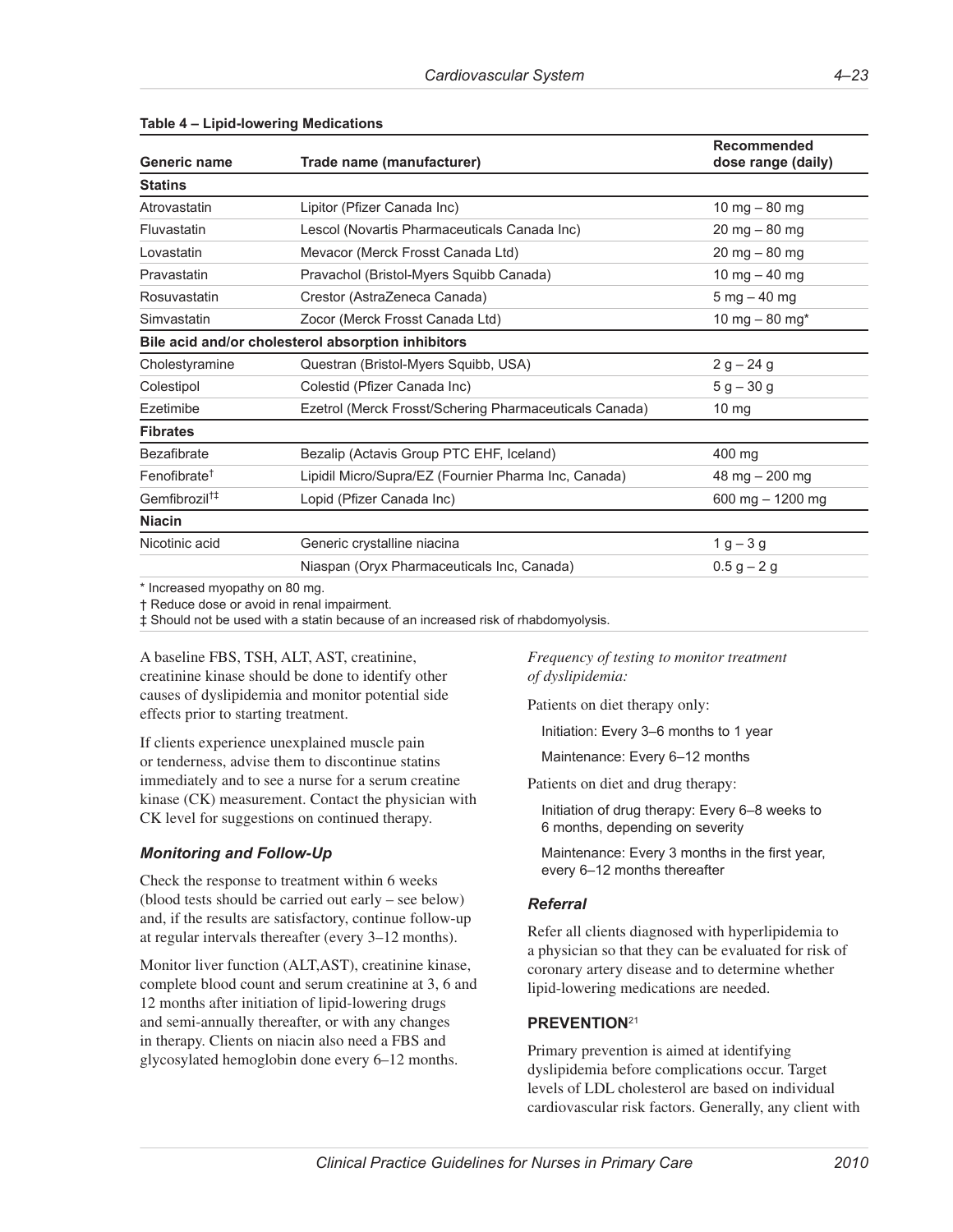**Table 4 – Lipid-lowering Medications**

| Generic name | Trade name (manufacturer) | Recommended dose range (daily) |
|---|---|---|
| **Statins** | | |
| Atrovastatin | Lipitor (Pfizer Canada Inc) | 10 mg – 80 mg |
| Fluvastatin | Lescol (Novartis Pharmaceuticals Canada Inc) | 20 mg – 80 mg |
| Lovastatin | Mevacor (Merck Frosst Canada Ltd) | 20 mg – 80 mg |
| Pravastatin | Pravachol (Bristol-Myers Squibb Canada) | 10 mg – 40 mg |
| Rosuvastatin | Crestor (AstraZeneca Canada) | 5 mg – 40 mg |
| Simvastatin | Zocor (Merck Frosst Canada Ltd) | 10 mg – 80 mg* |
| **Bile acid and/or cholesterol absorption inhibitors** | | |
| Cholestyramine | Questran (Bristol-Myers Squibb, USA) | 2 g – 24 g |
| Colestipol | Colestid (Pfizer Canada Inc) | 5 g – 30 g |
| Ezetimibe | Ezetrol (Merck Frosst/Schering Pharmaceuticals Canada) | 10 mg |
| **Fibrates** | | |
| Bezafibrate | Bezalip (Actavis Group PTC EHF, Iceland) | 400 mg |
| Fenofibrate† | Lipidil Micro/Supra/EZ (Fournier Pharma Inc, Canada) | 48 mg – 200 mg |
| Gemfibrozil†‡ | Lopid (Pfizer Canada Inc) | 600 mg – 1200 mg |
| **Niacin** | | |
| Nicotinic acid | Generic crystalline niacina | 1 g – 3 g |
| | Niaspan (Oryx Pharmaceuticals Inc, Canada) | 0.5 g – 2 g |

\* Increased myopathy on 80 mg.

† Reduce dose or avoid in renal impairment.

‡ Should not be used with a statin because of an increased risk of rhabdomyolysis.

A baseline FBS, TSH, ALT, AST, creatinine, creatinine kinase should be done to identify other causes of dyslipidemia and monitor potential side effects prior to starting treatment.

If clients experience unexplained muscle pain or tenderness, advise them to discontinue statins immediately and to see a nurse for a serum creatine kinase (CK) measurement. Contact the physician with CK level for suggestions on continued therapy.

### *Monitoring and Follow-Up*

Check the response to treatment within 6 weeks (blood tests should be carried out early – see below) and, if the results are satisfactory, continue follow-up at regular intervals thereafter (every 3–12 months).

Monitor liver function (ALT,AST), creatinine kinase, complete blood count and serum creatinine at 3, 6 and 12 months after initiation of lipid-lowering drugs and semi-annually thereafter, or with any changes in therapy. Clients on niacin also need a FBS and glycosylated hemoglobin done every 6–12 months.

*Frequency of testing to monitor treatment of dyslipidemia:*

Patients on diet therapy only:

- Initiation: Every 3–6 months to 1 year
- Maintenance: Every 6–12 months

Patients on diet and drug therapy:

- Initiation of drug therapy: Every 6–8 weeks to 6 months, depending on severity
- Maintenance: Every 3 months in the first year, every 6–12 months thereafter

### *Referral*

Refer all clients diagnosed with hyperlipidemia to a physician so that they can be evaluated for risk of coronary artery disease and to determine whether lipid-lowering medications are needed.

## PREVENTION[21]

Primary prevention is aimed at identifying dyslipidemia before complications occur. Target levels of LDL cholesterol are based on individual cardiovascular risk factors. Generally, any client with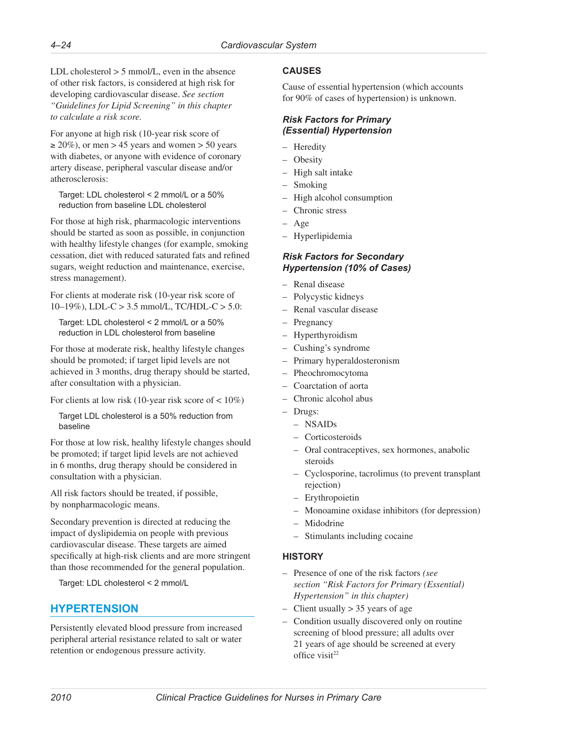LDL cholesterol > 5 mmol/L, even in the absence of other risk factors, is considered at high risk for developing cardiovascular disease. *See section "Guidelines for Lipid Screening" in this chapter to calculate a risk score.*

For anyone at high risk (10-year risk score of ≥ 20%), or men > 45 years and women > 50 years with diabetes, or anyone with evidence of coronary artery disease, peripheral vascular disease and/or atherosclerosis:

> Target: LDL cholesterol < 2 mmol/L or a 50% reduction from baseline LDL cholesterol

For those at high risk, pharmacologic interventions should be started as soon as possible, in conjunction with healthy lifestyle changes (for example, smoking cessation, diet with reduced saturated fats and refined sugars, weight reduction and maintenance, exercise, stress management).

For clients at moderate risk (10-year risk score of 10–19%), LDL-C > 3.5 mmol/L, TC/HDL-C > 5.0:

> Target: LDL cholesterol < 2 mmol/L or a 50% reduction in LDL cholesterol from baseline

For those at moderate risk, healthy lifestyle changes should be promoted; if target lipid levels are not achieved in 3 months, drug therapy should be started, after consultation with a physician.

For clients at low risk (10-year risk score of < 10%)

> Target LDL cholesterol is a 50% reduction from baseline

For those at low risk, healthy lifestyle changes should be promoted; if target lipid levels are not achieved in 6 months, drug therapy should be considered in consultation with a physician.

All risk factors should be treated, if possible, by nonpharmacologic means.

Secondary prevention is directed at reducing the impact of dyslipidemia on people with previous cardiovascular disease. These targets are aimed specifically at high-risk clients and are more stringent than those recommended for the general population.

> Target: LDL cholesterol < 2 mmol/L

## HYPERTENSION

Persistently elevated blood pressure from increased peripheral arterial resistance related to salt or water retention or endogenous pressure activity.

### CAUSES

Cause of essential hypertension (which accounts for 90% of cases of hypertension) is unknown.

#### *Risk Factors for Primary (Essential) Hypertension*

- Heredity
- Obesity
- High salt intake
- Smoking
- High alcohol consumption
- Chronic stress
- Age
- Hyperlipidemia

#### *Risk Factors for Secondary Hypertension (10% of Cases)*

- Renal disease
- Polycystic kidneys
- Renal vascular disease
- Pregnancy
- Hyperthyroidism
- Cushing's syndrome
- Primary hyperaldosteronism
- Pheochromocytoma
- Coarctation of aorta
- Chronic alcohol abus
- Drugs:
  - NSAIDs
  - Corticosteroids
  - Oral contraceptives, sex hormones, anabolic steroids
  - Cyclosporine, tacrolimus (to prevent transplant rejection)
  - Erythropoietin
  - Monoamine oxidase inhibitors (for depression)
  - Midodrine
  - Stimulants including cocaine

### HISTORY

- Presence of one of the risk factors *(see section "Risk Factors for Primary (Essential) Hypertension" in this chapter)*
- Client usually > 35 years of age
- Condition usually discovered only on routine screening of blood pressure; all adults over 21 years of age should be screened at every office visit[22]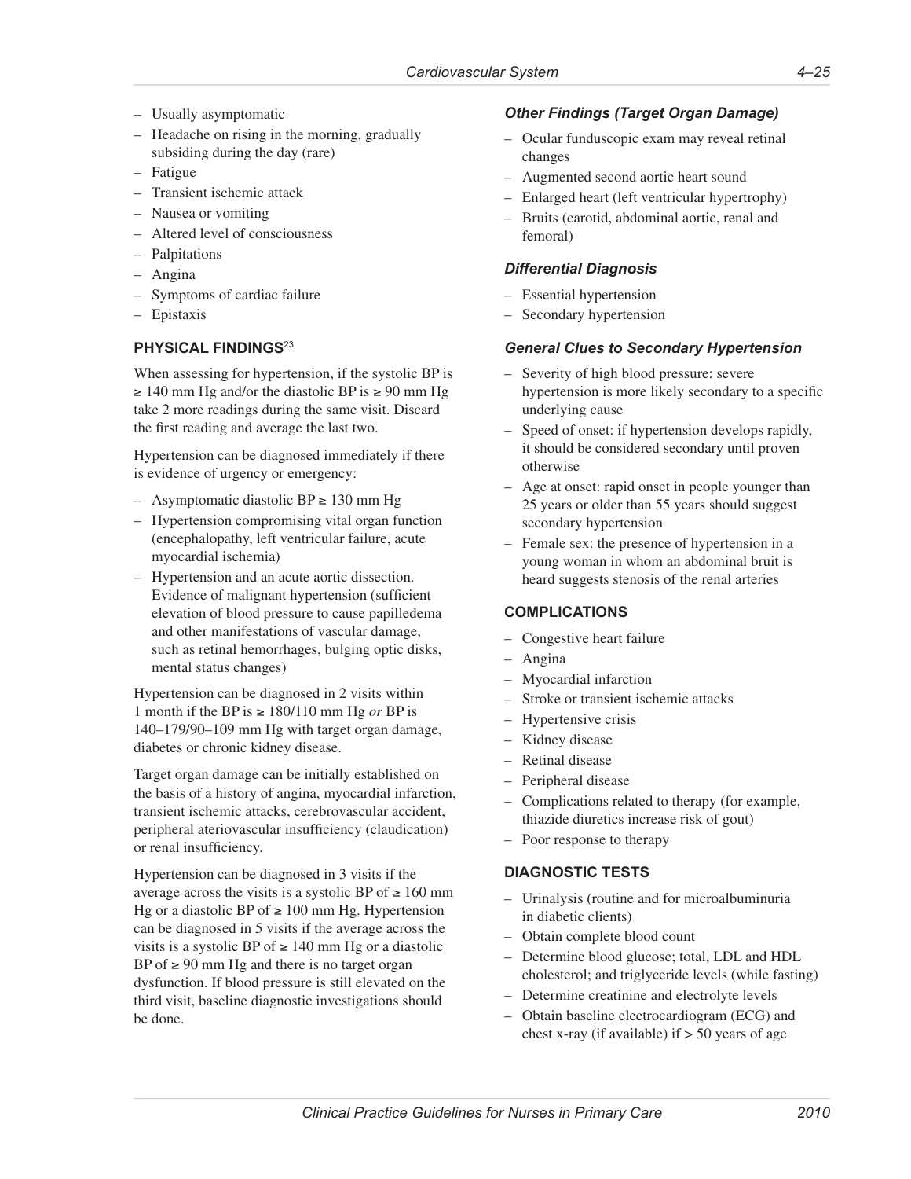– Usually asymptomatic
– Headache on rising in the morning, gradually subsiding during the day (rare)
– Fatigue
– Transient ischemic attack
– Nausea or vomiting
– Altered level of consciousness
– Palpitations
– Angina
– Symptoms of cardiac failure
– Epistaxis

### PHYSICAL FINDINGS[23]

When assessing for hypertension, if the systolic BP is ≥ 140 mm Hg and/or the diastolic BP is ≥ 90 mm Hg take 2 more readings during the same visit. Discard the first reading and average the last two.

Hypertension can be diagnosed immediately if there is evidence of urgency or emergency:

– Asymptomatic diastolic BP ≥ 130 mm Hg
– Hypertension compromising vital organ function (encephalopathy, left ventricular failure, acute myocardial ischemia)
– Hypertension and an acute aortic dissection. Evidence of malignant hypertension (sufficient elevation of blood pressure to cause papilledema and other manifestations of vascular damage, such as retinal hemorrhages, bulging optic disks, mental status changes)

Hypertension can be diagnosed in 2 visits within 1 month if the BP is ≥ 180/110 mm Hg *or* BP is 140–179/90–109 mm Hg with target organ damage, diabetes or chronic kidney disease.

Target organ damage can be initially established on the basis of a history of angina, myocardial infarction, transient ischemic attacks, cerebrovascular accident, peripheral ateriovascular insufficiency (claudication) or renal insufficiency.

Hypertension can be diagnosed in 3 visits if the average across the visits is a systolic BP of ≥ 160 mm Hg or a diastolic BP of ≥ 100 mm Hg. Hypertension can be diagnosed in 5 visits if the average across the visits is a systolic BP of ≥ 140 mm Hg or a diastolic BP of ≥ 90 mm Hg and there is no target organ dysfunction. If blood pressure is still elevated on the third visit, baseline diagnostic investigations should be done.

#### *Other Findings (Target Organ Damage)*

– Ocular funduscopic exam may reveal retinal changes
– Augmented second aortic heart sound
– Enlarged heart (left ventricular hypertrophy)
– Bruits (carotid, abdominal aortic, renal and femoral)

#### *Differential Diagnosis*

– Essential hypertension
– Secondary hypertension

#### *General Clues to Secondary Hypertension*

– Severity of high blood pressure: severe hypertension is more likely secondary to a specific underlying cause
– Speed of onset: if hypertension develops rapidly, it should be considered secondary until proven otherwise
– Age at onset: rapid onset in people younger than 25 years or older than 55 years should suggest secondary hypertension
– Female sex: the presence of hypertension in a young woman in whom an abdominal bruit is heard suggests stenosis of the renal arteries

### COMPLICATIONS

– Congestive heart failure
– Angina
– Myocardial infarction
– Stroke or transient ischemic attacks
– Hypertensive crisis
– Kidney disease
– Retinal disease
– Peripheral disease
– Complications related to therapy (for example, thiazide diuretics increase risk of gout)
– Poor response to therapy

### DIAGNOSTIC TESTS

– Urinalysis (routine and for microalbuminuria in diabetic clients)
– Obtain complete blood count
– Determine blood glucose; total, LDL and HDL cholesterol; and triglyceride levels (while fasting)
– Determine creatinine and electrolyte levels
– Obtain baseline electrocardiogram (ECG) and chest x-ray (if available) if > 50 years of age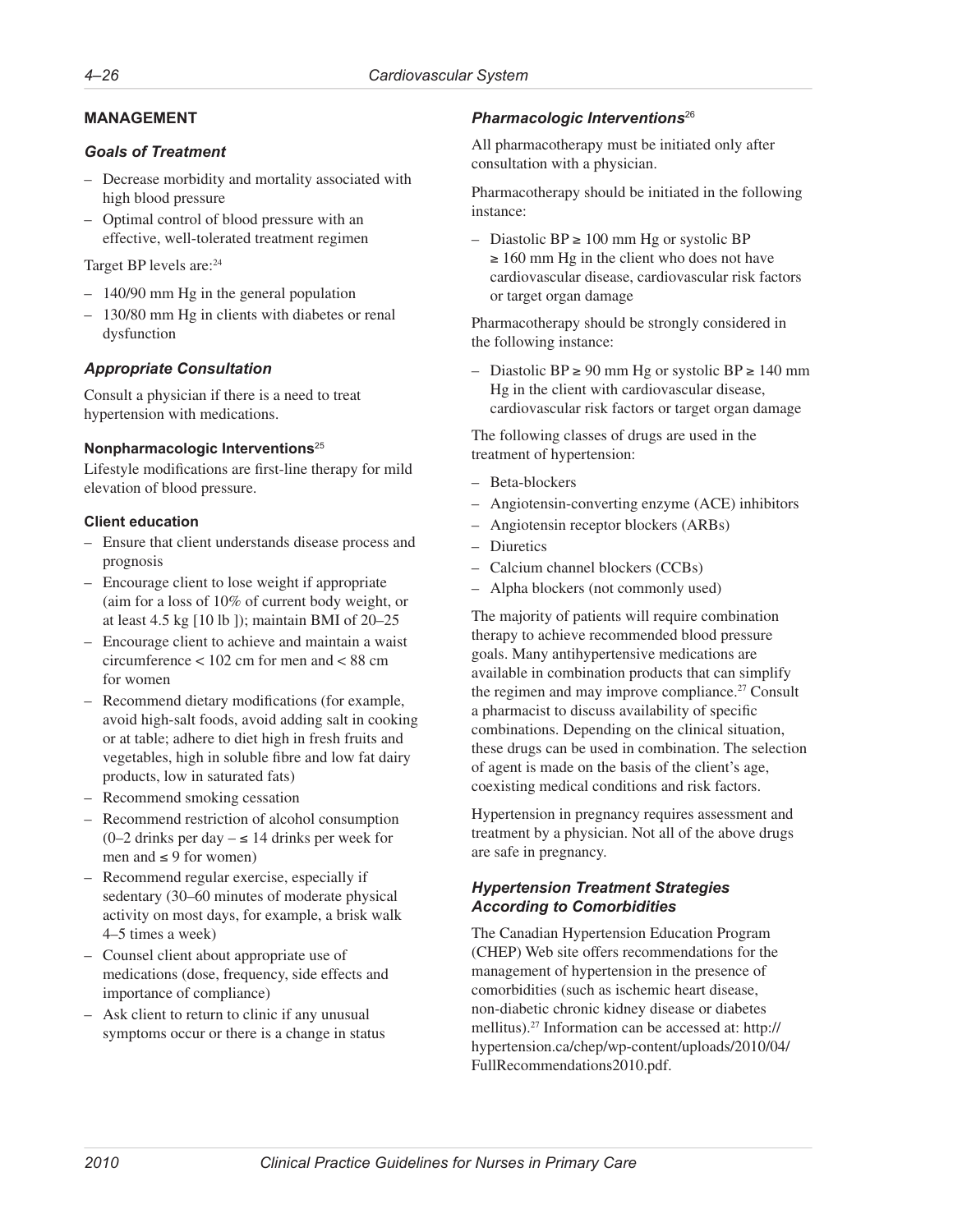## MANAGEMENT

### *Goals of Treatment*

- Decrease morbidity and mortality associated with high blood pressure
- Optimal control of blood pressure with an effective, well-tolerated treatment regimen

Target BP levels are:[24]

- 140/90 mm Hg in the general population
- 130/80 mm Hg in clients with diabetes or renal dysfunction

### *Appropriate Consultation*

Consult a physician if there is a need to treat hypertension with medications.

#### Nonpharmacologic Interventions[25]

Lifestyle modifications are first-line therapy for mild elevation of blood pressure.

#### Client education

- Ensure that client understands disease process and prognosis
- Encourage client to lose weight if appropriate (aim for a loss of 10% of current body weight, or at least 4.5 kg [10 lb ]); maintain BMI of 20–25
- Encourage client to achieve and maintain a waist circumference < 102 cm for men and < 88 cm for women
- Recommend dietary modifications (for example, avoid high-salt foods, avoid adding salt in cooking or at table; adhere to diet high in fresh fruits and vegetables, high in soluble fibre and low fat dairy products, low in saturated fats)
- Recommend smoking cessation
- Recommend restriction of alcohol consumption (0–2 drinks per day – ≤ 14 drinks per week for men and ≤ 9 for women)
- Recommend regular exercise, especially if sedentary (30–60 minutes of moderate physical activity on most days, for example, a brisk walk 4–5 times a week)
- Counsel client about appropriate use of medications (dose, frequency, side effects and importance of compliance)
- Ask client to return to clinic if any unusual symptoms occur or there is a change in status

### *Pharmacologic Interventions*[26]

All pharmacotherapy must be initiated only after consultation with a physician.

Pharmacotherapy should be initiated in the following instance:

- Diastolic BP ≥ 100 mm Hg or systolic BP ≥ 160 mm Hg in the client who does not have cardiovascular disease, cardiovascular risk factors or target organ damage

Pharmacotherapy should be strongly considered in the following instance:

- Diastolic BP ≥ 90 mm Hg or systolic BP ≥ 140 mm Hg in the client with cardiovascular disease, cardiovascular risk factors or target organ damage

The following classes of drugs are used in the treatment of hypertension:

- Beta-blockers
- Angiotensin-converting enzyme (ACE) inhibitors
- Angiotensin receptor blockers (ARBs)
- Diuretics
- Calcium channel blockers (CCBs)
- Alpha blockers (not commonly used)

The majority of patients will require combination therapy to achieve recommended blood pressure goals. Many antihypertensive medications are available in combination products that can simplify the regimen and may improve compliance.[27] Consult a pharmacist to discuss availability of specific combinations. Depending on the clinical situation, these drugs can be used in combination. The selection of agent is made on the basis of the client's age, coexisting medical conditions and risk factors.

Hypertension in pregnancy requires assessment and treatment by a physician. Not all of the above drugs are safe in pregnancy.

### *Hypertension Treatment Strategies According to Comorbidities*

The Canadian Hypertension Education Program (CHEP) Web site offers recommendations for the management of hypertension in the presence of comorbidities (such as ischemic heart disease, non-diabetic chronic kidney disease or diabetes mellitus).[27] Information can be accessed at: http://hypertension.ca/chep/wp-content/uploads/2010/04/FullRecommendations2010.pdf.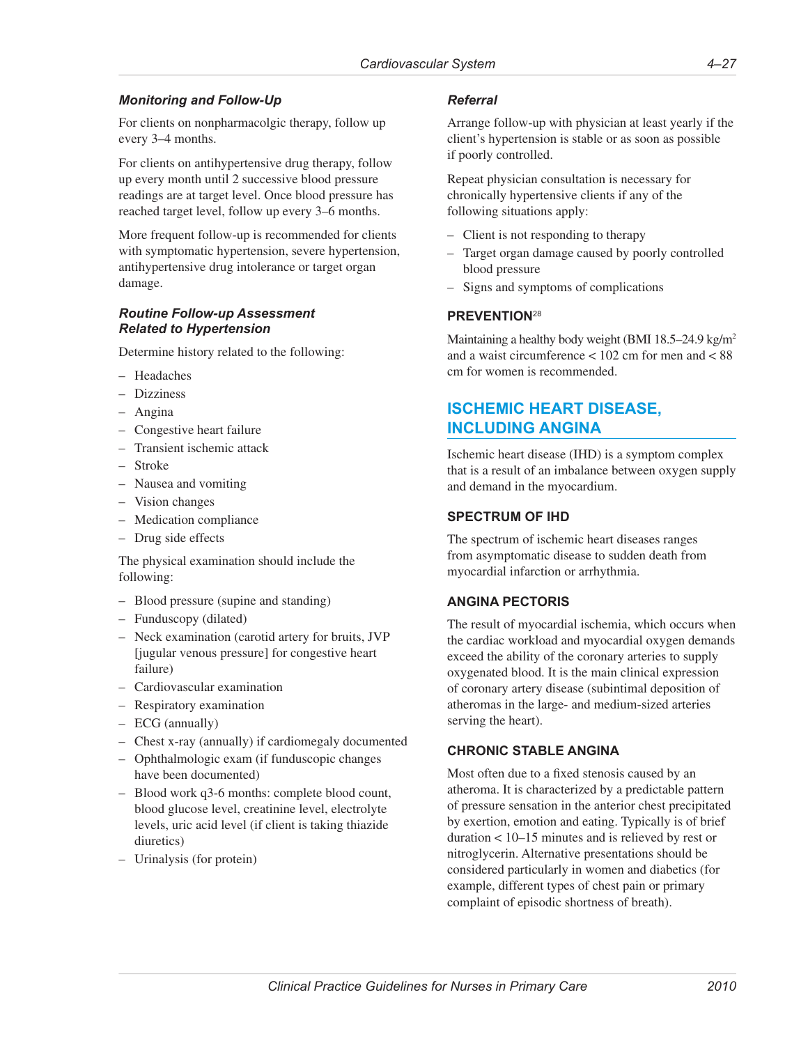### Monitoring and Follow-Up

For clients on nonpharmacolgic therapy, follow up every 3–4 months.

For clients on antihypertensive drug therapy, follow up every month until 2 successive blood pressure readings are at target level. Once blood pressure has reached target level, follow up every 3–6 months.

More frequent follow-up is recommended for clients with symptomatic hypertension, severe hypertension, antihypertensive drug intolerance or target organ damage.

### Routine Follow-up Assessment Related to Hypertension

Determine history related to the following:

- Headaches
- Dizziness
- Angina
- Congestive heart failure
- Transient ischemic attack
- Stroke
- Nausea and vomiting
- Vision changes
- Medication compliance
- Drug side effects

The physical examination should include the following:

- Blood pressure (supine and standing)
- Funduscopy (dilated)
- Neck examination (carotid artery for bruits, JVP [jugular venous pressure] for congestive heart failure)
- Cardiovascular examination
- Respiratory examination
- ECG (annually)
- Chest x-ray (annually) if cardiomegaly documented
- Ophthalmologic exam (if funduscopic changes have been documented)
- Blood work q3-6 months: complete blood count, blood glucose level, creatinine level, electrolyte levels, uric acid level (if client is taking thiazide diuretics)
- Urinalysis (for protein)

### Referral

Arrange follow-up with physician at least yearly if the client's hypertension is stable or as soon as possible if poorly controlled.

Repeat physician consultation is necessary for chronically hypertensive clients if any of the following situations apply:

- Client is not responding to therapy
- Target organ damage caused by poorly controlled blood pressure
- Signs and symptoms of complications

## PREVENTION[28]

Maintaining a healthy body weight (BMI 18.5–24.9 $kg/m^2$ and a waist circumference < 102 cm for men and < 88 cm for women is recommended.

# ISCHEMIC HEART DISEASE, INCLUDING ANGINA

Ischemic heart disease (IHD) is a symptom complex that is a result of an imbalance between oxygen supply and demand in the myocardium.

## SPECTRUM OF IHD

The spectrum of ischemic heart diseases ranges from asymptomatic disease to sudden death from myocardial infarction or arrhythmia.

## ANGINA PECTORIS

The result of myocardial ischemia, which occurs when the cardiac workload and myocardial oxygen demands exceed the ability of the coronary arteries to supply oxygenated blood. It is the main clinical expression of coronary artery disease (subintimal deposition of atheromas in the large- and medium-sized arteries serving the heart).

## CHRONIC STABLE ANGINA

Most often due to a fixed stenosis caused by an atheroma. It is characterized by a predictable pattern of pressure sensation in the anterior chest precipitated by exertion, emotion and eating. Typically is of brief duration < 10–15 minutes and is relieved by rest or nitroglycerin. Alternative presentations should be considered particularly in women and diabetics (for example, different types of chest pain or primary complaint of episodic shortness of breath).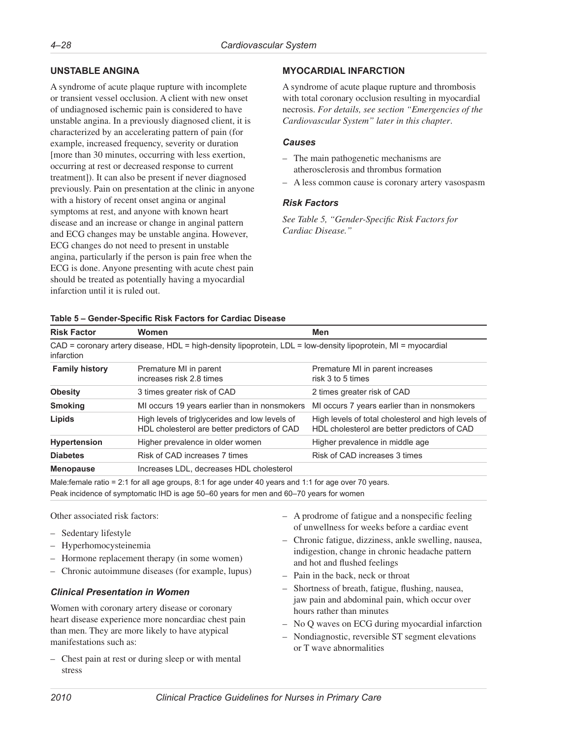## UNSTABLE ANGINA

A syndrome of acute plaque rupture with incomplete or transient vessel occlusion. A client with new onset of undiagnosed ischemic pain is considered to have unstable angina. In a previously diagnosed client, it is characterized by an accelerating pattern of pain (for example, increased frequency, severity or duration [more than 30 minutes, occurring with less exertion, occurring at rest or decreased response to current treatment]). It can also be present if never diagnosed previously. Pain on presentation at the clinic in anyone with a history of recent onset angina or anginal symptoms at rest, and anyone with known heart disease and an increase or change in anginal pattern and ECG changes may be unstable angina. However, ECG changes do not need to present in unstable angina, particularly if the person is pain free when the ECG is done. Anyone presenting with acute chest pain should be treated as potentially having a myocardial infarction until it is ruled out.

## MYOCARDIAL INFARCTION

A syndrome of acute plaque rupture and thrombosis with total coronary occlusion resulting in myocardial necrosis. *For details, see section "Emergencies of the Cardiovascular System" later in this chapter*.

### Causes

- The main pathogenetic mechanisms are atherosclerosis and thrombus formation
- A less common cause is coronary artery vasospasm

### Risk Factors

*See Table 5, "Gender-Specific Risk Factors for Cardiac Disease."*

**Table 5 – Gender-Specific Risk Factors for Cardiac Disease**

| Risk Factor | Women | Men |
|---|---|---|
| CAD = coronary artery disease, HDL = high-density lipoprotein, LDL = low-density lipoprotein, MI = myocardial infarction | | |
| **Family history** | Premature MI in parent increases risk 2.8 times | Premature MI in parent increases risk 3 to 5 times |
| **Obesity** | 3 times greater risk of CAD | 2 times greater risk of CAD |
| **Smoking** | MI occurs 19 years earlier than in nonsmokers | MI occurs 7 years earlier than in nonsmokers |
| **Lipids** | High levels of triglycerides and low levels of HDL cholesterol are better predictors of CAD | High levels of total cholesterol and high levels of HDL cholesterol are better predictors of CAD |
| **Hypertension** | Higher prevalence in older women | Higher prevalence in middle age |
| **Diabetes** | Risk of CAD increases 7 times | Risk of CAD increases 3 times |
| **Menopause** | Increases LDL, decreases HDL cholesterol | |

Male:female ratio = 2:1 for all age groups, 8:1 for age under 40 years and 1:1 for age over 70 years.
Peak incidence of symptomatic IHD is age 50–60 years for men and 60–70 years for women

Other associated risk factors:

- Sedentary lifestyle
- Hyperhomocysteinemia
- Hormone replacement therapy (in some women)
- Chronic autoimmune diseases (for example, lupus)

### Clinical Presentation in Women

Women with coronary artery disease or coronary heart disease experience more noncardiac chest pain than men. They are more likely to have atypical manifestations such as:

- Chest pain at rest or during sleep or with mental stress
- A prodrome of fatigue and a nonspecific feeling of unwellness for weeks before a cardiac event
- Chronic fatigue, dizziness, ankle swelling, nausea, indigestion, change in chronic headache pattern and hot and flushed feelings
- Pain in the back, neck or throat
- Shortness of breath, fatigue, flushing, nausea, jaw pain and abdominal pain, which occur over hours rather than minutes
- No Q waves on ECG during myocardial infarction
- Nondiagnostic, reversible ST segment elevations or T wave abnormalities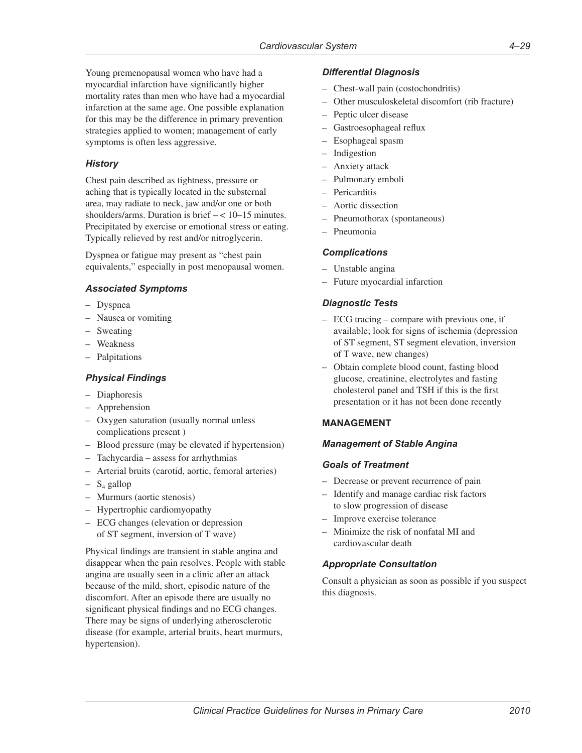Young premenopausal women who have had a myocardial infarction have significantly higher mortality rates than men who have had a myocardial infarction at the same age. One possible explanation for this may be the difference in primary prevention strategies applied to women; management of early symptoms is often less aggressive.

### *History*

Chest pain described as tightness, pressure or aching that is typically located in the substernal area, may radiate to neck, jaw and/or one or both shoulders/arms. Duration is brief – < 10–15 minutes. Precipitated by exercise or emotional stress or eating. Typically relieved by rest and/or nitroglycerin.

Dyspnea or fatigue may present as "chest pain equivalents," especially in post menopausal women.

### *Associated Symptoms*

- Dyspnea
- Nausea or vomiting
- Sweating
- Weakness
- Palpitations

### *Physical Findings*

- Diaphoresis
- Apprehension
- Oxygen saturation (usually normal unless complications present )
- Blood pressure (may be elevated if hypertension)
- Tachycardia – assess for arrhythmias
- Arterial bruits (carotid, aortic, femoral arteries)
- $S_4$ gallop
- Murmurs (aortic stenosis)
- Hypertrophic cardiomyopathy
- ECG changes (elevation or depression of ST segment, inversion of T wave)

Physical findings are transient in stable angina and disappear when the pain resolves. People with stable angina are usually seen in a clinic after an attack because of the mild, short, episodic nature of the discomfort. After an episode there are usually no significant physical findings and no ECG changes. There may be signs of underlying atherosclerotic disease (for example, arterial bruits, heart murmurs, hypertension).

### *Differential Diagnosis*

- Chest-wall pain (costochondritis)
- Other musculoskeletal discomfort (rib fracture)
- Peptic ulcer disease
- Gastroesophageal reflux
- Esophageal spasm
- Indigestion
- Anxiety attack
- Pulmonary emboli
- Pericarditis
- Aortic dissection
- Pneumothorax (spontaneous)
- Pneumonia

### *Complications*

- Unstable angina
- Future myocardial infarction

### *Diagnostic Tests*

- ECG tracing – compare with previous one, if available; look for signs of ischemia (depression of ST segment, ST segment elevation, inversion of T wave, new changes)
- Obtain complete blood count, fasting blood glucose, creatinine, electrolytes and fasting cholesterol panel and TSH if this is the first presentation or it has not been done recently

## MANAGEMENT

### *Management of Stable Angina*

### *Goals of Treatment*

- Decrease or prevent recurrence of pain
- Identify and manage cardiac risk factors to slow progression of disease
- Improve exercise tolerance
- Minimize the risk of nonfatal MI and cardiovascular death

### *Appropriate Consultation*

Consult a physician as soon as possible if you suspect this diagnosis.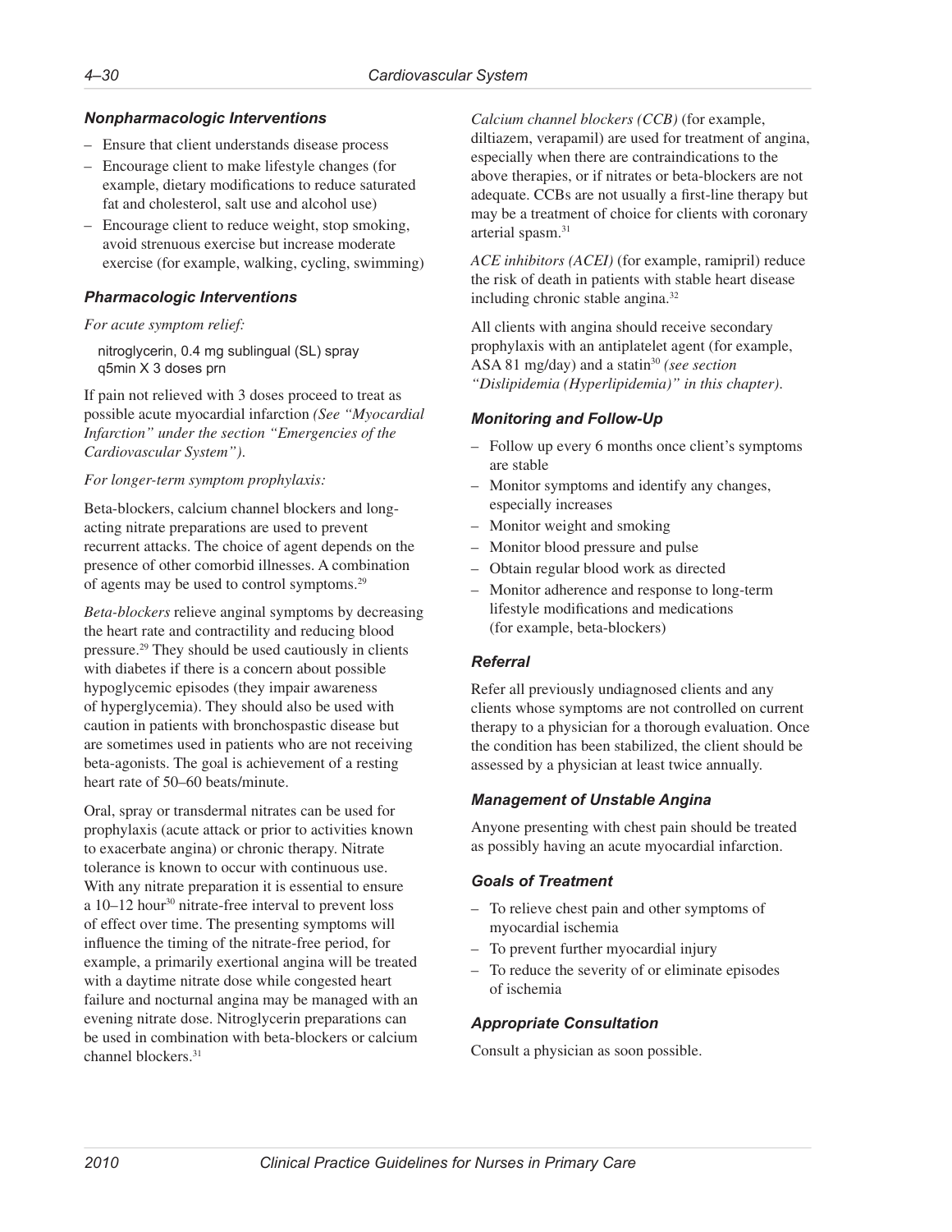### Nonpharmacologic Interventions

- Ensure that client understands disease process
- Encourage client to make lifestyle changes (for example, dietary modifications to reduce saturated fat and cholesterol, salt use and alcohol use)
- Encourage client to reduce weight, stop smoking, avoid strenuous exercise but increase moderate exercise (for example, walking, cycling, swimming)

### Pharmacologic Interventions

*For acute symptom relief:*

nitroglycerin, 0.4 mg sublingual (SL) spray q5min X 3 doses prn

If pain not relieved with 3 doses proceed to treat as possible acute myocardial infarction *(See "Myocardial Infarction" under the section "Emergencies of the Cardiovascular System").*

*For longer-term symptom prophylaxis:*

Beta-blockers, calcium channel blockers and long-acting nitrate preparations are used to prevent recurrent attacks. The choice of agent depends on the presence of other comorbid illnesses. A combination of agents may be used to control symptoms.[29]

*Beta-blockers* relieve anginal symptoms by decreasing the heart rate and contractility and reducing blood pressure.[29] They should be used cautiously in clients with diabetes if there is a concern about possible hypoglycemic episodes (they impair awareness of hyperglycemia). They should also be used with caution in patients with bronchospastic disease but are sometimes used in patients who are not receiving beta-agonists. The goal is achievement of a resting heart rate of 50–60 beats/minute.

Oral, spray or transdermal nitrates can be used for prophylaxis (acute attack or prior to activities known to exacerbate angina) or chronic therapy. Nitrate tolerance is known to occur with continuous use. With any nitrate preparation it is essential to ensure a 10–12 hour[30] nitrate-free interval to prevent loss of effect over time. The presenting symptoms will influence the timing of the nitrate-free period, for example, a primarily exertional angina will be treated with a daytime nitrate dose while congested heart failure and nocturnal angina may be managed with an evening nitrate dose. Nitroglycerin preparations can be used in combination with beta-blockers or calcium channel blockers.[31]

*Calcium channel blockers (CCB)* (for example, diltiazem, verapamil) are used for treatment of angina, especially when there are contraindications to the above therapies, or if nitrates or beta-blockers are not adequate. CCBs are not usually a first-line therapy but may be a treatment of choice for clients with coronary arterial spasm.[31]

*ACE inhibitors (ACEI)* (for example, ramipril) reduce the risk of death in patients with stable heart disease including chronic stable angina.[32]

All clients with angina should receive secondary prophylaxis with an antiplatelet agent (for example, ASA 81 mg/day) and a statin[30] *(see section "Dislipidemia (Hyperlipidemia)" in this chapter).*

### Monitoring and Follow-Up

- Follow up every 6 months once client's symptoms are stable
- Monitor symptoms and identify any changes, especially increases
- Monitor weight and smoking
- Monitor blood pressure and pulse
- Obtain regular blood work as directed
- Monitor adherence and response to long-term lifestyle modifications and medications (for example, beta-blockers)

### Referral

Refer all previously undiagnosed clients and any clients whose symptoms are not controlled on current therapy to a physician for a thorough evaluation. Once the condition has been stabilized, the client should be assessed by a physician at least twice annually.

### Management of Unstable Angina

Anyone presenting with chest pain should be treated as possibly having an acute myocardial infarction.

### Goals of Treatment

- To relieve chest pain and other symptoms of myocardial ischemia
- To prevent further myocardial injury
- To reduce the severity of or eliminate episodes of ischemia

### Appropriate Consultation

Consult a physician as soon possible.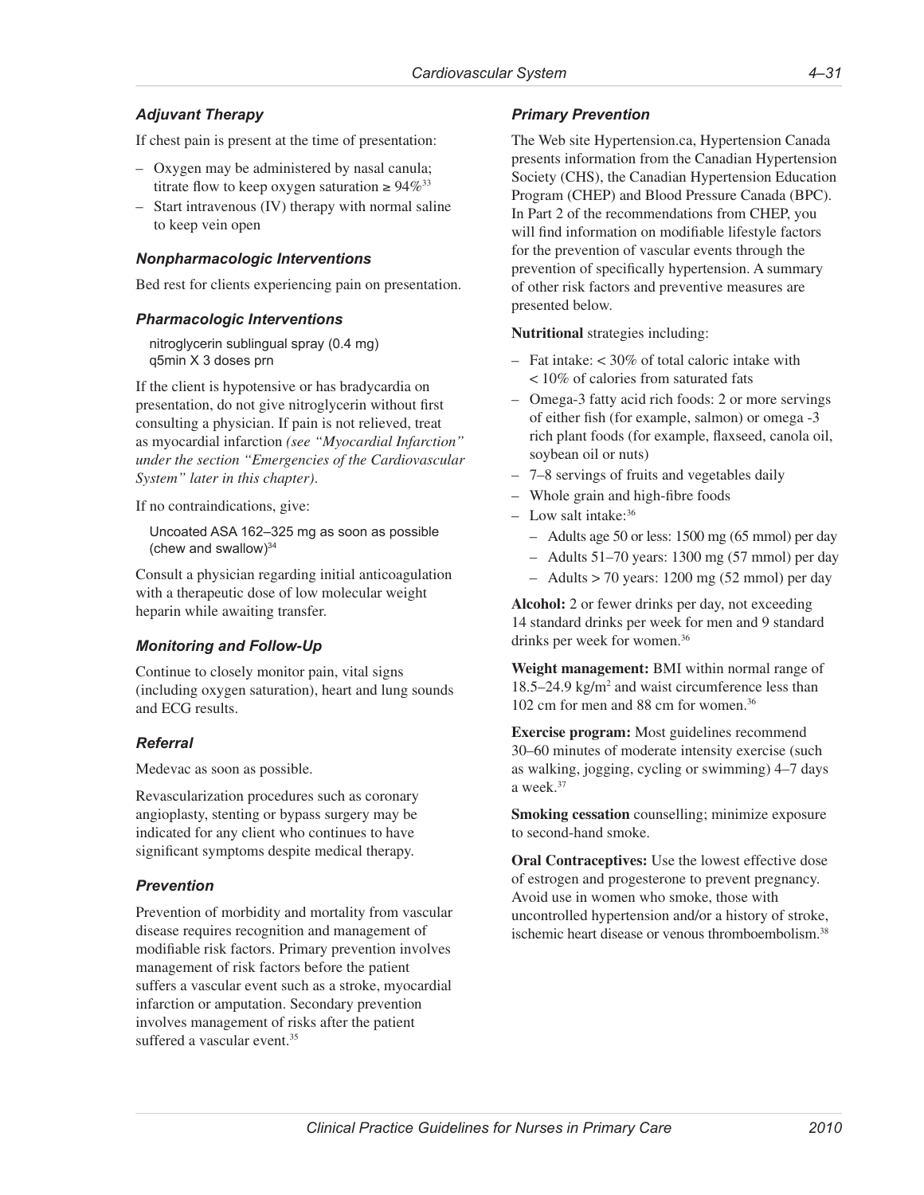### Adjuvant Therapy

If chest pain is present at the time of presentation:

- Oxygen may be administered by nasal canula; titrate flow to keep oxygen saturation ≥ 94%[33]
- Start intravenous (IV) therapy with normal saline to keep vein open

### Nonpharmacologic Interventions

Bed rest for clients experiencing pain on presentation.

### Pharmacologic Interventions

nitroglycerin sublingual spray (0.4 mg) q5min X 3 doses prn

If the client is hypotensive or has bradycardia on presentation, do not give nitroglycerin without first consulting a physician. If pain is not relieved, treat as myocardial infarction *(see "Myocardial Infarction" under the section "Emergencies of the Cardiovascular System" later in this chapter).*

If no contraindications, give:

Uncoated ASA 162–325 mg as soon as possible (chew and swallow)[34]

Consult a physician regarding initial anticoagulation with a therapeutic dose of low molecular weight heparin while awaiting transfer.

### Monitoring and Follow-Up

Continue to closely monitor pain, vital signs (including oxygen saturation), heart and lung sounds and ECG results.

### Referral

Medevac as soon as possible.

Revascularization procedures such as coronary angioplasty, stenting or bypass surgery may be indicated for any client who continues to have significant symptoms despite medical therapy.

### Prevention

Prevention of morbidity and mortality from vascular disease requires recognition and management of modifiable risk factors. Primary prevention involves management of risk factors before the patient suffers a vascular event such as a stroke, myocardial infarction or amputation. Secondary prevention involves management of risks after the patient suffered a vascular event.[35]

### Primary Prevention

The Web site Hypertension.ca, Hypertension Canada presents information from the Canadian Hypertension Society (CHS), the Canadian Hypertension Education Program (CHEP) and Blood Pressure Canada (BPC). In Part 2 of the recommendations from CHEP, you will find information on modifiable lifestyle factors for the prevention of vascular events through the prevention of specifically hypertension. A summary of other risk factors and preventive measures are presented below.

**Nutritional** strategies including:

- Fat intake: < 30% of total caloric intake with < 10% of calories from saturated fats
- Omega-3 fatty acid rich foods: 2 or more servings of either fish (for example, salmon) or omega -3 rich plant foods (for example, flaxseed, canola oil, soybean oil or nuts)
- 7–8 servings of fruits and vegetables daily
- Whole grain and high-fibre foods
- Low salt intake:[36]
  - Adults age 50 or less: 1500 mg (65 mmol) per day
  - Adults 51–70 years: 1300 mg (57 mmol) per day
  - Adults > 70 years: 1200 mg (52 mmol) per day

**Alcohol:** 2 or fewer drinks per day, not exceeding 14 standard drinks per week for men and 9 standard drinks per week for women.[36]

**Weight management:** BMI within normal range of 18.5–24.9 kg/m$^2$ and waist circumference less than 102 cm for men and 88 cm for women.[36]

**Exercise program:** Most guidelines recommend 30–60 minutes of moderate intensity exercise (such as walking, jogging, cycling or swimming) 4–7 days a week.[37]

**Smoking cessation** counselling; minimize exposure to second-hand smoke.

**Oral Contraceptives:** Use the lowest effective dose of estrogen and progesterone to prevent pregnancy. Avoid use in women who smoke, those with uncontrolled hypertension and/or a history of stroke, ischemic heart disease or venous thromboembolism.[38]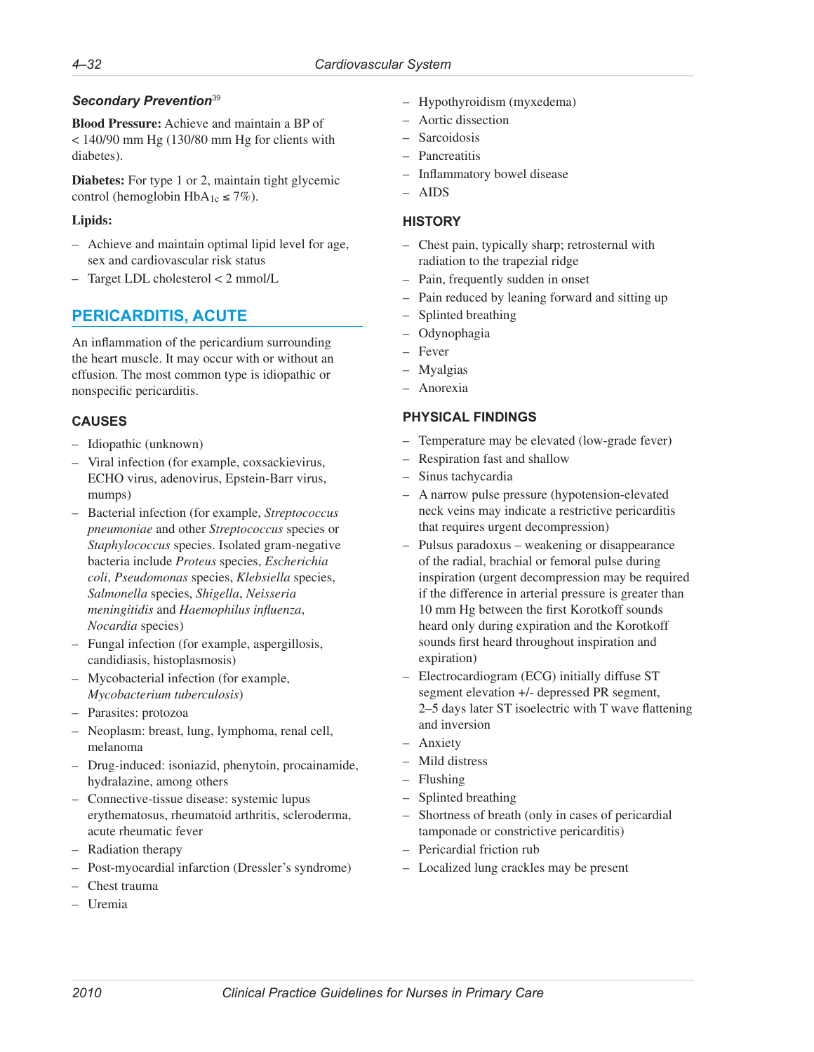### *Secondary Prevention*[39]

**Blood Pressure:** Achieve and maintain a BP of < 140/90 mm Hg (130/80 mm Hg for clients with diabetes).

**Diabetes:** For type 1 or 2, maintain tight glycemic control (hemoglobin $HbA_{1c} \leq 7\%$).

**Lipids:**

- Achieve and maintain optimal lipid level for age, sex and cardiovascular risk status
- Target LDL cholesterol < 2 mmol/L

## PERICARDITIS, ACUTE

An inflammation of the pericardium surrounding the heart muscle. It may occur with or without an effusion. The most common type is idiopathic or nonspecific pericarditis.

### CAUSES

- Idiopathic (unknown)
- Viral infection (for example, coxsackievirus, ECHO virus, adenovirus, Epstein-Barr virus, mumps)
- Bacterial infection (for example, *Streptococcus pneumoniae* and other *Streptococcus* species or *Staphylococcus* species. Isolated gram-negative bacteria include *Proteus* species, *Escherichia coli*, *Pseudomonas* species, *Klebsiella* species, *Salmonella* species, *Shigella*, *Neisseria meningitidis* and *Haemophilus influenza*, *Nocardia* species)
- Fungal infection (for example, aspergillosis, candidiasis, histoplasmosis)
- Mycobacterial infection (for example, *Mycobacterium tuberculosis*)
- Parasites: protozoa
- Neoplasm: breast, lung, lymphoma, renal cell, melanoma
- Drug-induced: isoniazid, phenytoin, procainamide, hydralazine, among others
- Connective-tissue disease: systemic lupus erythematosus, rheumatoid arthritis, scleroderma, acute rheumatic fever
- Radiation therapy
- Post-myocardial infarction (Dressler's syndrome)
- Chest trauma
- Uremia
- Hypothyroidism (myxedema)
- Aortic dissection
- Sarcoidosis
- Pancreatitis
- Inflammatory bowel disease
- AIDS

### HISTORY

- Chest pain, typically sharp; retrosternal with radiation to the trapezial ridge
- Pain, frequently sudden in onset
- Pain reduced by leaning forward and sitting up
- Splinted breathing
- Odynophagia
- Fever
- Myalgias
- Anorexia

### PHYSICAL FINDINGS

- Temperature may be elevated (low-grade fever)
- Respiration fast and shallow
- Sinus tachycardia
- A narrow pulse pressure (hypotension-elevated neck veins may indicate a restrictive pericarditis that requires urgent decompression)
- Pulsus paradoxus – weakening or disappearance of the radial, brachial or femoral pulse during inspiration (urgent decompression may be required if the difference in arterial pressure is greater than 10 mm Hg between the first Korotkoff sounds heard only during expiration and the Korotkoff sounds first heard throughout inspiration and expiration)
- Electrocardiogram (ECG) initially diffuse ST segment elevation +/- depressed PR segment, 2–5 days later ST isoelectric with T wave flattening and inversion
- Anxiety
- Mild distress
- Flushing
- Splinted breathing
- Shortness of breath (only in cases of pericardial tamponade or constrictive pericarditis)
- Pericardial friction rub
- Localized lung crackles may be present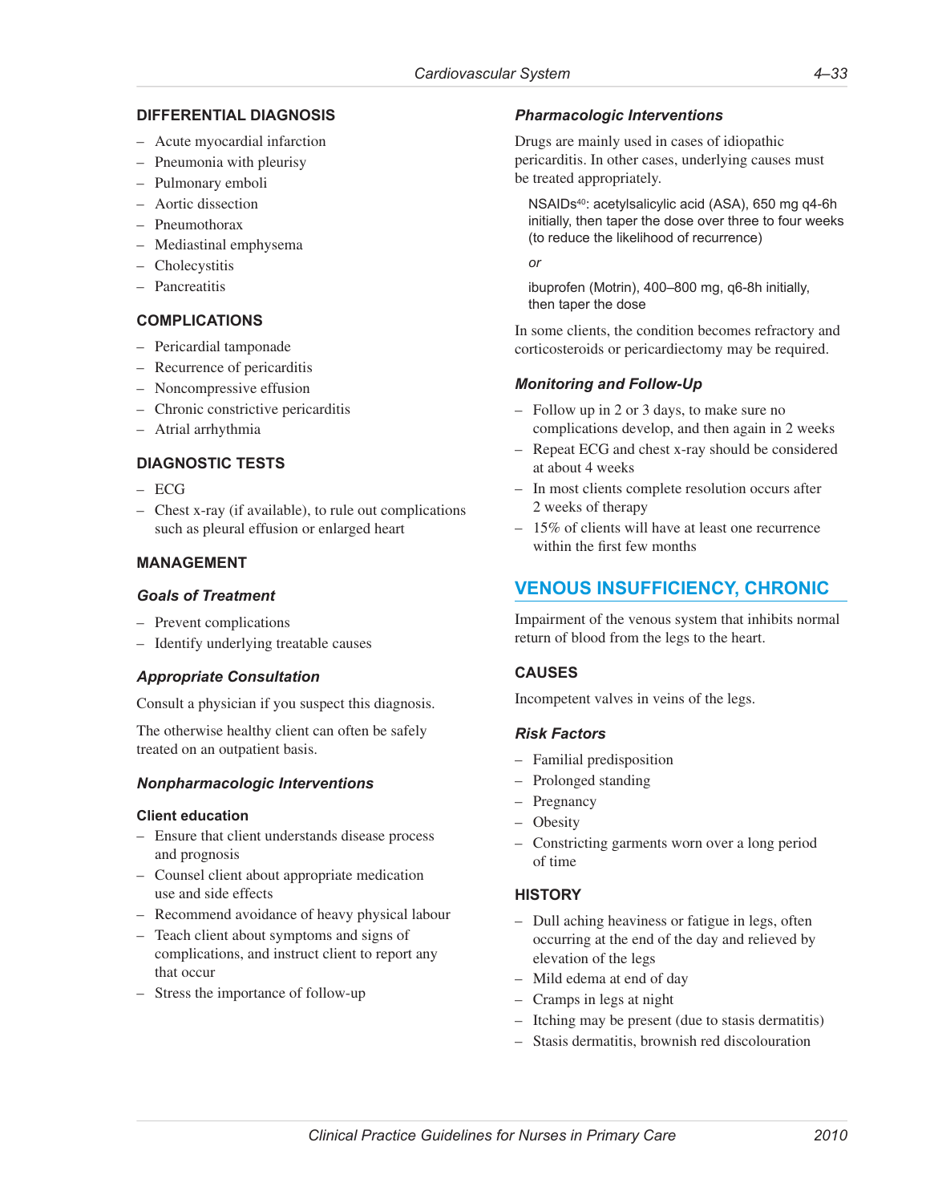## DIFFERENTIAL DIAGNOSIS

- Acute myocardial infarction
- Pneumonia with pleurisy
- Pulmonary emboli
- Aortic dissection
- Pneumothorax
- Mediastinal emphysema
- Cholecystitis
- Pancreatitis

## COMPLICATIONS

- Pericardial tamponade
- Recurrence of pericarditis
- Noncompressive effusion
- Chronic constrictive pericarditis
- Atrial arrhythmia

## DIAGNOSTIC TESTS

- ECG
- Chest x-ray (if available), to rule out complications such as pleural effusion or enlarged heart

## MANAGEMENT

### *Goals of Treatment*

- Prevent complications
- Identify underlying treatable causes

### *Appropriate Consultation*

Consult a physician if you suspect this diagnosis.

The otherwise healthy client can often be safely treated on an outpatient basis.

### *Nonpharmacologic Interventions*

#### Client education

- Ensure that client understands disease process and prognosis
- Counsel client about appropriate medication use and side effects
- Recommend avoidance of heavy physical labour
- Teach client about symptoms and signs of complications, and instruct client to report any that occur
- Stress the importance of follow-up

### *Pharmacologic Interventions*

Drugs are mainly used in cases of idiopathic pericarditis. In other cases, underlying causes must be treated appropriately.

NSAIDs[40]: acetylsalicylic acid (ASA), 650 mg q4-6h initially, then taper the dose over three to four weeks (to reduce the likelihood of recurrence)

*or*

ibuprofen (Motrin), 400–800 mg, q6-8h initially, then taper the dose

In some clients, the condition becomes refractory and corticosteroids or pericardiectomy may be required.

### *Monitoring and Follow-Up*

- Follow up in 2 or 3 days, to make sure no complications develop, and then again in 2 weeks
- Repeat ECG and chest x-ray should be considered at about 4 weeks
- In most clients complete resolution occurs after 2 weeks of therapy
- 15% of clients will have at least one recurrence within the first few months

# VENOUS INSUFFICIENCY, CHRONIC

Impairment of the venous system that inhibits normal return of blood from the legs to the heart.

## CAUSES

Incompetent valves in veins of the legs.

### *Risk Factors*

- Familial predisposition
- Prolonged standing
- Pregnancy
- Obesity
- Constricting garments worn over a long period of time

## HISTORY

- Dull aching heaviness or fatigue in legs, often occurring at the end of the day and relieved by elevation of the legs
- Mild edema at end of day
- Cramps in legs at night
- Itching may be present (due to stasis dermatitis)
- Stasis dermatitis, brownish red discolouration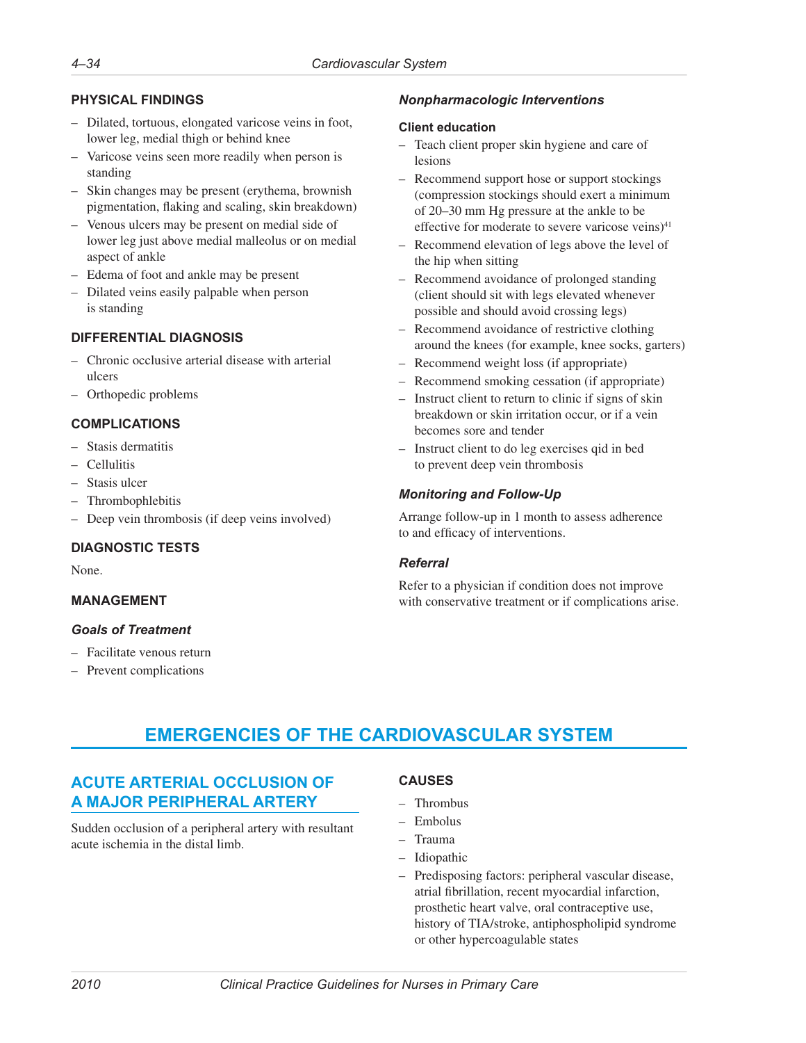### PHYSICAL FINDINGS

- Dilated, tortuous, elongated varicose veins in foot, lower leg, medial thigh or behind knee
- Varicose veins seen more readily when person is standing
- Skin changes may be present (erythema, brownish pigmentation, flaking and scaling, skin breakdown)
- Venous ulcers may be present on medial side of lower leg just above medial malleolus or on medial aspect of ankle
- Edema of foot and ankle may be present
- Dilated veins easily palpable when person is standing

### DIFFERENTIAL DIAGNOSIS

- Chronic occlusive arterial disease with arterial ulcers
- Orthopedic problems

### COMPLICATIONS

- Stasis dermatitis
- Cellulitis
- Stasis ulcer
- Thrombophlebitis
- Deep vein thrombosis (if deep veins involved)

### DIAGNOSTIC TESTS

None.

### MANAGEMENT

#### *Goals of Treatment*

- Facilitate venous return
- Prevent complications

#### *Nonpharmacologic Interventions*

**Client education**

- Teach client proper skin hygiene and care of lesions
- Recommend support hose or support stockings (compression stockings should exert a minimum of 20–30 mm Hg pressure at the ankle to be effective for moderate to severe varicose veins)[41]
- Recommend elevation of legs above the level of the hip when sitting
- Recommend avoidance of prolonged standing (client should sit with legs elevated whenever possible and should avoid crossing legs)
- Recommend avoidance of restrictive clothing around the knees (for example, knee socks, garters)
- Recommend weight loss (if appropriate)
- Recommend smoking cessation (if appropriate)
- Instruct client to return to clinic if signs of skin breakdown or skin irritation occur, or if a vein becomes sore and tender
- Instruct client to do leg exercises qid in bed to prevent deep vein thrombosis

#### *Monitoring and Follow-Up*

Arrange follow-up in 1 month to assess adherence to and efficacy of interventions.

#### *Referral*

Refer to a physician if condition does not improve with conservative treatment or if complications arise.

# EMERGENCIES OF THE CARDIOVASCULAR SYSTEM

## ACUTE ARTERIAL OCCLUSION OF A MAJOR PERIPHERAL ARTERY

Sudden occlusion of a peripheral artery with resultant acute ischemia in the distal limb.

### CAUSES

- Thrombus
- Embolus
- Trauma
- Idiopathic
- Predisposing factors: peripheral vascular disease, atrial fibrillation, recent myocardial infarction, prosthetic heart valve, oral contraceptive use, history of TIA/stroke, antiphospholipid syndrome or other hypercoagulable states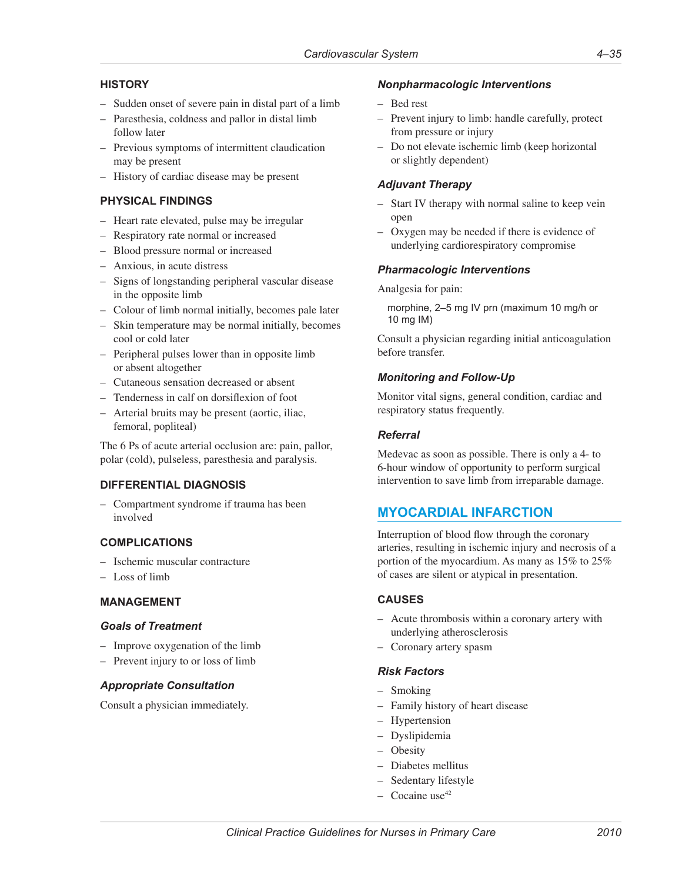### HISTORY

- Sudden onset of severe pain in distal part of a limb
- Paresthesia, coldness and pallor in distal limb follow later
- Previous symptoms of intermittent claudication may be present
- History of cardiac disease may be present

### PHYSICAL FINDINGS

- Heart rate elevated, pulse may be irregular
- Respiratory rate normal or increased
- Blood pressure normal or increased
- Anxious, in acute distress
- Signs of longstanding peripheral vascular disease in the opposite limb
- Colour of limb normal initially, becomes pale later
- Skin temperature may be normal initially, becomes cool or cold later
- Peripheral pulses lower than in opposite limb or absent altogether
- Cutaneous sensation decreased or absent
- Tenderness in calf on dorsiflexion of foot
- Arterial bruits may be present (aortic, iliac, femoral, popliteal)

The 6 Ps of acute arterial occlusion are: pain, pallor, polar (cold), pulseless, paresthesia and paralysis.

### DIFFERENTIAL DIAGNOSIS

- Compartment syndrome if trauma has been involved

### COMPLICATIONS

- Ischemic muscular contracture
- Loss of limb

### MANAGEMENT

#### *Goals of Treatment*

- Improve oxygenation of the limb
- Prevent injury to or loss of limb

#### *Appropriate Consultation*

Consult a physician immediately.

#### *Nonpharmacologic Interventions*

- Bed rest
- Prevent injury to limb: handle carefully, protect from pressure or injury
- Do not elevate ischemic limb (keep horizontal or slightly dependent)

#### *Adjuvant Therapy*

- Start IV therapy with normal saline to keep vein open
- Oxygen may be needed if there is evidence of underlying cardiorespiratory compromise

#### *Pharmacologic Interventions*

Analgesia for pain:

morphine, 2–5 mg IV prn (maximum 10 mg/h or 10 mg IM)

Consult a physician regarding initial anticoagulation before transfer.

#### *Monitoring and Follow-Up*

Monitor vital signs, general condition, cardiac and respiratory status frequently.

#### *Referral*

Medevac as soon as possible. There is only a 4- to 6-hour window of opportunity to perform surgical intervention to save limb from irreparable damage.

## MYOCARDIAL INFARCTION

Interruption of blood flow through the coronary arteries, resulting in ischemic injury and necrosis of a portion of the myocardium. As many as 15% to 25% of cases are silent or atypical in presentation.

### CAUSES

- Acute thrombosis within a coronary artery with underlying atherosclerosis
- Coronary artery spasm

#### *Risk Factors*

- Smoking
- Family history of heart disease
- Hypertension
- Dyslipidemia
- Obesity
- Diabetes mellitus
- Sedentary lifestyle
- Cocaine use[42]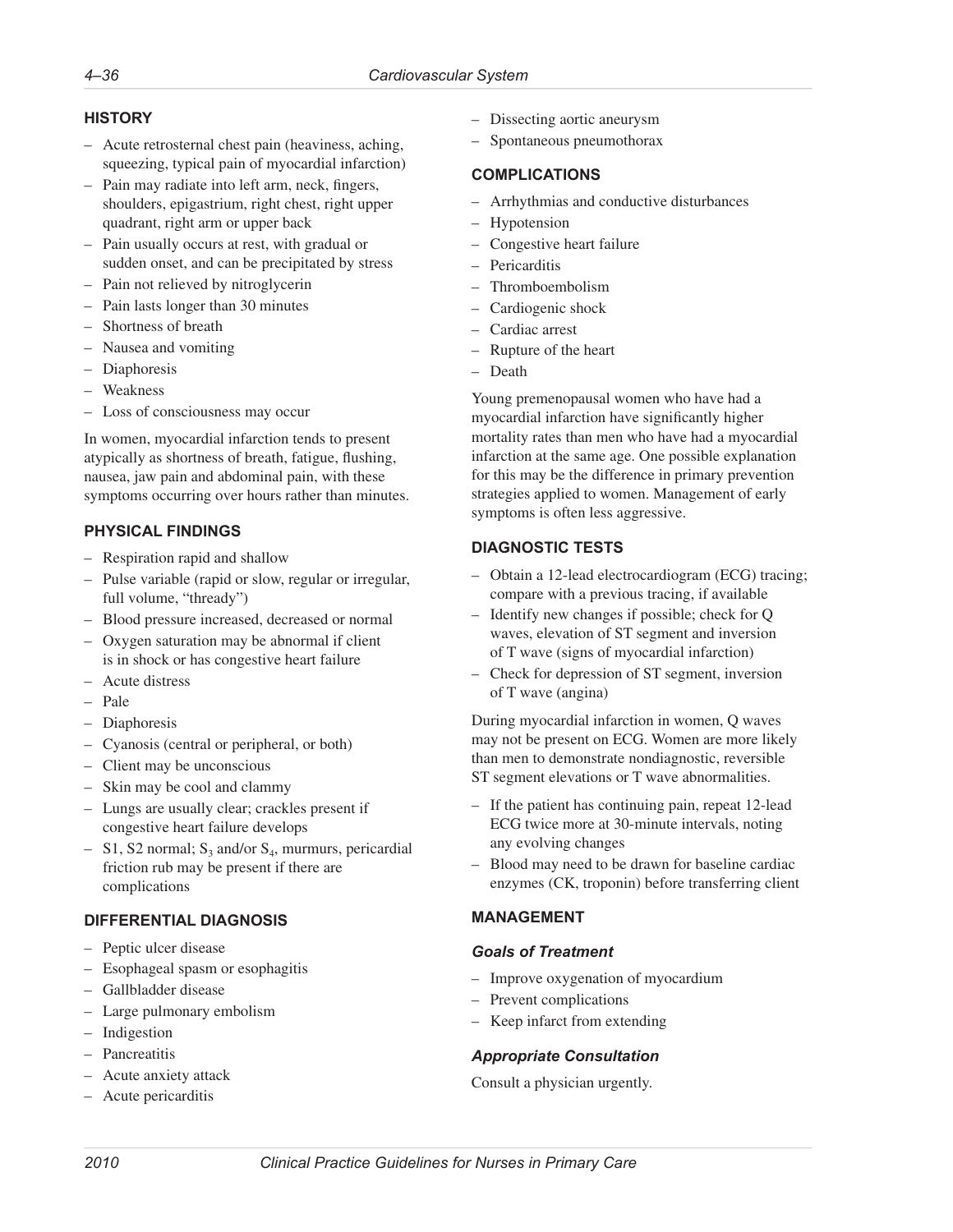## HISTORY

- Acute retrosternal chest pain (heaviness, aching, squeezing, typical pain of myocardial infarction)
- Pain may radiate into left arm, neck, fingers, shoulders, epigastrium, right chest, right upper quadrant, right arm or upper back
- Pain usually occurs at rest, with gradual or sudden onset, and can be precipitated by stress
- Pain not relieved by nitroglycerin
- Pain lasts longer than 30 minutes
- Shortness of breath
- Nausea and vomiting
- Diaphoresis
- Weakness
- Loss of consciousness may occur

In women, myocardial infarction tends to present atypically as shortness of breath, fatigue, flushing, nausea, jaw pain and abdominal pain, with these symptoms occurring over hours rather than minutes.

## PHYSICAL FINDINGS

- Respiration rapid and shallow
- Pulse variable (rapid or slow, regular or irregular, full volume, "thready")
- Blood pressure increased, decreased or normal
- Oxygen saturation may be abnormal if client is in shock or has congestive heart failure
- Acute distress
- Pale
- Diaphoresis
- Cyanosis (central or peripheral, or both)
- Client may be unconscious
- Skin may be cool and clammy
- Lungs are usually clear; crackles present if congestive heart failure develops
- S1, S2 normal; $S_3$ and/or $S_4$, murmurs, pericardial friction rub may be present if there are complications

## DIFFERENTIAL DIAGNOSIS

- Peptic ulcer disease
- Esophageal spasm or esophagitis
- Gallbladder disease
- Large pulmonary embolism
- Indigestion
- Pancreatitis
- Acute anxiety attack
- Acute pericarditis
- Dissecting aortic aneurysm
- Spontaneous pneumothorax

## COMPLICATIONS

- Arrhythmias and conductive disturbances
- Hypotension
- Congestive heart failure
- Pericarditis
- Thromboembolism
- Cardiogenic shock
- Cardiac arrest
- Rupture of the heart
- Death

Young premenopausal women who have had a myocardial infarction have significantly higher mortality rates than men who have had a myocardial infarction at the same age. One possible explanation for this may be the difference in primary prevention strategies applied to women. Management of early symptoms is often less aggressive.

## DIAGNOSTIC TESTS

- Obtain a 12-lead electrocardiogram (ECG) tracing; compare with a previous tracing, if available
- Identify new changes if possible; check for Q waves, elevation of ST segment and inversion of T wave (signs of myocardial infarction)
- Check for depression of ST segment, inversion of T wave (angina)

During myocardial infarction in women, Q waves may not be present on ECG. Women are more likely than men to demonstrate nondiagnostic, reversible ST segment elevations or T wave abnormalities.

- If the patient has continuing pain, repeat 12-lead ECG twice more at 30-minute intervals, noting any evolving changes
- Blood may need to be drawn for baseline cardiac enzymes (CK, troponin) before transferring client

## MANAGEMENT

### *Goals of Treatment*

- Improve oxygenation of myocardium
- Prevent complications
- Keep infarct from extending

### *Appropriate Consultation*

Consult a physician urgently.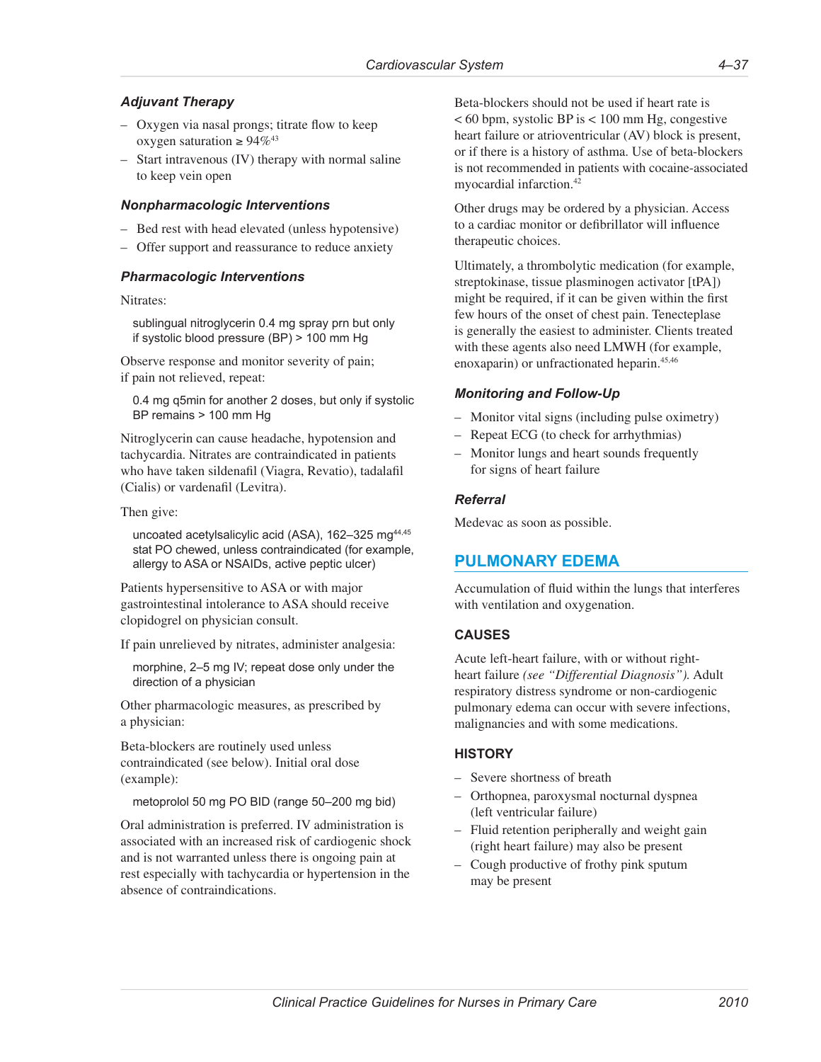### Adjuvant Therapy

- Oxygen via nasal prongs; titrate flow to keep oxygen saturation ≥ 94%[43]
- Start intravenous (IV) therapy with normal saline to keep vein open

### Nonpharmacologic Interventions

- Bed rest with head elevated (unless hypotensive)
- Offer support and reassurance to reduce anxiety

### Pharmacologic Interventions

Nitrates:

> sublingual nitroglycerin 0.4 mg spray prn but only if systolic blood pressure (BP) > 100 mm Hg

Observe response and monitor severity of pain; if pain not relieved, repeat:

> 0.4 mg q5min for another 2 doses, but only if systolic BP remains > 100 mm Hg

Nitroglycerin can cause headache, hypotension and tachycardia. Nitrates are contraindicated in patients who have taken sildenafil (Viagra, Revatio), tadalafil (Cialis) or vardenafil (Levitra).

Then give:

> uncoated acetylsalicylic acid (ASA), 162–325 mg[44,45] stat PO chewed, unless contraindicated (for example, allergy to ASA or NSAIDs, active peptic ulcer)

Patients hypersensitive to ASA or with major gastrointestinal intolerance to ASA should receive clopidogrel on physician consult.

If pain unrelieved by nitrates, administer analgesia:

> morphine, 2–5 mg IV; repeat dose only under the direction of a physician

Other pharmacologic measures, as prescribed by a physician:

Beta-blockers are routinely used unless contraindicated (see below). Initial oral dose (example):

> metoprolol 50 mg PO BID (range 50–200 mg bid)

Oral administration is preferred. IV administration is associated with an increased risk of cardiogenic shock and is not warranted unless there is ongoing pain at rest especially with tachycardia or hypertension in the absence of contraindications.

Beta-blockers should not be used if heart rate is < 60 bpm, systolic BP is < 100 mm Hg, congestive heart failure or atrioventricular (AV) block is present, or if there is a history of asthma. Use of beta-blockers is not recommended in patients with cocaine-associated myocardial infarction.[42]

Other drugs may be ordered by a physician. Access to a cardiac monitor or defibrillator will influence therapeutic choices.

Ultimately, a thrombolytic medication (for example, streptokinase, tissue plasminogen activator [tPA]) might be required, if it can be given within the first few hours of the onset of chest pain. Tenecteplase is generally the easiest to administer. Clients treated with these agents also need LMWH (for example, enoxaparin) or unfractionated heparin.[45,46]

### Monitoring and Follow-Up

- Monitor vital signs (including pulse oximetry)
- Repeat ECG (to check for arrhythmias)
- Monitor lungs and heart sounds frequently for signs of heart failure

### Referral

Medevac as soon as possible.

## PULMONARY EDEMA

Accumulation of fluid within the lungs that interferes with ventilation and oxygenation.

### CAUSES

Acute left-heart failure, with or without right-heart failure *(see "Differential Diagnosis").* Adult respiratory distress syndrome or non-cardiogenic pulmonary edema can occur with severe infections, malignancies and with some medications.

### HISTORY

- Severe shortness of breath
- Orthopnea, paroxysmal nocturnal dyspnea (left ventricular failure)
- Fluid retention peripherally and weight gain (right heart failure) may also be present
- Cough productive of frothy pink sputum may be present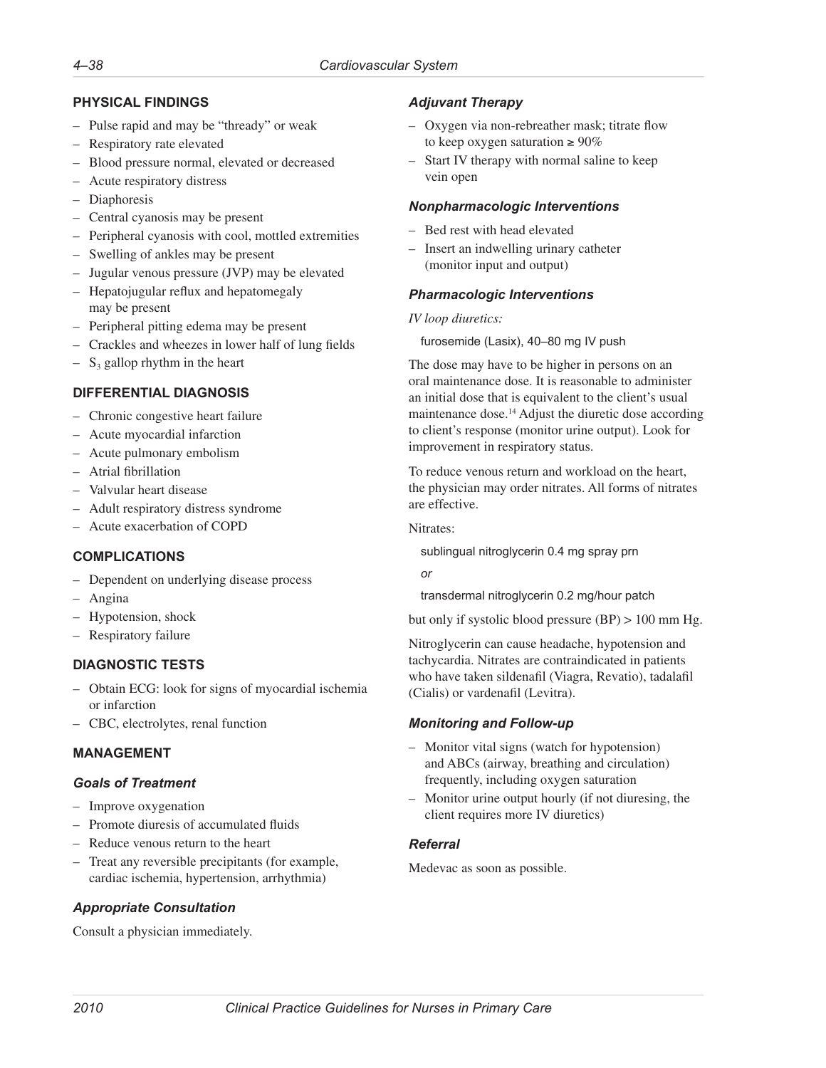### PHYSICAL FINDINGS

- Pulse rapid and may be "thready" or weak
- Respiratory rate elevated
- Blood pressure normal, elevated or decreased
- Acute respiratory distress
- Diaphoresis
- Central cyanosis may be present
- Peripheral cyanosis with cool, mottled extremities
- Swelling of ankles may be present
- Jugular venous pressure (JVP) may be elevated
- Hepatojugular reflux and hepatomegaly may be present
- Peripheral pitting edema may be present
- Crackles and wheezes in lower half of lung fields
- $S_3$ gallop rhythm in the heart

### DIFFERENTIAL DIAGNOSIS

- Chronic congestive heart failure
- Acute myocardial infarction
- Acute pulmonary embolism
- Atrial fibrillation
- Valvular heart disease
- Adult respiratory distress syndrome
- Acute exacerbation of COPD

### COMPLICATIONS

- Dependent on underlying disease process
- Angina
- Hypotension, shock
- Respiratory failure

### DIAGNOSTIC TESTS

- Obtain ECG: look for signs of myocardial ischemia or infarction
- CBC, electrolytes, renal function

### MANAGEMENT

#### *Goals of Treatment*

- Improve oxygenation
- Promote diuresis of accumulated fluids
- Reduce venous return to the heart
- Treat any reversible precipitants (for example, cardiac ischemia, hypertension, arrhythmia)

#### *Appropriate Consultation*

Consult a physician immediately.

#### *Adjuvant Therapy*

- Oxygen via non-rebreather mask; titrate flow to keep oxygen saturation ≥ 90%
- Start IV therapy with normal saline to keep vein open

#### *Nonpharmacologic Interventions*

- Bed rest with head elevated
- Insert an indwelling urinary catheter (monitor input and output)

#### *Pharmacologic Interventions*

*IV loop diuretics:*

furosemide (Lasix), 40–80 mg IV push

The dose may have to be higher in persons on an oral maintenance dose. It is reasonable to administer an initial dose that is equivalent to the client's usual maintenance dose.[14] Adjust the diuretic dose according to client's response (monitor urine output). Look for improvement in respiratory status.

To reduce venous return and workload on the heart, the physician may order nitrates. All forms of nitrates are effective.

Nitrates:

sublingual nitroglycerin 0.4 mg spray prn

*or*

transdermal nitroglycerin 0.2 mg/hour patch

but only if systolic blood pressure (BP) > 100 mm Hg.

Nitroglycerin can cause headache, hypotension and tachycardia. Nitrates are contraindicated in patients who have taken sildenafil (Viagra, Revatio), tadalafil (Cialis) or vardenafil (Levitra).

#### *Monitoring and Follow-up*

- Monitor vital signs (watch for hypotension) and ABCs (airway, breathing and circulation) frequently, including oxygen saturation
- Monitor urine output hourly (if not diuresing, the client requires more IV diuretics)

#### *Referral*

Medevac as soon as possible.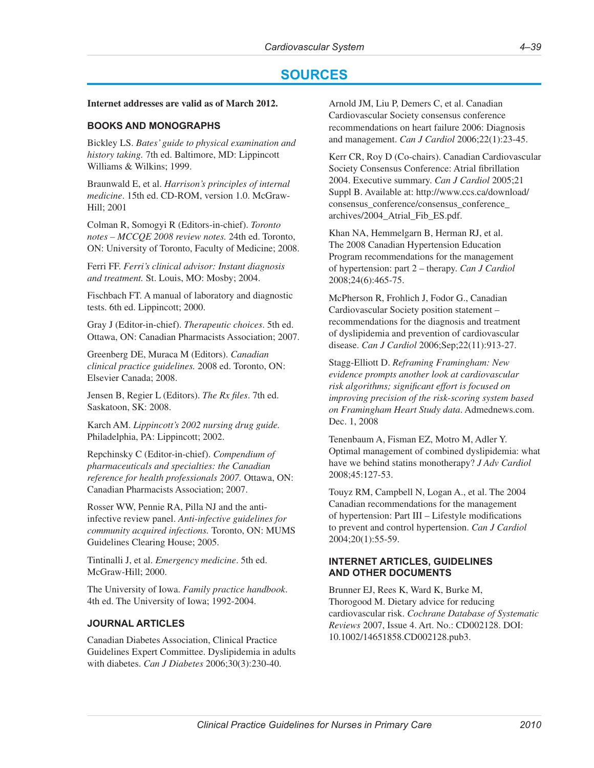# SOURCES

**Internet addresses are valid as of March 2012.**

## BOOKS AND MONOGRAPHS

Bickley LS. *Bates' guide to physical examination and history taking.* 7th ed. Baltimore, MD: Lippincott Williams & Wilkins; 1999.

Braunwald E, et al. *Harrison's principles of internal medicine*. 15th ed. CD-ROM, version 1.0. McGraw-Hill; 2001

Colman R, Somogyi R (Editors-in-chief). *Toronto notes – MCCQE 2008 review notes.* 24th ed. Toronto, ON: University of Toronto, Faculty of Medicine; 2008.

Ferri FF. *Ferri's clinical advisor: Instant diagnosis and treatment.* St. Louis, MO: Mosby; 2004.

Fischbach FT. A manual of laboratory and diagnostic tests. 6th ed. Lippincott; 2000.

Gray J (Editor-in-chief). *Therapeutic choices*. 5th ed. Ottawa, ON: Canadian Pharmacists Association; 2007.

Greenberg DE, Muraca M (Editors). *Canadian clinical practice guidelines.* 2008 ed. Toronto, ON: Elsevier Canada; 2008.

Jensen B, Regier L (Editors). *The Rx files*. 7th ed. Saskatoon, SK: 2008.

Karch AM. *Lippincott's 2002 nursing drug guide.* Philadelphia, PA: Lippincott; 2002.

Repchinsky C (Editor-in-chief). *Compendium of pharmaceuticals and specialties: the Canadian reference for health professionals 2007.* Ottawa, ON: Canadian Pharmacists Association; 2007.

Rosser WW, Pennie RA, Pilla NJ and the anti-infective review panel. *Anti-infective guidelines for community acquired infections.* Toronto, ON: MUMS Guidelines Clearing House; 2005.

Tintinalli J, et al. *Emergency medicine*. 5th ed. McGraw-Hill; 2000.

The University of Iowa. *Family practice handbook*. 4th ed. The University of Iowa; 1992-2004.

## JOURNAL ARTICLES

Canadian Diabetes Association, Clinical Practice Guidelines Expert Committee. Dyslipidemia in adults with diabetes. *Can J Diabetes* 2006;30(3):230-40.

Arnold JM, Liu P, Demers C, et al. Canadian Cardiovascular Society consensus conference recommendations on heart failure 2006: Diagnosis and management. *Can J Cardiol* 2006;22(1):23-45.

Kerr CR, Roy D (Co-chairs). Canadian Cardiovascular Society Consensus Conference: Atrial fibrillation 2004. Executive summary. *Can J Cardiol* 2005;21 Suppl B. Available at: http://www.ccs.ca/download/consensus_conference/consensus_conference_archives/2004_Atrial_Fib_ES.pdf.

Khan NA, Hemmelgarn B, Herman RJ, et al. The 2008 Canadian Hypertension Education Program recommendations for the management of hypertension: part 2 – therapy. *Can J Cardiol* 2008;24(6):465-75.

McPherson R, Frohlich J, Fodor G., Canadian Cardiovascular Society position statement – recommendations for the diagnosis and treatment of dyslipidemia and prevention of cardiovascular disease. *Can J Cardiol* 2006;Sep;22(11):913-27.

Stagg-Elliott D. *Reframing Framingham: New evidence prompts another look at cardiovascular risk algorithms; significant effort is focused on improving precision of the risk-scoring system based on Framingham Heart Study data*. Admednews.com. Dec. 1, 2008

Tenenbaum A, Fisman EZ, Motro M, Adler Y. Optimal management of combined dyslipidemia: what have we behind statins monotherapy? *J Adv Cardiol* 2008;45:127-53.

Touyz RM, Campbell N, Logan A., et al. The 2004 Canadian recommendations for the management of hypertension: Part III – Lifestyle modifications to prevent and control hypertension. *Can J Cardiol* 2004;20(1):55-59.

## INTERNET ARTICLES, GUIDELINES AND OTHER DOCUMENTS

Brunner EJ, Rees K, Ward K, Burke M, Thorogood M. Dietary advice for reducing cardiovascular risk. *Cochrane Database of Systematic Reviews* 2007, Issue 4. Art. No.: CD002128. DOI: 10.1002/14651858.CD002128.pub3.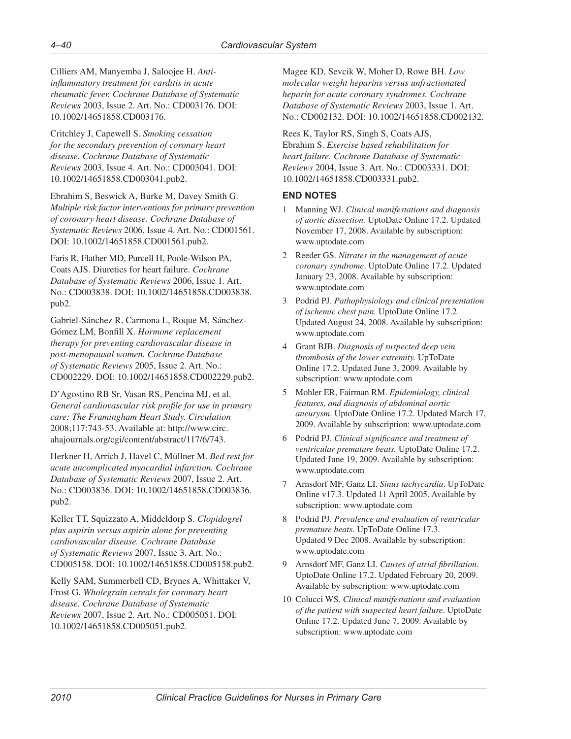Cilliers AM, Manyemba J, Saloojee H. *Anti-inflammatory treatment for carditis in acute rheumatic fever. Cochrane Database of Systematic Reviews* 2003, Issue 2. Art. No.: CD003176. DOI: 10.1002/14651858.CD003176.

Critchley J, Capewell S. *Smoking cessation for the secondary prevention of coronary heart disease. Cochrane Database of Systematic Reviews* 2003, Issue 4. Art. No.: CD003041. DOI: 10.1002/14651858.CD003041.pub2.

Ebrahim S, Beswick A, Burke M, Davey Smith G. *Multiple risk factor interventions for primary prevention of coronary heart disease. Cochrane Database of Systematic Reviews* 2006, Issue 4. Art. No.: CD001561. DOI: 10.1002/14651858.CD001561.pub2.

Faris R, Flather MD, Purcell H, Poole-Wilson PA, Coats AJS. Diuretics for heart failure. *Cochrane Database of Systematic Reviews* 2006, Issue 1. Art. No.: CD003838. DOI: 10.1002/14651858.CD003838.pub2.

Gabriel-Sánchez R, Carmona L, Roque M, Sánchez-Gómez LM, Bonfill X. *Hormone replacement therapy for preventing cardiovascular disease in post-menopausal women. Cochrane Database of Systematic Reviews* 2005, Issue 2. Art. No.: CD002229. DOI: 10.1002/14651858.CD002229.pub2.

D'Agostino RB Sr, Vasan RS, Pencina MJ, et al. *General cardiovascular risk profile for use in primary care: The Framingham Heart Study. Circulation* 2008;117:743-53. Available at: http://www.circ.ahajournals.org/cgi/content/abstract/117/6/743.

Herkner H, Arrich J, Havel C, Müllner M. *Bed rest for acute uncomplicated myocardial infarction. Cochrane Database of Systematic Reviews* 2007, Issue 2. Art. No.: CD003836. DOI: 10.1002/14651858.CD003836.pub2.

Keller TT, Squizzato A, Middeldorp S. *Clopidogrel plus aspirin versus aspirin alone for preventing cardiovascular disease. Cochrane Database of Systematic Reviews* 2007, Issue 3. Art. No.: CD005158. DOI: 10.1002/14651858.CD005158.pub2.

Kelly SAM, Summerbell CD, Brynes A, Whittaker V, Frost G. *Wholegrain cereals for coronary heart disease. Cochrane Database of Systematic Reviews* 2007, Issue 2. Art. No.: CD005051. DOI: 10.1002/14651858.CD005051.pub2.

Magee KD, Sevcik W, Moher D, Rowe BH. *Low molecular weight heparins versus unfractionated heparin for acute coronary syndromes. Cochrane Database of Systematic Reviews* 2003, Issue 1. Art. No.: CD002132. DOI: 10.1002/14651858.CD002132.

Rees K, Taylor RS, Singh S, Coats AJS, Ebrahim S. *Exercise based rehabilitation for heart failure. Cochrane Database of Systematic Reviews* 2004, Issue 3. Art. No.: CD003331. DOI: 10.1002/14651858.CD003331.pub2.

## END NOTES

1. Manning WJ. *Clinical manifestations and diagnosis of aortic dissection.* UptoDate Online 17.2. Updated November 17, 2008. Available by subscription: www.uptodate.com
2. Reeder GS. *Nitrates in the management of acute coronary syndrome*. UptoDate Online 17.2. Updated January 23, 2008. Available by subscription: www.uptodate.com
3. Podrid PJ. *Pathophysiology and clinical presentation of ischemic chest pain.* UptoDate Online 17.2. Updated August 24, 2008. Available by subscription: www.uptodate.com
4. Grant BJB. *Diagnosis of suspected deep vein thrombosis of the lower extremity.* UpToDate Online 17.2. Updated June 3, 2009. Available by subscription: www.uptodate.com
5. Mohler ER, Fairman RM. *Epidemiology, clinical features, and diagnosis of abdominal aortic aneurysm*. UptoDate Online 17.2. Updated March 17, 2009. Available by subscription: www.uptodate.com
6. Podrid PJ. *Clinical significance and treatment of ventricular premature beats.* UptoDate Online 17.2. Updated June 19, 2009. Available by subscription: www.uptodate.com
7. Arnsdorf MF, Ganz LI. *Sinus tachycardia*. UpToDate Online v17.3. Updated 11 April 2005. Available by subscription: www.uptodate.com
8. Podrid PJ. *Prevalence and evaluation of ventricular premature beats*. UpToDate Online 17.3. Updated 9 Dec 2008. Available by subscription: www.uptodate.com
9. Arnsdorf MF, Ganz LI. *Causes of atrial fibrillation*. UptoDate Online 17.2. Updated February 20, 2009. Available by subscription: www.uptodate.com
10. Colucci WS. *Clinical manifestations and evaluation of the patient with suspected heart failure*. UptoDate Online 17.2. Updated June 7, 2009. Available by subscription: www.uptodate.com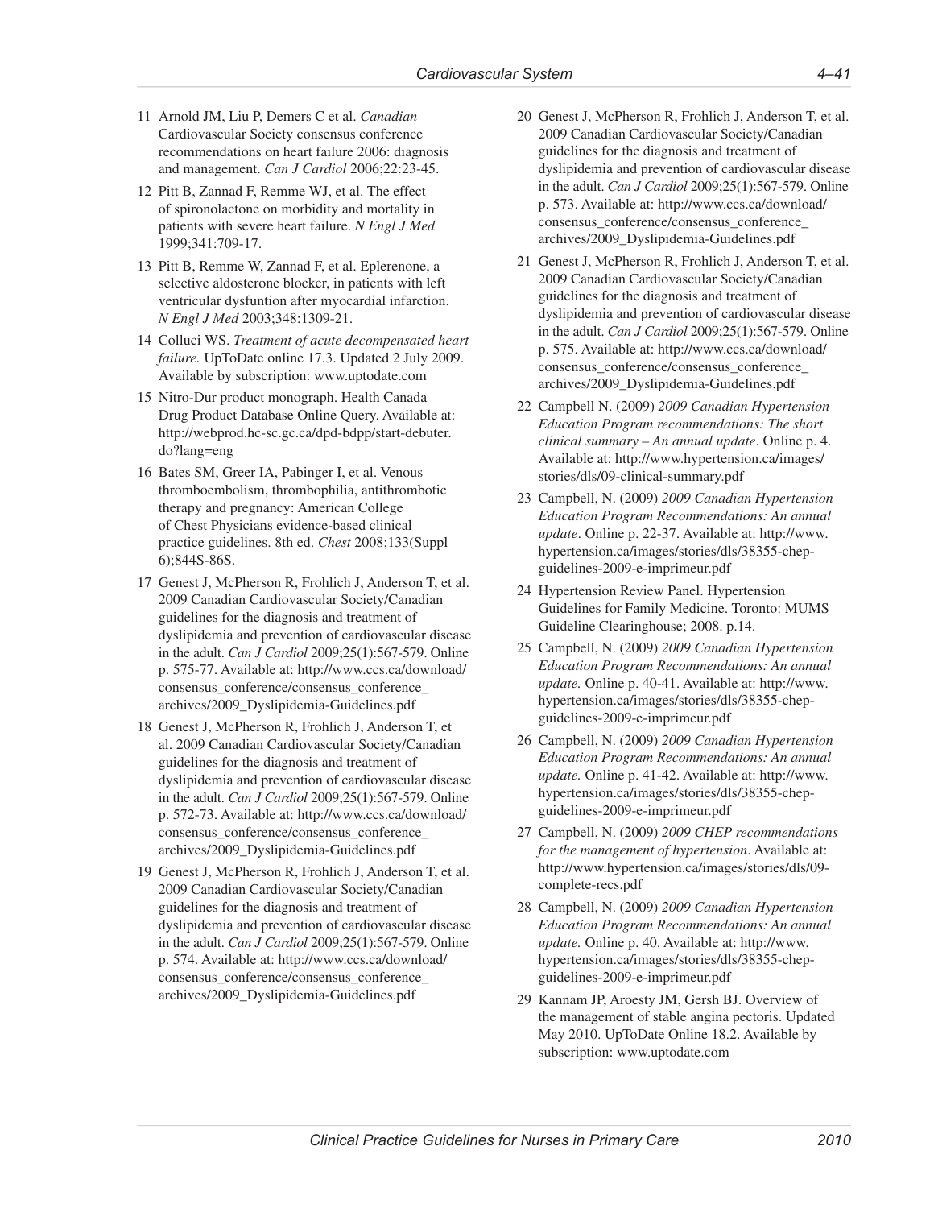11 Arnold JM, Liu P, Demers C et al. *Canadian* Cardiovascular Society consensus conference recommendations on heart failure 2006: diagnosis and management. *Can J Cardiol* 2006;22:23-45.

12 Pitt B, Zannad F, Remme WJ, et al. The effect of spironolactone on morbidity and mortality in patients with severe heart failure. *N Engl J Med* 1999;341:709-17.

13 Pitt B, Remme W, Zannad F, et al. Eplerenone, a selective aldosterone blocker, in patients with left ventricular dysfuntion after myocardial infarction. *N Engl J Med* 2003;348:1309-21.

14 Colluci WS. *Treatment of acute decompensated heart failure.* UpToDate online 17.3. Updated 2 July 2009. Available by subscription: www.uptodate.com

15 Nitro-Dur product monograph. Health Canada Drug Product Database Online Query. Available at: http://webprod.hc-sc.gc.ca/dpd-bdpp/start-debuter.do?lang=eng

16 Bates SM, Greer IA, Pabinger I, et al. Venous thromboembolism, thrombophilia, antithrombotic therapy and pregnancy: American College of Chest Physicians evidence-based clinical practice guidelines. 8th ed. *Chest* 2008;133(Suppl 6);844S-86S.

17 Genest J, McPherson R, Frohlich J, Anderson T, et al. 2009 Canadian Cardiovascular Society/Canadian guidelines for the diagnosis and treatment of dyslipidemia and prevention of cardiovascular disease in the adult. *Can J Cardiol* 2009;25(1):567-579. Online p. 575-77. Available at: http://www.ccs.ca/download/consensus_conference/consensus_conference_archives/2009_Dyslipidemia-Guidelines.pdf

18 Genest J, McPherson R, Frohlich J, Anderson T, et al. 2009 Canadian Cardiovascular Society/Canadian guidelines for the diagnosis and treatment of dyslipidemia and prevention of cardiovascular disease in the adult. *Can J Cardiol* 2009;25(1):567-579. Online p. 572-73. Available at: http://www.ccs.ca/download/consensus_conference/consensus_conference_archives/2009_Dyslipidemia-Guidelines.pdf

19 Genest J, McPherson R, Frohlich J, Anderson T, et al. 2009 Canadian Cardiovascular Society/Canadian guidelines for the diagnosis and treatment of dyslipidemia and prevention of cardiovascular disease in the adult. *Can J Cardiol* 2009;25(1):567-579. Online p. 574. Available at: http://www.ccs.ca/download/consensus_conference/consensus_conference_archives/2009_Dyslipidemia-Guidelines.pdf

20 Genest J, McPherson R, Frohlich J, Anderson T, et al. 2009 Canadian Cardiovascular Society/Canadian guidelines for the diagnosis and treatment of dyslipidemia and prevention of cardiovascular disease in the adult. *Can J Cardiol* 2009;25(1):567-579. Online p. 573. Available at: http://www.ccs.ca/download/consensus_conference/consensus_conference_archives/2009_Dyslipidemia-Guidelines.pdf

21 Genest J, McPherson R, Frohlich J, Anderson T, et al. 2009 Canadian Cardiovascular Society/Canadian guidelines for the diagnosis and treatment of dyslipidemia and prevention of cardiovascular disease in the adult. *Can J Cardiol* 2009;25(1):567-579. Online p. 575. Available at: http://www.ccs.ca/download/consensus_conference/consensus_conference_archives/2009_Dyslipidemia-Guidelines.pdf

22 Campbell N. (2009) *2009 Canadian Hypertension Education Program recommendations: The short clinical summary – An annual update*. Online p. 4. Available at: http://www.hypertension.ca/images/stories/dls/09-clinical-summary.pdf

23 Campbell, N. (2009) *2009 Canadian Hypertension Education Program Recommendations: An annual update*. Online p. 22-37. Available at: http://www.hypertension.ca/images/stories/dls/38355-chep-guidelines-2009-e-imprimeur.pdf

24 Hypertension Review Panel. Hypertension Guidelines for Family Medicine. Toronto: MUMS Guideline Clearinghouse; 2008. p.14.

25 Campbell, N. (2009) *2009 Canadian Hypertension Education Program Recommendations: An annual update.* Online p. 40-41. Available at: http://www.hypertension.ca/images/stories/dls/38355-chep-guidelines-2009-e-imprimeur.pdf

26 Campbell, N. (2009) *2009 Canadian Hypertension Education Program Recommendations: An annual update.* Online p. 41-42. Available at: http://www.hypertension.ca/images/stories/dls/38355-chep-guidelines-2009-e-imprimeur.pdf

27 Campbell, N. (2009) *2009 CHEP recommendations for the management of hypertension*. Available at: http://www.hypertension.ca/images/stories/dls/09-complete-recs.pdf

28 Campbell, N. (2009) *2009 Canadian Hypertension Education Program Recommendations: An annual update.* Online p. 40. Available at: http://www.hypertension.ca/images/stories/dls/38355-chep-guidelines-2009-e-imprimeur.pdf

29 Kannam JP, Aroesty JM, Gersh BJ. Overview of the management of stable angina pectoris. Updated May 2010. UpToDate Online 18.2. Available by subscription: www.uptodate.com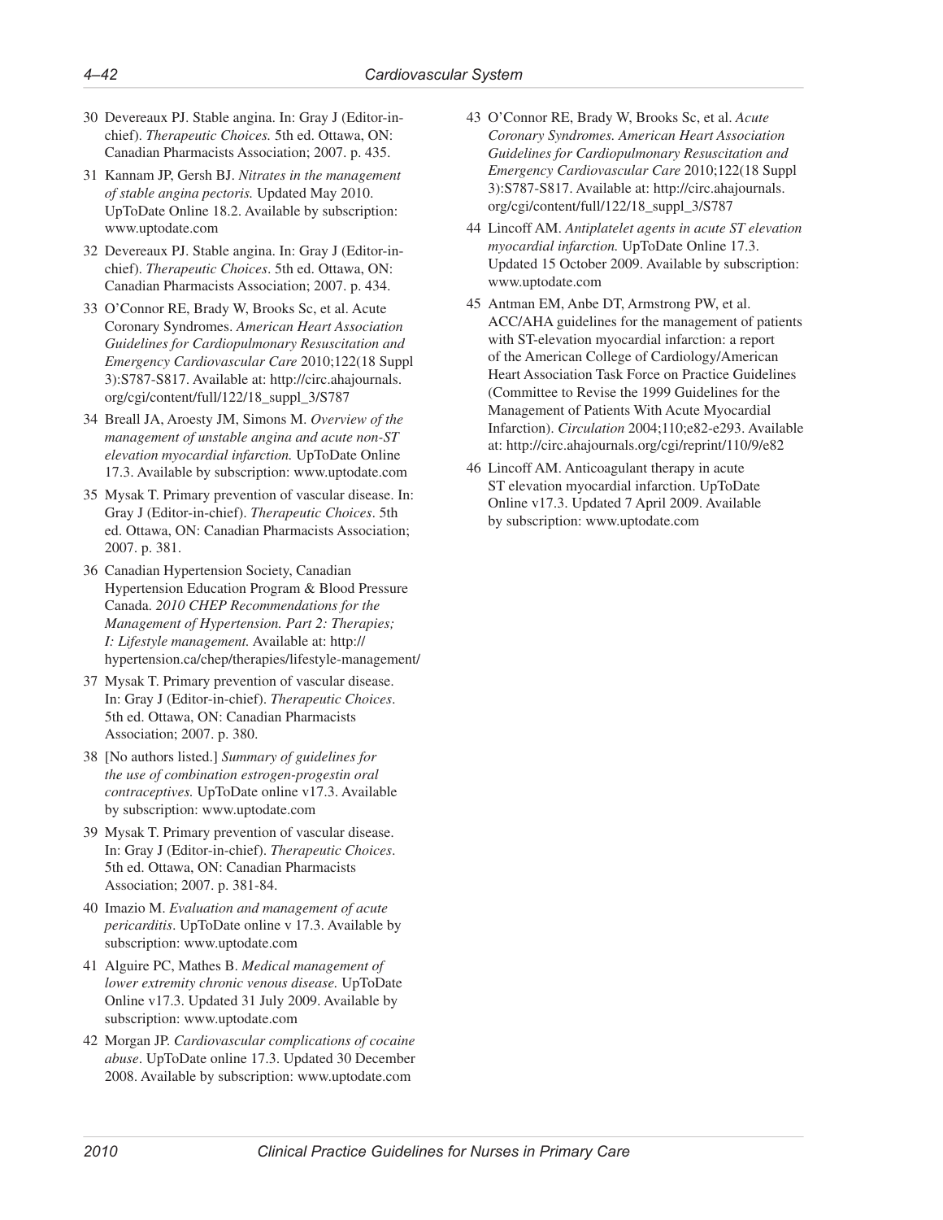30 Devereaux PJ. Stable angina. In: Gray J (Editor-in-chief). *Therapeutic Choices.* 5th ed. Ottawa, ON: Canadian Pharmacists Association; 2007. p. 435.

31 Kannam JP, Gersh BJ. *Nitrates in the management of stable angina pectoris.* Updated May 2010. UpToDate Online 18.2. Available by subscription: www.uptodate.com

32 Devereaux PJ. Stable angina. In: Gray J (Editor-in-chief). *Therapeutic Choices*. 5th ed. Ottawa, ON: Canadian Pharmacists Association; 2007. p. 434.

33 O'Connor RE, Brady W, Brooks Sc, et al. Acute Coronary Syndromes. *American Heart Association Guidelines for Cardiopulmonary Resuscitation and Emergency Cardiovascular Care* 2010;122(18 Suppl 3):S787-S817. Available at: http://circ.ahajournals.org/cgi/content/full/122/18_suppl_3/S787

34 Breall JA, Aroesty JM, Simons M. *Overview of the management of unstable angina and acute non-ST elevation myocardial infarction.* UpToDate Online 17.3. Available by subscription: www.uptodate.com

35 Mysak T. Primary prevention of vascular disease. In: Gray J (Editor-in-chief). *Therapeutic Choices*. 5th ed. Ottawa, ON: Canadian Pharmacists Association; 2007. p. 381.

36 Canadian Hypertension Society, Canadian Hypertension Education Program & Blood Pressure Canada. *2010 CHEP Recommendations for the Management of Hypertension. Part 2: Therapies; I: Lifestyle management.* Available at: http://hypertension.ca/chep/therapies/lifestyle-management/

37 Mysak T. Primary prevention of vascular disease. In: Gray J (Editor-in-chief). *Therapeutic Choices*. 5th ed. Ottawa, ON: Canadian Pharmacists Association; 2007. p. 380.

38 [No authors listed.] *Summary of guidelines for the use of combination estrogen-progestin oral contraceptives.* UpToDate online v17.3. Available by subscription: www.uptodate.com

39 Mysak T. Primary prevention of vascular disease. In: Gray J (Editor-in-chief). *Therapeutic Choices*. 5th ed. Ottawa, ON: Canadian Pharmacists Association; 2007. p. 381-84.

40 Imazio M. *Evaluation and management of acute pericarditis*. UpToDate online v 17.3. Available by subscription: www.uptodate.com

41 Alguire PC, Mathes B. *Medical management of lower extremity chronic venous disease.* UpToDate Online v17.3. Updated 31 July 2009. Available by subscription: www.uptodate.com

42 Morgan JP. *Cardiovascular complications of cocaine abuse*. UpToDate online 17.3. Updated 30 December 2008. Available by subscription: www.uptodate.com

43 O'Connor RE, Brady W, Brooks Sc, et al. *Acute Coronary Syndromes. American Heart Association Guidelines for Cardiopulmonary Resuscitation and Emergency Cardiovascular Care* 2010;122(18 Suppl 3):S787-S817. Available at: http://circ.ahajournals.org/cgi/content/full/122/18_suppl_3/S787

44 Lincoff AM. *Antiplatelet agents in acute ST elevation myocardial infarction.* UpToDate Online 17.3. Updated 15 October 2009. Available by subscription: www.uptodate.com

45 Antman EM, Anbe DT, Armstrong PW, et al. ACC/AHA guidelines for the management of patients with ST-elevation myocardial infarction: a report of the American College of Cardiology/American Heart Association Task Force on Practice Guidelines (Committee to Revise the 1999 Guidelines for the Management of Patients With Acute Myocardial Infarction). *Circulation* 2004;110;e82-e293. Available at: http://circ.ahajournals.org/cgi/reprint/110/9/e82

46 Lincoff AM. Anticoagulant therapy in acute ST elevation myocardial infarction. UpToDate Online v17.3. Updated 7 April 2009. Available by subscription: www.uptodate.com